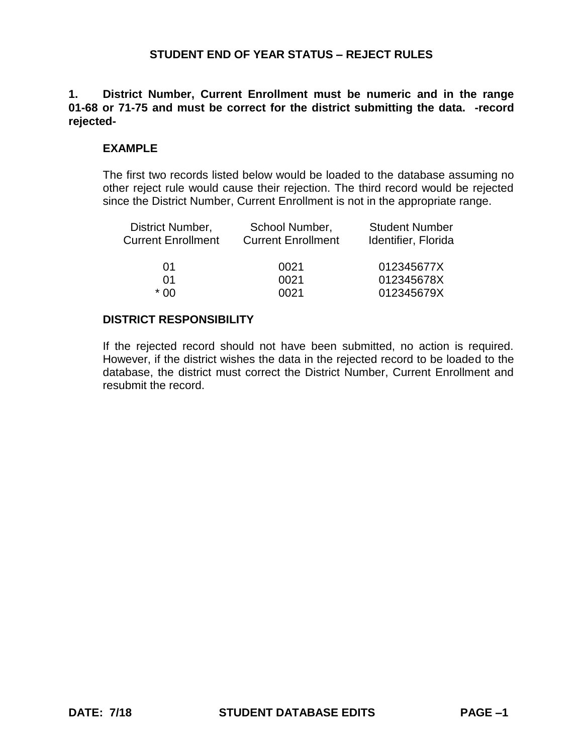# STUDENT END OF YEAR STATUS – REJECT RULES

**1. District Number, Current Enrollment must be numeric and in the range 01-68 or 71-75 and must be correct for the district submitting the data. -record rejected-**

**EXAMPLE**

The first two records listed below would be loaded to the database assuming no other reject rule would cause their rejection. The third record would be rejected since the District Number, Current Enrollment is not in the appropriate range.

| District Number, Current Enrollment | School Number, Current Enrollment | Student Number Identifier, Florida |
|---|---|---|
| 01 | 0021 | 012345677X |
| 01 | 0021 | 012345678X |
| * 00 | 0021 | 012345679X |

**DISTRICT RESPONSIBILITY**

If the rejected record should not have been submitted, no action is required. However, if the district wishes the data in the rejected record to be loaded to the database, the district must correct the District Number, Current Enrollment and resubmit the record.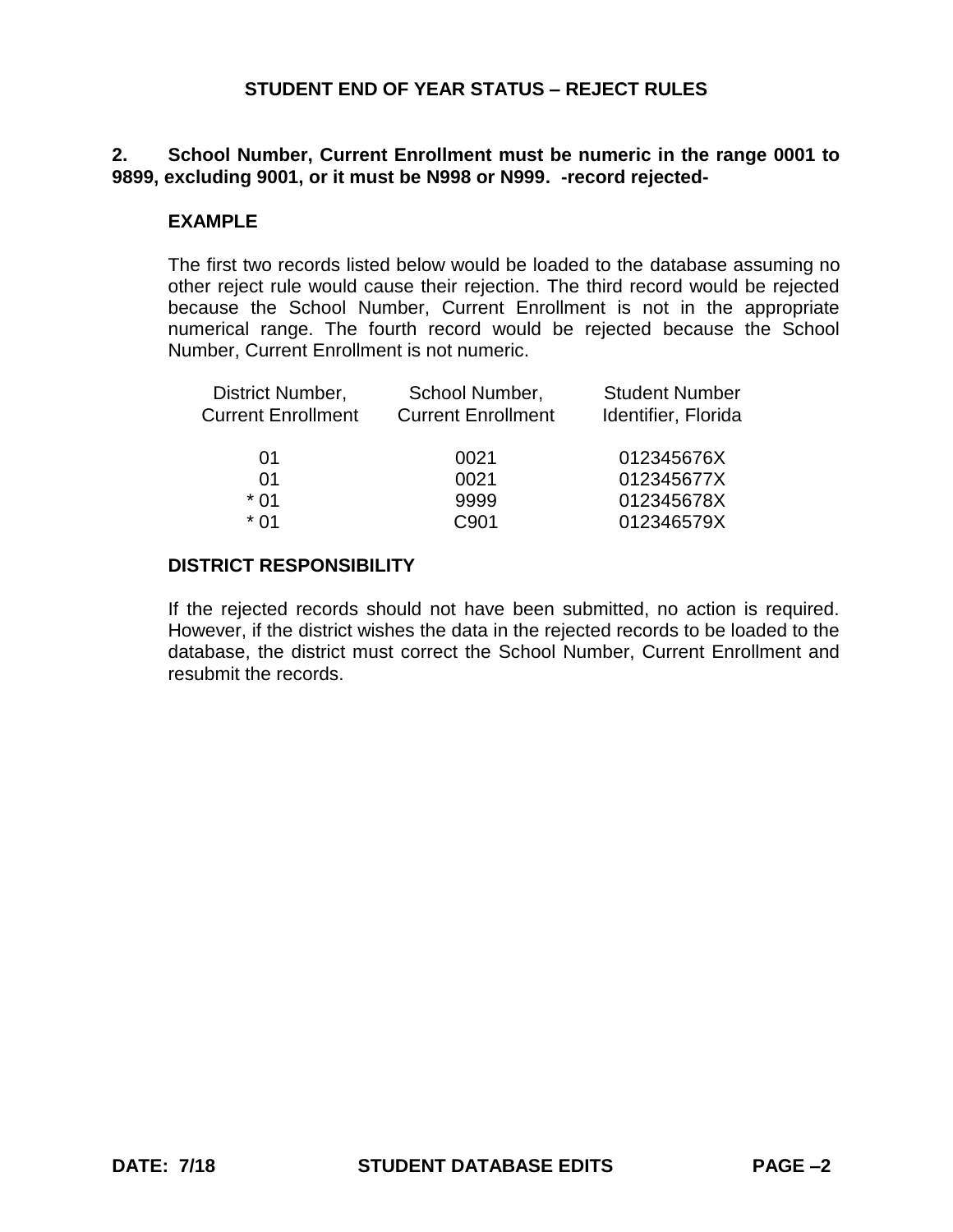## STUDENT END OF YEAR STATUS – REJECT RULES

**2. School Number, Current Enrollment must be numeric in the range 0001 to 9899, excluding 9001, or it must be N998 or N999. -record rejected-**

### EXAMPLE

The first two records listed below would be loaded to the database assuming no other reject rule would cause their rejection. The third record would be rejected because the School Number, Current Enrollment is not in the appropriate numerical range. The fourth record would be rejected because the School Number, Current Enrollment is not numeric.

| District Number, Current Enrollment | School Number, Current Enrollment | Student Number Identifier, Florida |
|---|---|---|
| 01 | 0021 | 012345676X |
| 01 | 0021 | 012345677X |
| * 01 | 9999 | 012345678X |
| * 01 | C901 | 012346579X |

### DISTRICT RESPONSIBILITY

If the rejected records should not have been submitted, no action is required. However, if the district wishes the data in the rejected records to be loaded to the database, the district must correct the School Number, Current Enrollment and resubmit the records.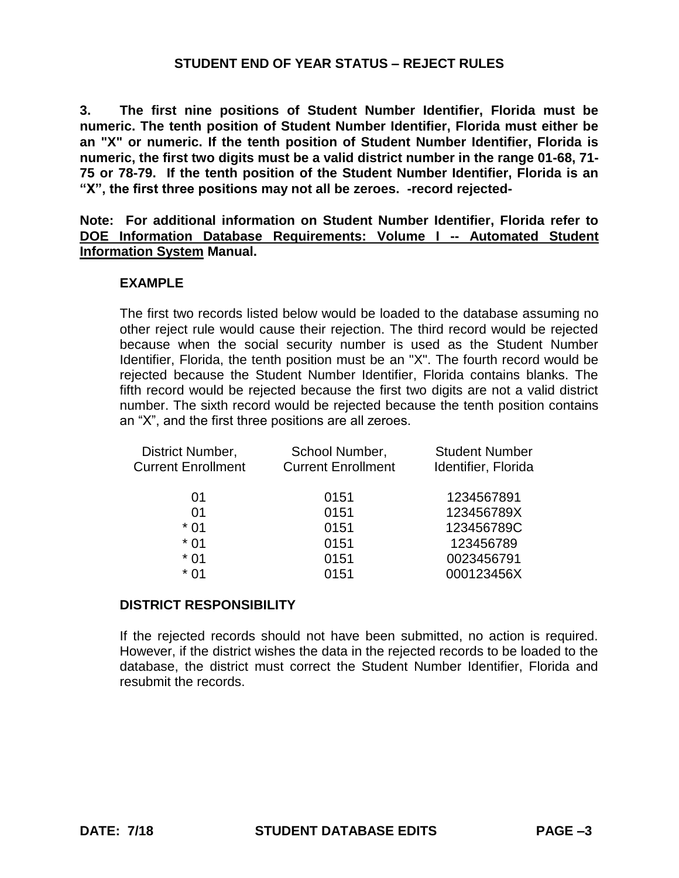# STUDENT END OF YEAR STATUS – REJECT RULES

**3. The first nine positions of Student Number Identifier, Florida must be numeric. The tenth position of Student Number Identifier, Florida must either be an "X" or numeric. If the tenth position of Student Number Identifier, Florida is numeric, the first two digits must be a valid district number in the range 01-68, 71-75 or 78-79. If the tenth position of the Student Number Identifier, Florida is an "X", the first three positions may not all be zeroes. -record rejected-**

**Note: For additional information on Student Number Identifier, Florida refer to <u>DOE Information Database Requirements: Volume I -- Automated Student Information System</u> Manual.**

### EXAMPLE

The first two records listed below would be loaded to the database assuming no other reject rule would cause their rejection. The third record would be rejected because when the social security number is used as the Student Number Identifier, Florida, the tenth position must be an "X". The fourth record would be rejected because the Student Number Identifier, Florida contains blanks. The fifth record would be rejected because the first two digits are not a valid district number. The sixth record would be rejected because the tenth position contains an "X", and the first three positions are all zeroes.

| District Number, Current Enrollment | School Number, Current Enrollment | Student Number Identifier, Florida |
|---|---|---|
| 01 | 0151 | 1234567891 |
| 01 | 0151 | 123456789X |
| * 01 | 0151 | 123456789C |
| * 01 | 0151 | 123456789 |
| * 01 | 0151 | 0023456791 |
| * 01 | 0151 | 000123456X |

### DISTRICT RESPONSIBILITY

If the rejected records should not have been submitted, no action is required. However, if the district wishes the data in the rejected records to be loaded to the database, the district must correct the Student Number Identifier, Florida and resubmit the records.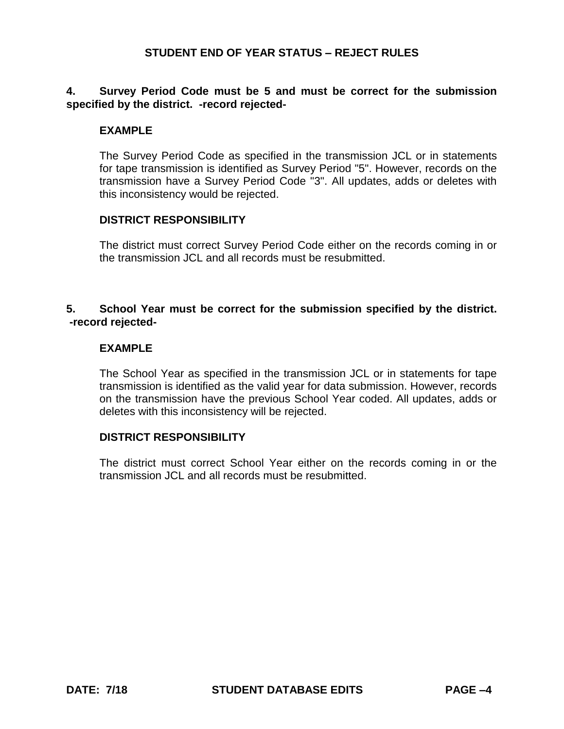## STUDENT END OF YEAR STATUS – REJECT RULES

**4. Survey Period Code must be 5 and must be correct for the submission specified by the district. -record rejected-**

**EXAMPLE**

The Survey Period Code as specified in the transmission JCL or in statements for tape transmission is identified as Survey Period "5". However, records on the transmission have a Survey Period Code "3". All updates, adds or deletes with this inconsistency would be rejected.

**DISTRICT RESPONSIBILITY**

The district must correct Survey Period Code either on the records coming in or the transmission JCL and all records must be resubmitted.

**5. School Year must be correct for the submission specified by the district. -record rejected-**

**EXAMPLE**

The School Year as specified in the transmission JCL or in statements for tape transmission is identified as the valid year for data submission. However, records on the transmission have the previous School Year coded. All updates, adds or deletes with this inconsistency will be rejected.

**DISTRICT RESPONSIBILITY**

The district must correct School Year either on the records coming in or the transmission JCL and all records must be resubmitted.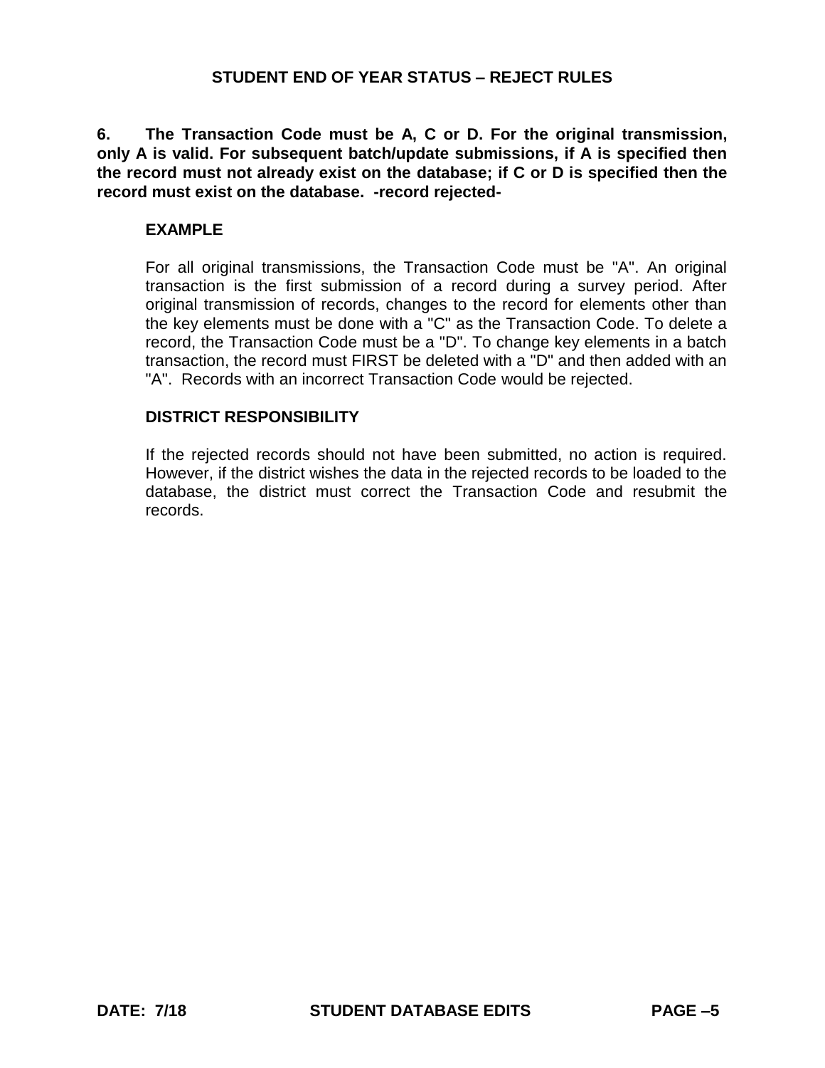**6. The Transaction Code must be A, C or D. For the original transmission, only A is valid. For subsequent batch/update submissions, if A is specified then the record must not already exist on the database; if C or D is specified then the record must exist on the database. -record rejected-**

**EXAMPLE**

For all original transmissions, the Transaction Code must be "A". An original transaction is the first submission of a record during a survey period. After original transmission of records, changes to the record for elements other than the key elements must be done with a "C" as the Transaction Code. To delete a record, the Transaction Code must be a "D". To change key elements in a batch transaction, the record must FIRST be deleted with a "D" and then added with an "A". Records with an incorrect Transaction Code would be rejected.

**DISTRICT RESPONSIBILITY**

If the rejected records should not have been submitted, no action is required. However, if the district wishes the data in the rejected records to be loaded to the database, the district must correct the Transaction Code and resubmit the records.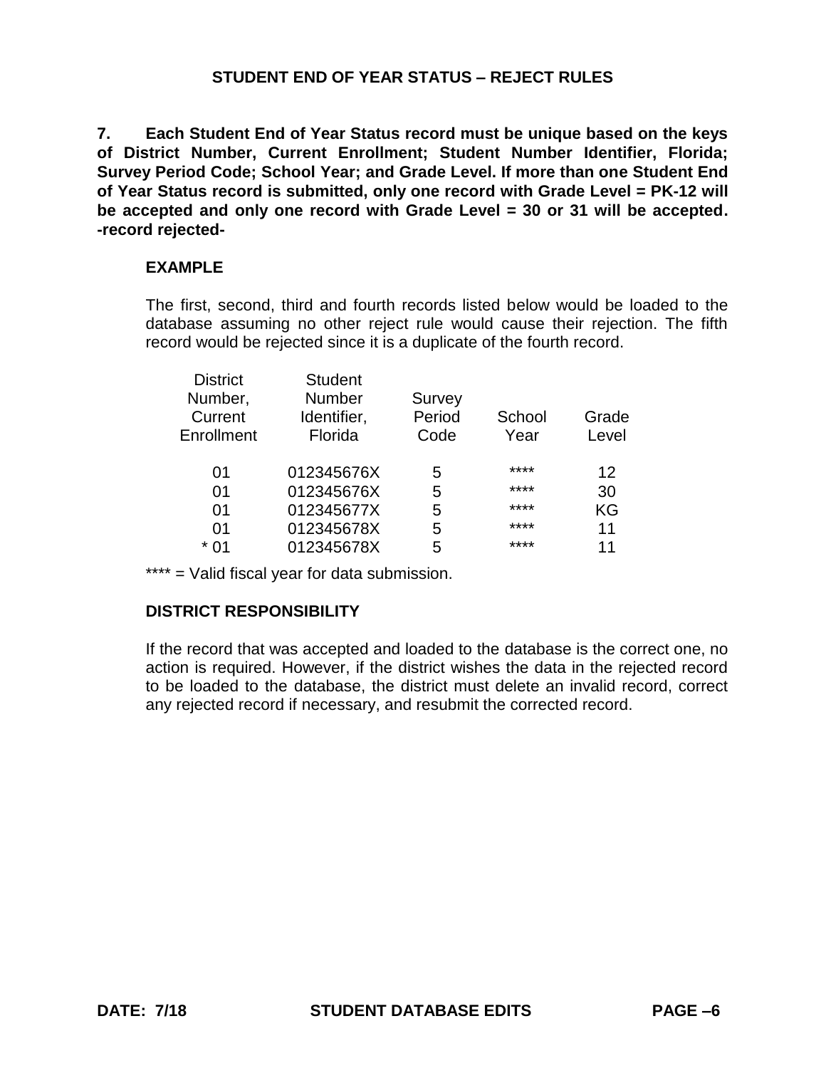## STUDENT END OF YEAR STATUS – REJECT RULES

**7. Each Student End of Year Status record must be unique based on the keys of District Number, Current Enrollment; Student Number Identifier, Florida; Survey Period Code; School Year; and Grade Level. If more than one Student End of Year Status record is submitted, only one record with Grade Level = PK-12 will be accepted and only one record with Grade Level = 30 or 31 will be accepted. -record rejected-**

**EXAMPLE**

The first, second, third and fourth records listed below would be loaded to the database assuming no other reject rule would cause their rejection. The fifth record would be rejected since it is a duplicate of the fourth record.

| District Number, Current Enrollment | Student Number Identifier, Florida | Survey Period Code | School Year | Grade Level |
|---|---|---|---|---|
| 01 | 012345676X | 5 | **** | 12 |
| 01 | 012345676X | 5 | **** | 30 |
| 01 | 012345677X | 5 | **** | KG |
| 01 | 012345678X | 5 | **** | 11 |
| * 01 | 012345678X | 5 | **** | 11 |

**** = Valid fiscal year for data submission.

**DISTRICT RESPONSIBILITY**

If the record that was accepted and loaded to the database is the correct one, no action is required. However, if the district wishes the data in the rejected record to be loaded to the database, the district must delete an invalid record, correct any rejected record if necessary, and resubmit the corrected record.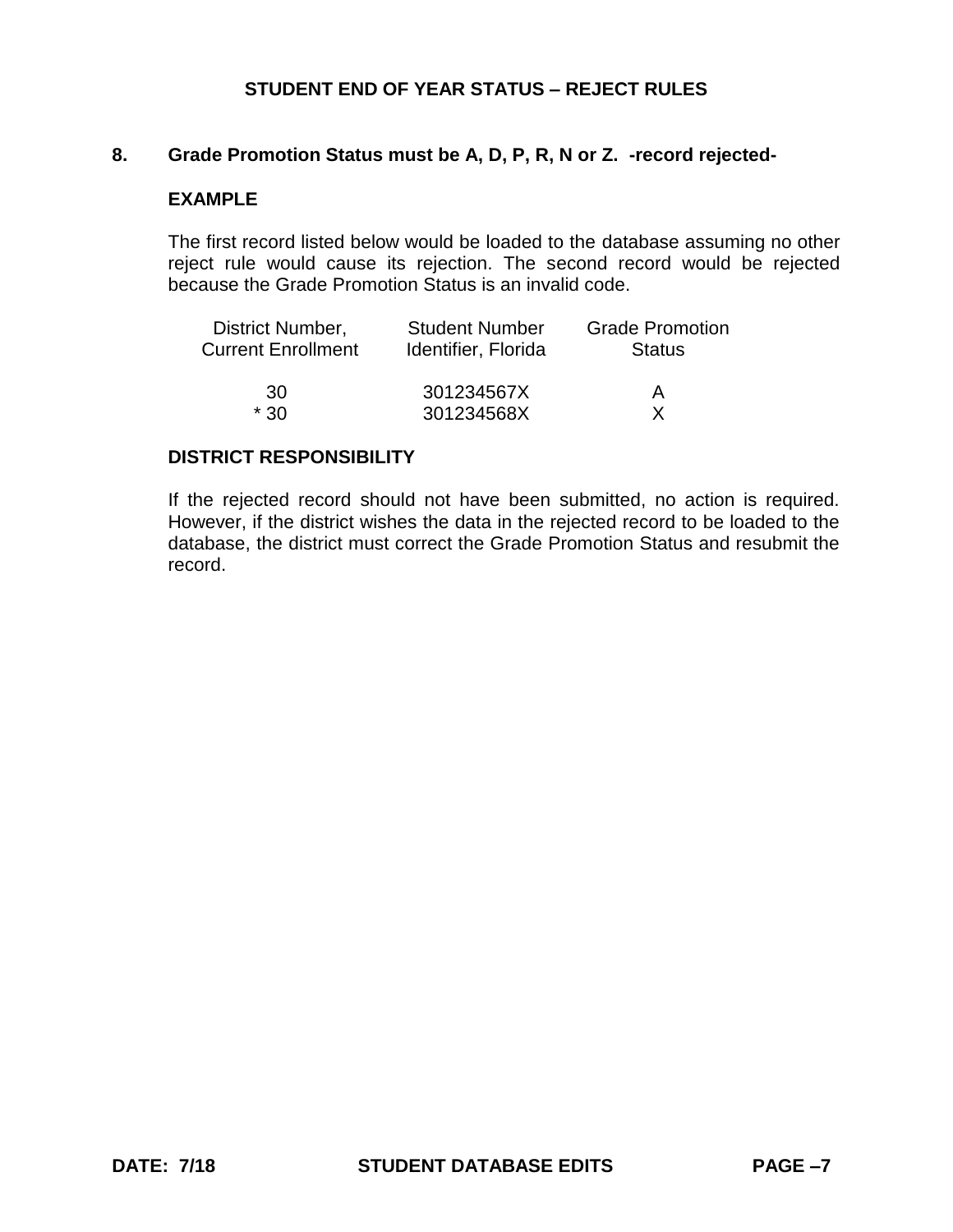## STUDENT END OF YEAR STATUS – REJECT RULES

**8. Grade Promotion Status must be A, D, P, R, N or Z. -record rejected-**

**EXAMPLE**

The first record listed below would be loaded to the database assuming no other reject rule would cause its rejection. The second record would be rejected because the Grade Promotion Status is an invalid code.

| District Number, Current Enrollment | Student Number Identifier, Florida | Grade Promotion Status |
|---|---|---|
| 30 | 301234567X | A |
| * 30 | 301234568X | X |

**DISTRICT RESPONSIBILITY**

If the rejected record should not have been submitted, no action is required. However, if the district wishes the data in the rejected record to be loaded to the database, the district must correct the Grade Promotion Status and resubmit the record.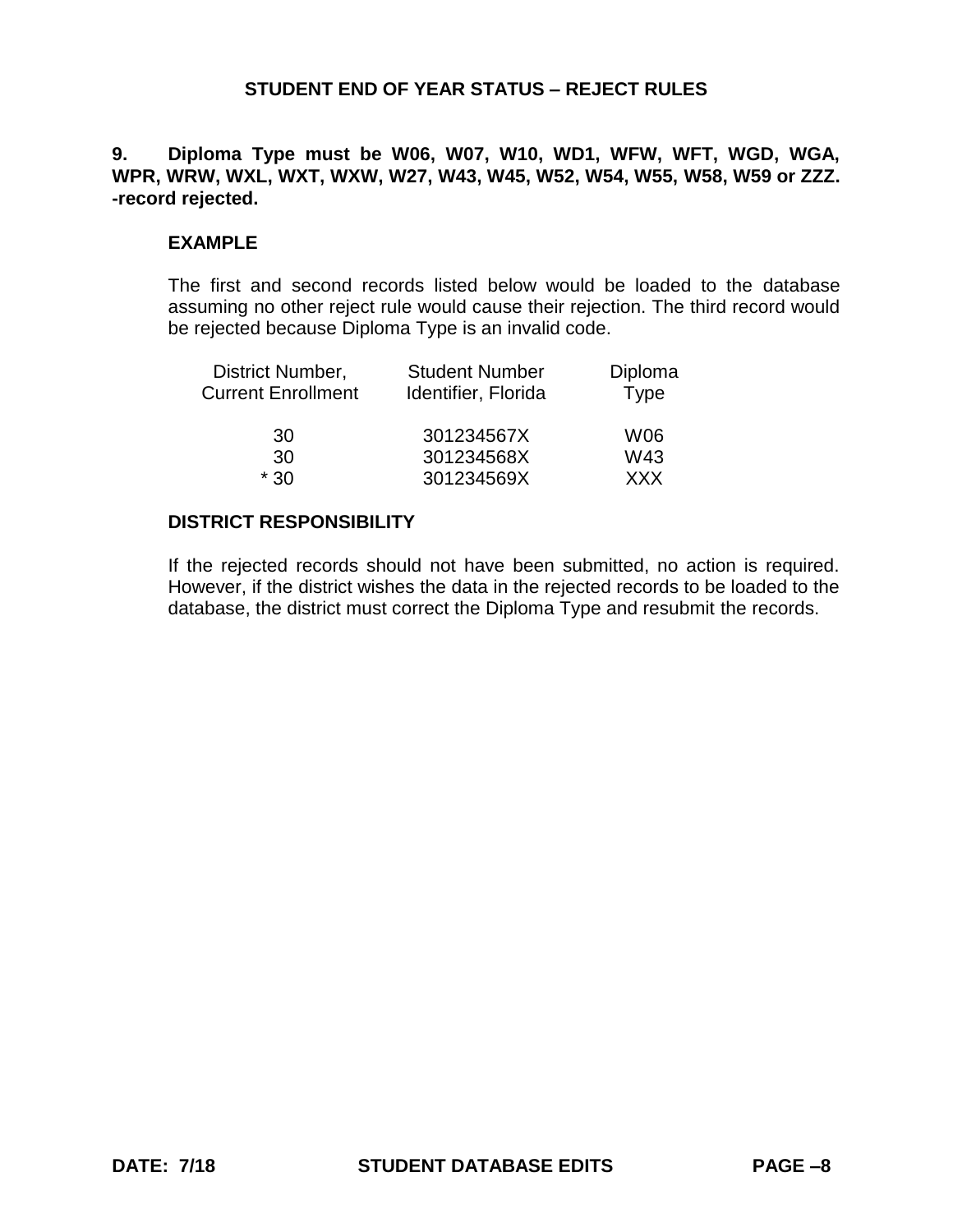## STUDENT END OF YEAR STATUS – REJECT RULES

**9. Diploma Type must be W06, W07, W10, WD1, WFW, WFT, WGD, WGA, WPR, WRW, WXL, WXT, WXW, W27, W43, W45, W52, W54, W55, W58, W59 or ZZZ. -record rejected.**

### EXAMPLE

The first and second records listed below would be loaded to the database assuming no other reject rule would cause their rejection. The third record would be rejected because Diploma Type is an invalid code.

| District Number, Current Enrollment | Student Number Identifier, Florida | Diploma Type |
|---|---|---|
| 30 | 301234567X | W06 |
| 30 | 301234568X | W43 |
| * 30 | 301234569X | XXX |

### DISTRICT RESPONSIBILITY

If the rejected records should not have been submitted, no action is required. However, if the district wishes the data in the rejected records to be loaded to the database, the district must correct the Diploma Type and resubmit the records.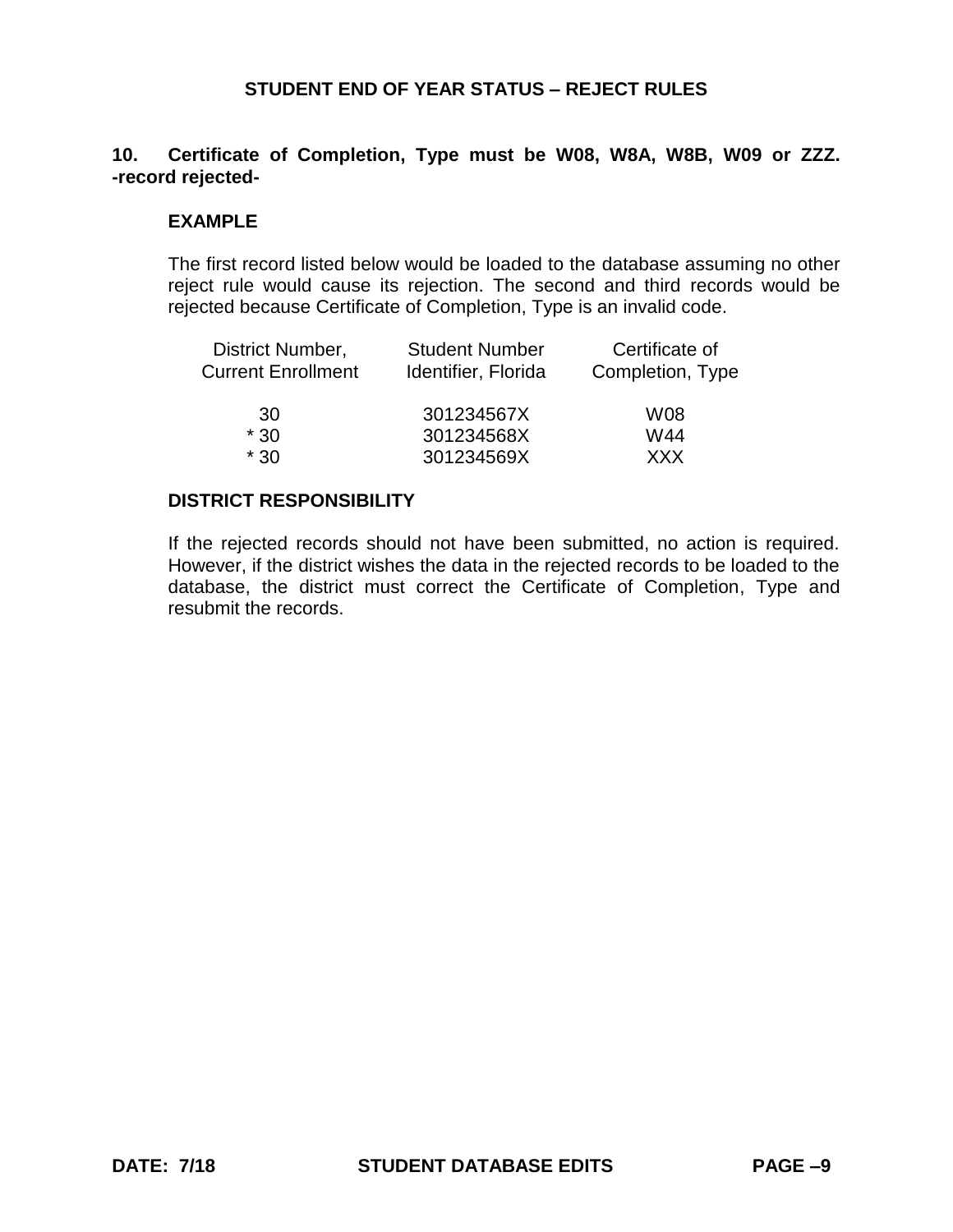# STUDENT END OF YEAR STATUS – REJECT RULES

**10. Certificate of Completion, Type must be W08, W8A, W8B, W09 or ZZZ. -record rejected-**

**EXAMPLE**

The first record listed below would be loaded to the database assuming no other reject rule would cause its rejection. The second and third records would be rejected because Certificate of Completion, Type is an invalid code.

| District Number, Current Enrollment | Student Number Identifier, Florida | Certificate of Completion, Type |
|---|---|---|
| 30 | 301234567X | W08 |
| * 30 | 301234568X | W44 |
| * 30 | 301234569X | XXX |

**DISTRICT RESPONSIBILITY**

If the rejected records should not have been submitted, no action is required. However, if the district wishes the data in the rejected records to be loaded to the database, the district must correct the Certificate of Completion, Type and resubmit the records.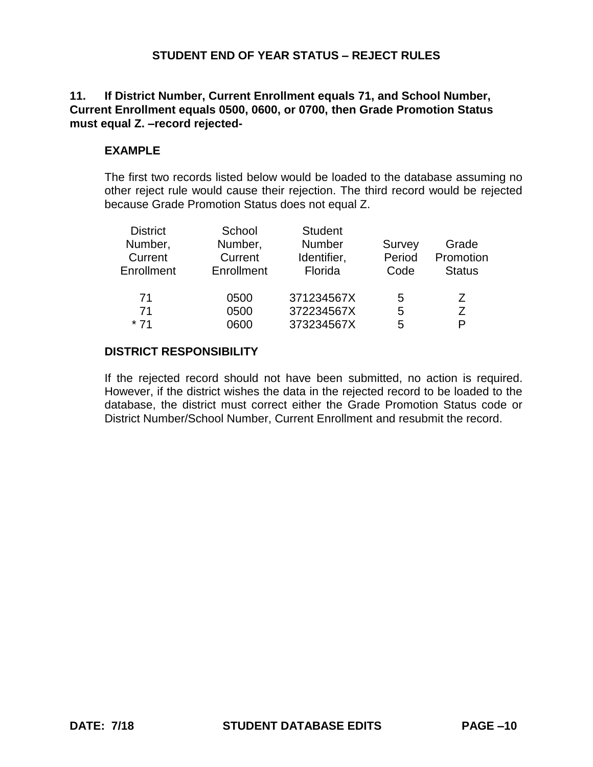## STUDENT END OF YEAR STATUS – REJECT RULES

**11. If District Number, Current Enrollment equals 71, and School Number, Current Enrollment equals 0500, 0600, or 0700, then Grade Promotion Status must equal Z. –record rejected-**

### EXAMPLE

The first two records listed below would be loaded to the database assuming no other reject rule would cause their rejection. The third record would be rejected because Grade Promotion Status does not equal Z.

| District Number, Current Enrollment | School Number, Current Enrollment | Student Number Identifier, Florida | Survey Period Code | Grade Promotion Status |
|---|---|---|---|---|
| 71 | 0500 | 371234567X | 5 | Z |
| 71 | 0500 | 372234567X | 5 | Z |
| * 71 | 0600 | 373234567X | 5 | P |

### DISTRICT RESPONSIBILITY

If the rejected record should not have been submitted, no action is required. However, if the district wishes the data in the rejected record to be loaded to the database, the district must correct either the Grade Promotion Status code or District Number/School Number, Current Enrollment and resubmit the record.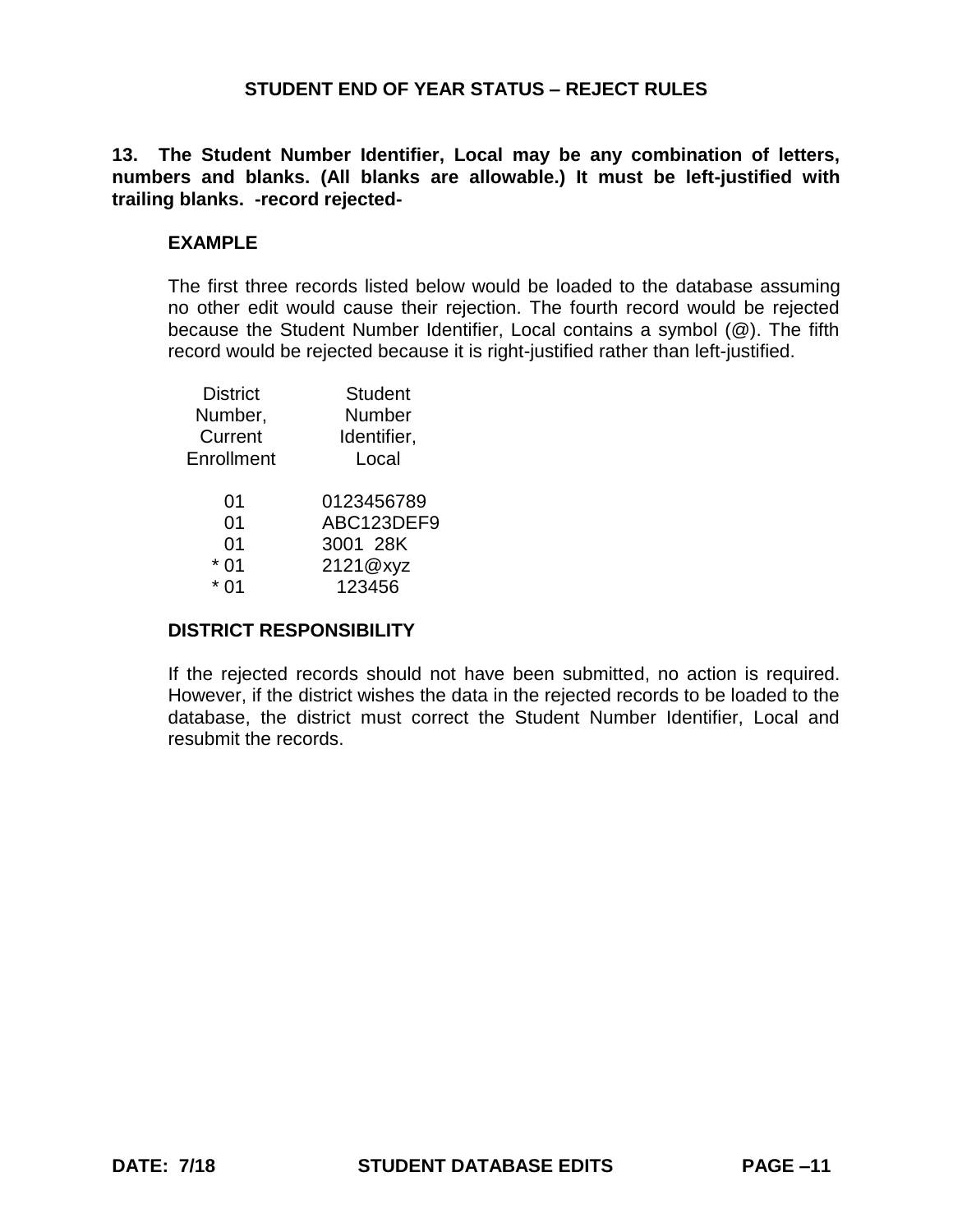## STUDENT END OF YEAR STATUS – REJECT RULES

**13. The Student Number Identifier, Local may be any combination of letters, numbers and blanks. (All blanks are allowable.) It must be left-justified with trailing blanks. -record rejected-**

### EXAMPLE

The first three records listed below would be loaded to the database assuming no other edit would cause their rejection. The fourth record would be rejected because the Student Number Identifier, Local contains a symbol (@). The fifth record would be rejected because it is right-justified rather than left-justified.

| District Number, Current Enrollment | Student Number Identifier, Local |
|---|---|
| 01 | 0123456789 |
| 01 | ABC123DEF9 |
| 01 | 3001  28K |
| * 01 | 2121@xyz |
| * 01 |   123456 |

### DISTRICT RESPONSIBILITY

If the rejected records should not have been submitted, no action is required. However, if the district wishes the data in the rejected records to be loaded to the database, the district must correct the Student Number Identifier, Local and resubmit the records.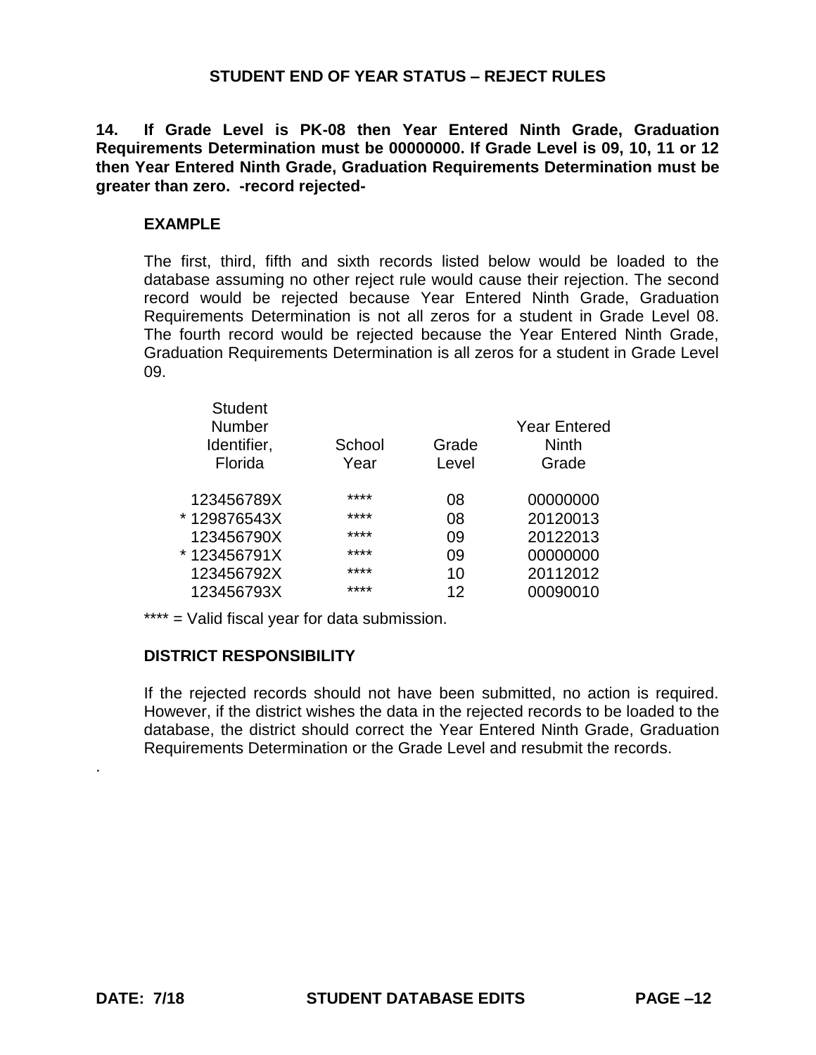## STUDENT END OF YEAR STATUS – REJECT RULES

**14. If Grade Level is PK-08 then Year Entered Ninth Grade, Graduation Requirements Determination must be 00000000. If Grade Level is 09, 10, 11 or 12 then Year Entered Ninth Grade, Graduation Requirements Determination must be greater than zero. -record rejected-**

### EXAMPLE

The first, third, fifth and sixth records listed below would be loaded to the database assuming no other reject rule would cause their rejection. The second record would be rejected because Year Entered Ninth Grade, Graduation Requirements Determination is not all zeros for a student in Grade Level 08. The fourth record would be rejected because the Year Entered Ninth Grade, Graduation Requirements Determination is all zeros for a student in Grade Level 09.

| Student Number Identifier, Florida | School Year | Grade Level | Year Entered Ninth Grade |
|---|---|---|---|
| 123456789X | **** | 08 | 00000000 |
| * 129876543X | **** | 08 | 20120013 |
| 123456790X | **** | 09 | 20122013 |
| * 123456791X | **** | 09 | 00000000 |
| 123456792X | **** | 10 | 20112012 |
| 123456793X | **** | 12 | 00090010 |

**** = Valid fiscal year for data submission.

### DISTRICT RESPONSIBILITY

If the rejected records should not have been submitted, no action is required. However, if the district wishes the data in the rejected records to be loaded to the database, the district should correct the Year Entered Ninth Grade, Graduation Requirements Determination or the Grade Level and resubmit the records.

.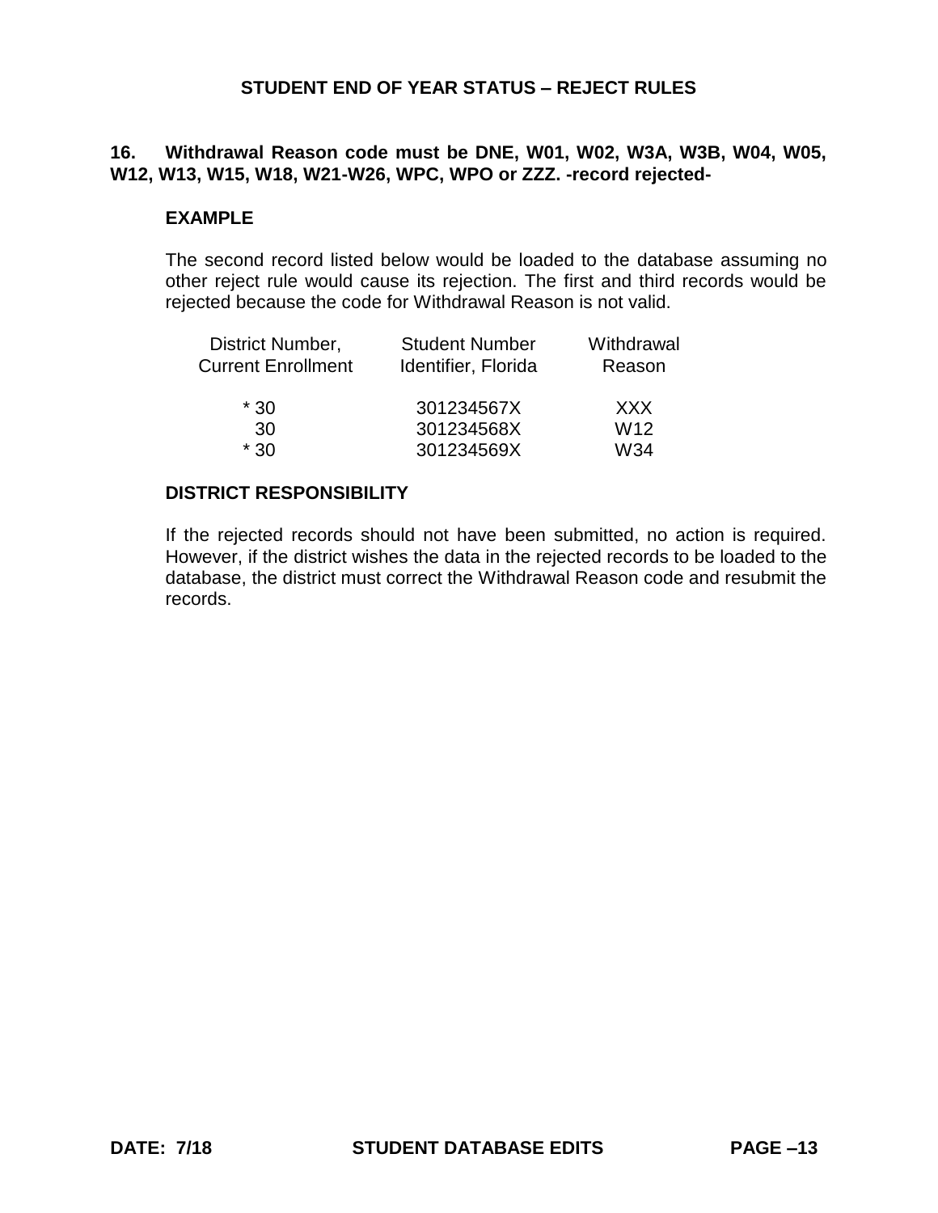## STUDENT END OF YEAR STATUS – REJECT RULES

**16. Withdrawal Reason code must be DNE, W01, W02, W3A, W3B, W04, W05, W12, W13, W15, W18, W21-W26, WPC, WPO or ZZZ. -record rejected-**

**EXAMPLE**

The second record listed below would be loaded to the database assuming no other reject rule would cause its rejection. The first and third records would be rejected because the code for Withdrawal Reason is not valid.

| District Number, Current Enrollment | Student Number Identifier, Florida | Withdrawal Reason |
|---|---|---|
| * 30 | 301234567X | XXX |
| 30 | 301234568X | W12 |
| * 30 | 301234569X | W34 |

**DISTRICT RESPONSIBILITY**

If the rejected records should not have been submitted, no action is required. However, if the district wishes the data in the rejected records to be loaded to the database, the district must correct the Withdrawal Reason code and resubmit the records.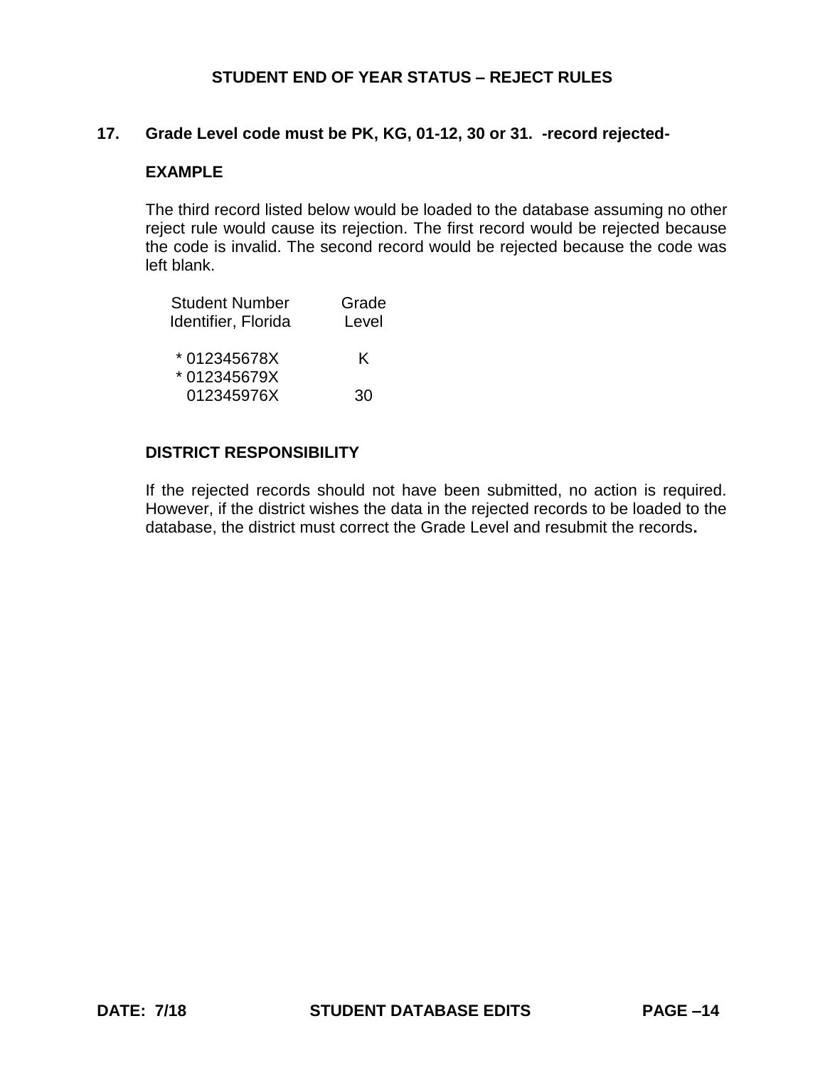## STUDENT END OF YEAR STATUS – REJECT RULES

### 17. Grade Level code must be PK, KG, 01-12, 30 or 31. -record rejected-

**EXAMPLE**

The third record listed below would be loaded to the database assuming no other reject rule would cause its rejection. The first record would be rejected because the code is invalid. The second record would be rejected because the code was left blank.

| Student Number Identifier, Florida | Grade Level |
|---|---|
| * 012345678X | K |
| * 012345679X | |
| 012345976X | 30 |

**DISTRICT RESPONSIBILITY**

If the rejected records should not have been submitted, no action is required. However, if the district wishes the data in the rejected records to be loaded to the database, the district must correct the Grade Level and resubmit the records.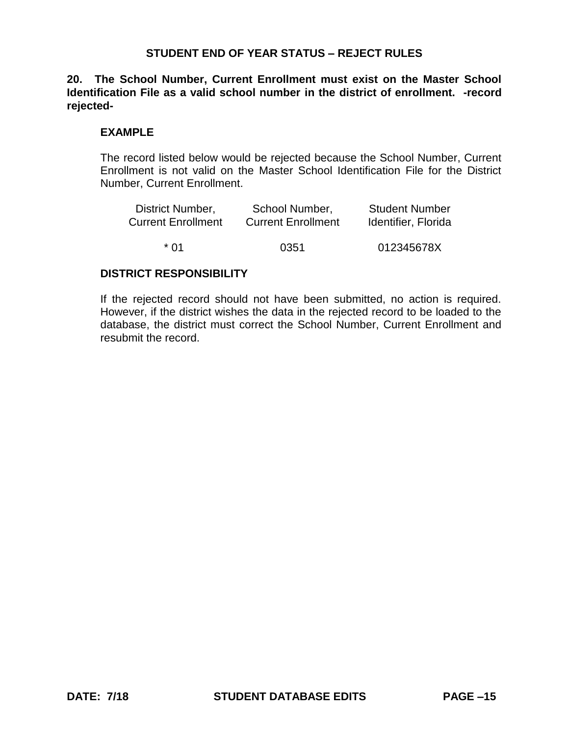**STUDENT END OF YEAR STATUS – REJECT RULES**

**20. The School Number, Current Enrollment must exist on the Master School Identification File as a valid school number in the district of enrollment. -record rejected-**

**EXAMPLE**

The record listed below would be rejected because the School Number, Current Enrollment is not valid on the Master School Identification File for the District Number, Current Enrollment.

| District Number, Current Enrollment | School Number, Current Enrollment | Student Number Identifier, Florida |
|---|---|---|
| * 01 | 0351 | 012345678X |

**DISTRICT RESPONSIBILITY**

If the rejected record should not have been submitted, no action is required. However, if the district wishes the data in the rejected record to be loaded to the database, the district must correct the School Number, Current Enrollment and resubmit the record.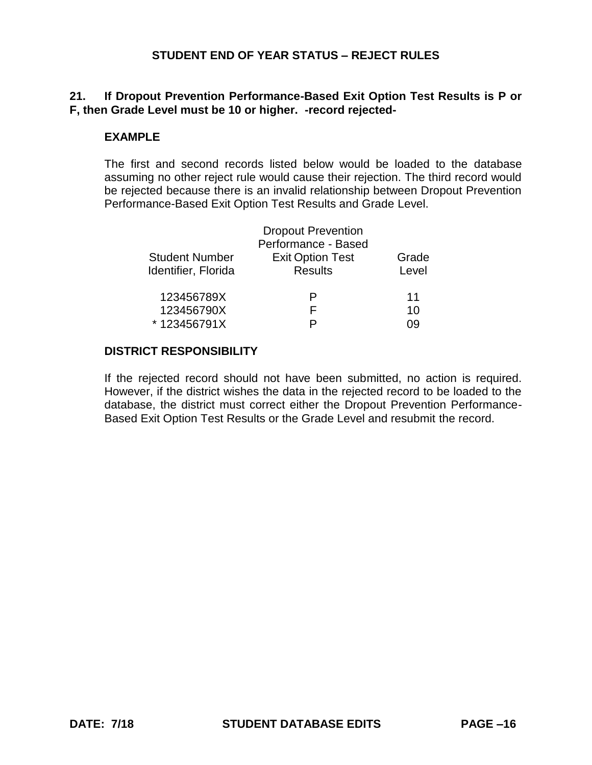## STUDENT END OF YEAR STATUS – REJECT RULES

**21. If Dropout Prevention Performance-Based Exit Option Test Results is P or F, then Grade Level must be 10 or higher. -record rejected-**

**EXAMPLE**

The first and second records listed below would be loaded to the database assuming no other reject rule would cause their rejection. The third record would be rejected because there is an invalid relationship between Dropout Prevention Performance-Based Exit Option Test Results and Grade Level.

| Student Number Identifier, Florida | Dropout Prevention Performance - Based Exit Option Test Results | Grade Level |
|---|---|---|
| 123456789X | P | 11 |
| 123456790X | F | 10 |
| * 123456791X | P | 09 |

**DISTRICT RESPONSIBILITY**

If the rejected record should not have been submitted, no action is required. However, if the district wishes the data in the rejected record to be loaded to the database, the district must correct either the Dropout Prevention Performance-Based Exit Option Test Results or the Grade Level and resubmit the record.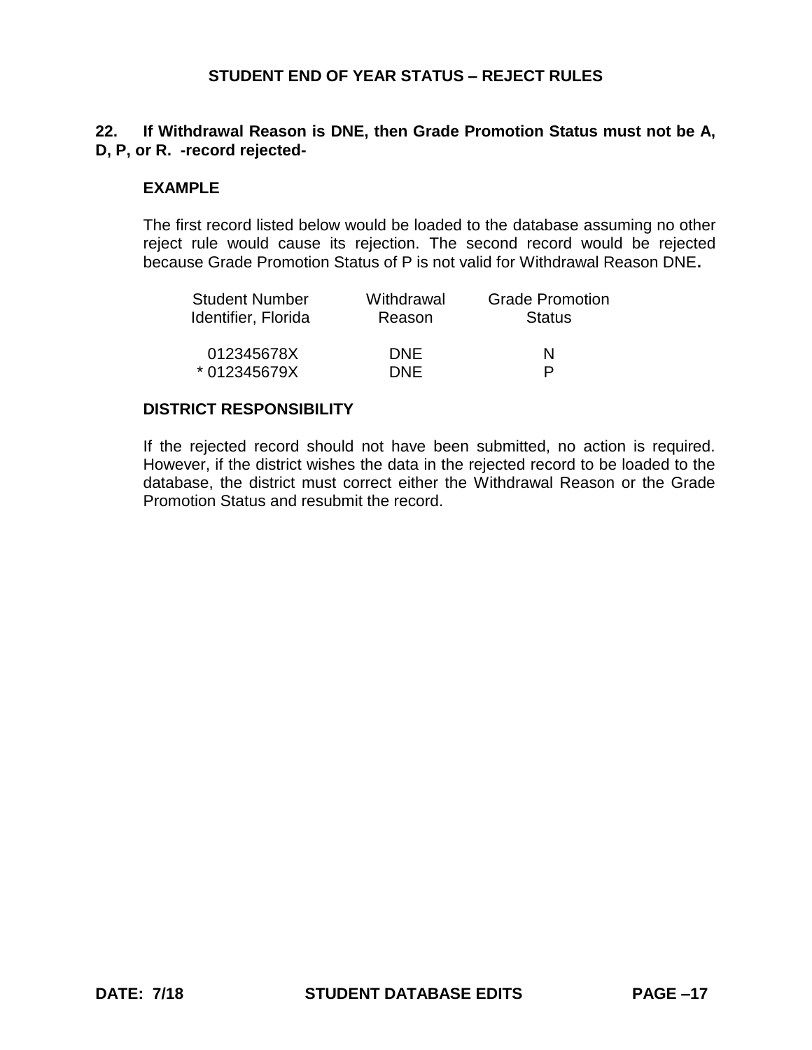## 22. If Withdrawal Reason is DNE, then Grade Promotion Status must not be A, D, P, or R. -record rejected-

### EXAMPLE

The first record listed below would be loaded to the database assuming no other reject rule would cause its rejection. The second record would be rejected because Grade Promotion Status of P is not valid for Withdrawal Reason DNE**.**

| Student Number Identifier, Florida | Withdrawal Reason | Grade Promotion Status |
|---|---|---|
| 012345678X | DNE | N |
| * 012345679X | DNE | P |

### DISTRICT RESPONSIBILITY

If the rejected record should not have been submitted, no action is required. However, if the district wishes the data in the rejected record to be loaded to the database, the district must correct either the Withdrawal Reason or the Grade Promotion Status and resubmit the record.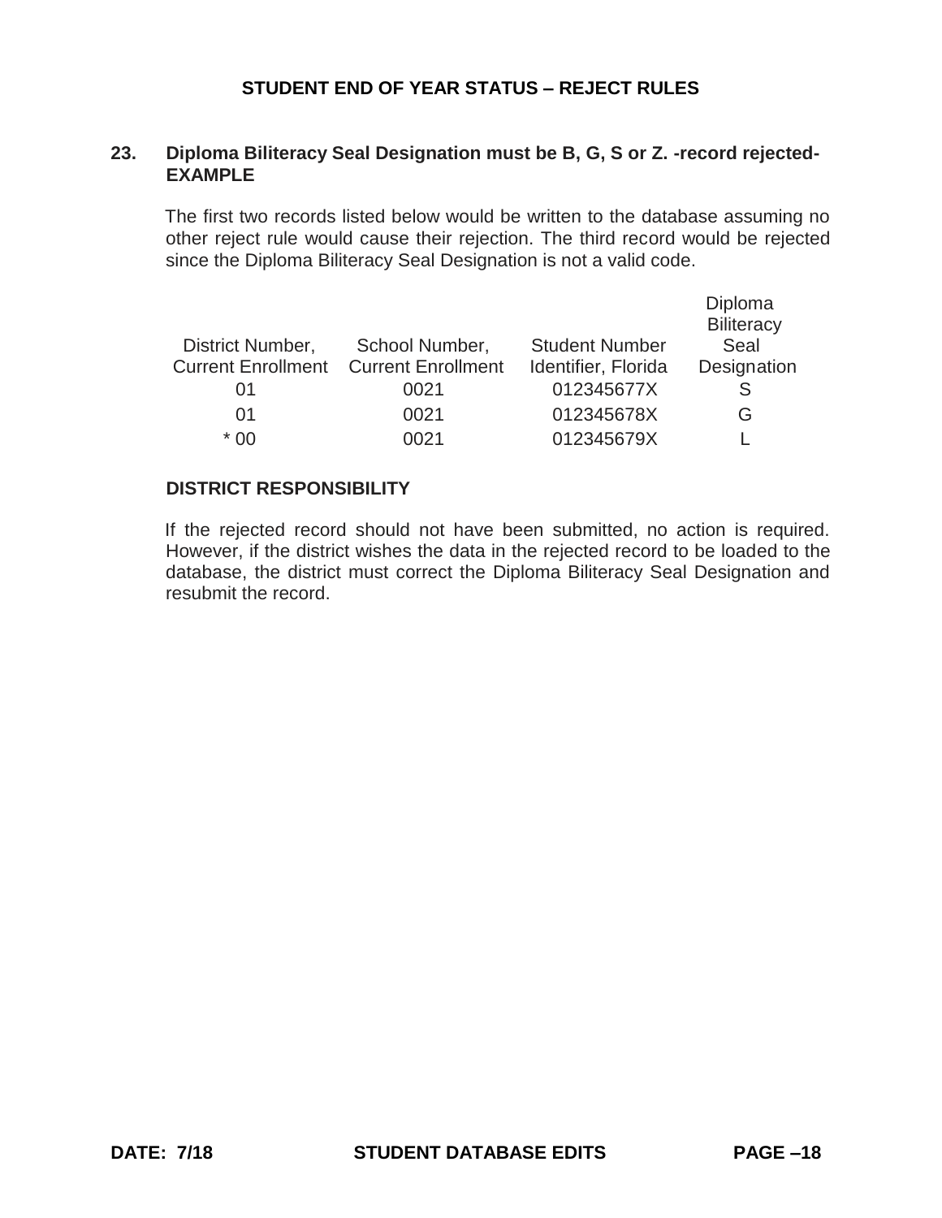## STUDENT END OF YEAR STATUS – REJECT RULES

**23. Diploma Biliteracy Seal Designation must be B, G, S or Z. -record rejected-**
**EXAMPLE**

The first two records listed below would be written to the database assuming no other reject rule would cause their rejection. The third record would be rejected since the Diploma Biliteracy Seal Designation is not a valid code.

| District Number, Current Enrollment | School Number, Current Enrollment | Student Number Identifier, Florida | Diploma Biliteracy Seal Designation |
|---|---|---|---|
| 01 | 0021 | 012345677X | S |
| 01 | 0021 | 012345678X | G |
| * 00 | 0021 | 012345679X | L |

**DISTRICT RESPONSIBILITY**

If the rejected record should not have been submitted, no action is required. However, if the district wishes the data in the rejected record to be loaded to the database, the district must correct the Diploma Biliteracy Seal Designation and resubmit the record.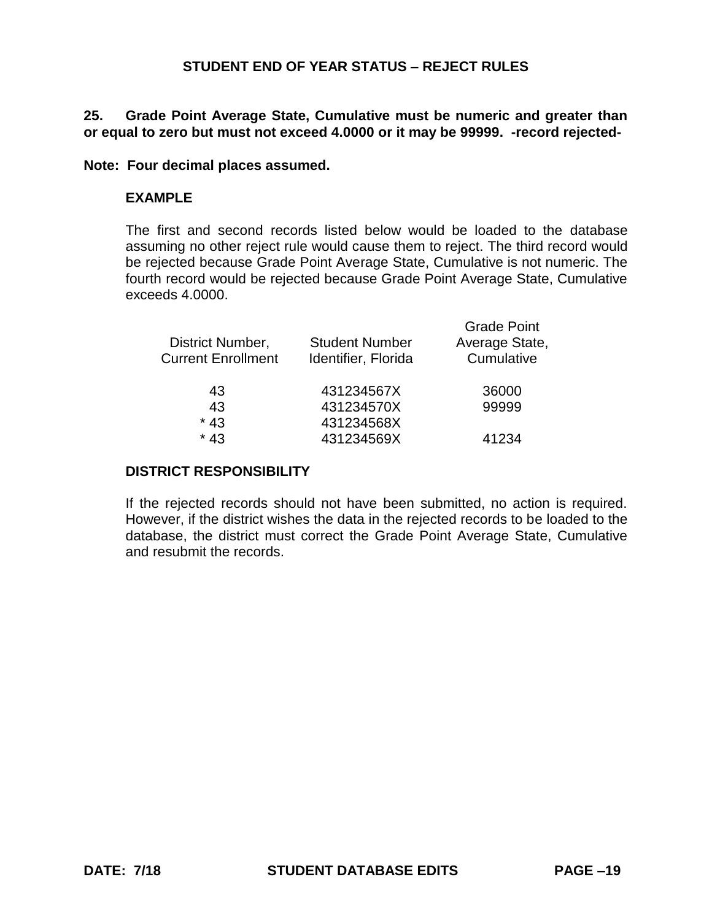## STUDENT END OF YEAR STATUS – REJECT RULES

**25. Grade Point Average State, Cumulative must be numeric and greater than or equal to zero but must not exceed 4.0000 or it may be 99999. -record rejected-**

**Note: Four decimal places assumed.**

### EXAMPLE

The first and second records listed below would be loaded to the database assuming no other reject rule would cause them to reject. The third record would be rejected because Grade Point Average State, Cumulative is not numeric. The fourth record would be rejected because Grade Point Average State, Cumulative exceeds 4.0000.

| District Number, Current Enrollment | Student Number Identifier, Florida | Grade Point Average State, Cumulative |
|---|---|---|
| 43 | 431234567X | 36000 |
| 43 | 431234570X | 99999 |
| * 43 | 431234568X | |
| * 43 | 431234569X | 41234 |

### DISTRICT RESPONSIBILITY

If the rejected records should not have been submitted, no action is required. However, if the district wishes the data in the rejected records to be loaded to the database, the district must correct the Grade Point Average State, Cumulative and resubmit the records.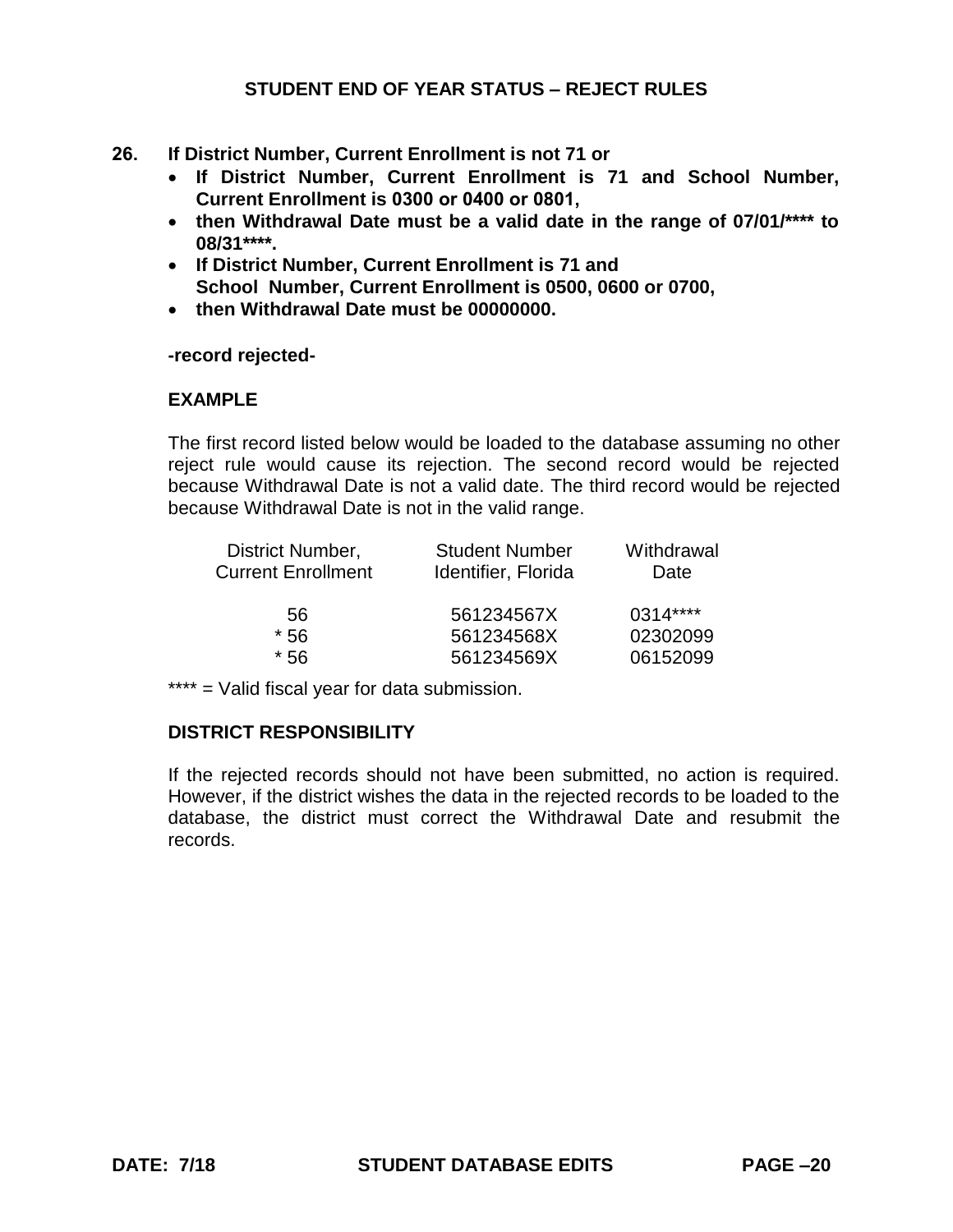## STUDENT END OF YEAR STATUS – REJECT RULES

**26. If District Number, Current Enrollment is not 71 or**

- **If District Number, Current Enrollment is 71 and School Number, Current Enrollment is 0300 or 0400 or 0801,**
- **then Withdrawal Date must be a valid date in the range of 07/01/**** to 08/31****.**
- **If District Number, Current Enrollment is 71 and School Number, Current Enrollment is 0500, 0600 or 0700,**
- **then Withdrawal Date must be 00000000.**

**-record rejected-**

### EXAMPLE

The first record listed below would be loaded to the database assuming no other reject rule would cause its rejection. The second record would be rejected because Withdrawal Date is not a valid date. The third record would be rejected because Withdrawal Date is not in the valid range.

| District Number, Current Enrollment | Student Number Identifier, Florida | Withdrawal Date |
|---|---|---|
| 56 | 561234567X | 0314**** |
| * 56 | 561234568X | 02302099 |
| * 56 | 561234569X | 06152099 |

**** = Valid fiscal year for data submission.

### DISTRICT RESPONSIBILITY

If the rejected records should not have been submitted, no action is required. However, if the district wishes the data in the rejected records to be loaded to the database, the district must correct the Withdrawal Date and resubmit the records.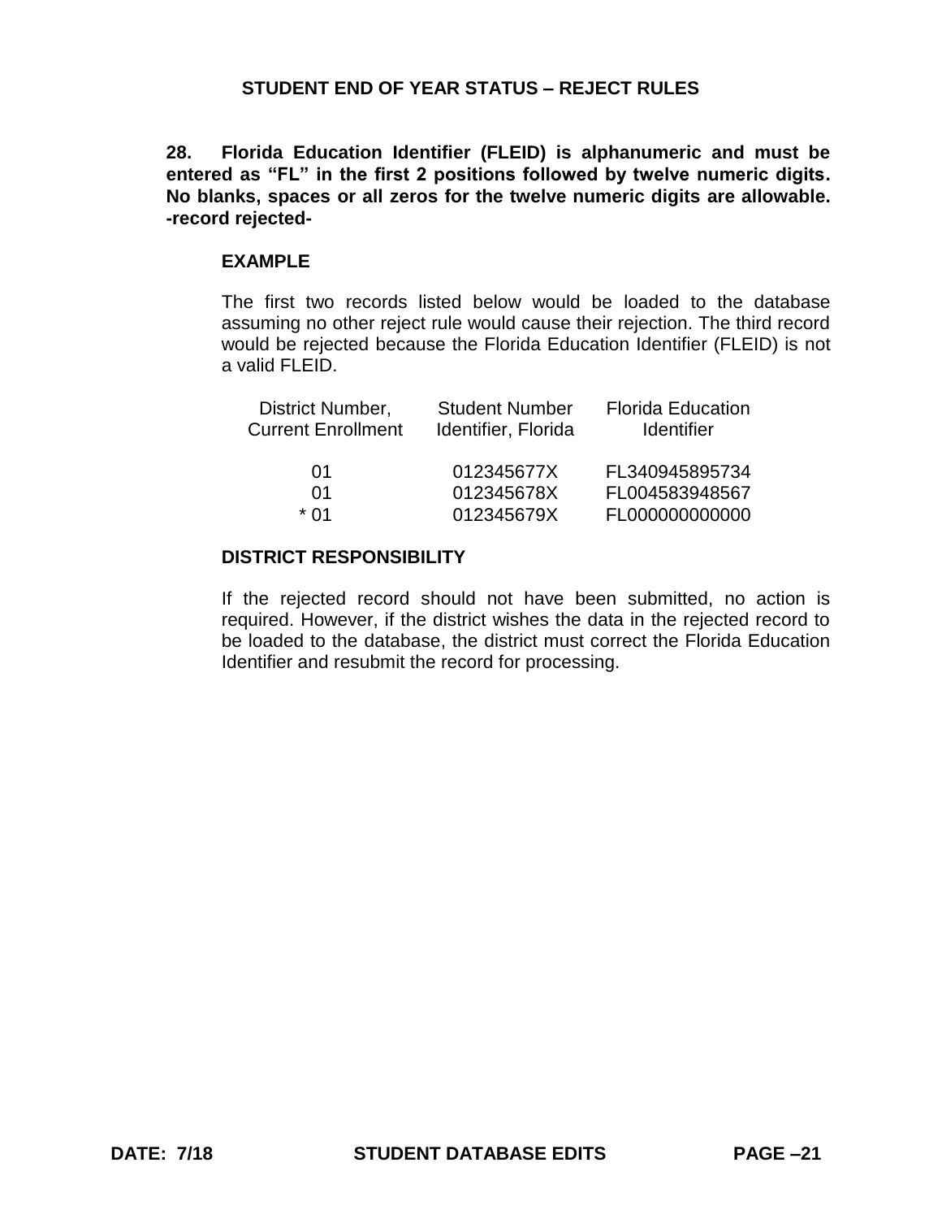# STUDENT END OF YEAR STATUS – REJECT RULES

**28. Florida Education Identifier (FLEID) is alphanumeric and must be entered as "FL" in the first 2 positions followed by twelve numeric digits. No blanks, spaces or all zeros for the twelve numeric digits are allowable. -record rejected-**

### EXAMPLE

The first two records listed below would be loaded to the database assuming no other reject rule would cause their rejection. The third record would be rejected because the Florida Education Identifier (FLEID) is not a valid FLEID.

| District Number, Current Enrollment | Student Number Identifier, Florida | Florida Education Identifier |
|---|---|---|
| 01 | 012345677X | FL340945895734 |
| 01 | 012345678X | FL004583948567 |
| * 01 | 012345679X | FL000000000000 |

### DISTRICT RESPONSIBILITY

If the rejected record should not have been submitted, no action is required. However, if the district wishes the data in the rejected record to be loaded to the database, the district must correct the Florida Education Identifier and resubmit the record for processing.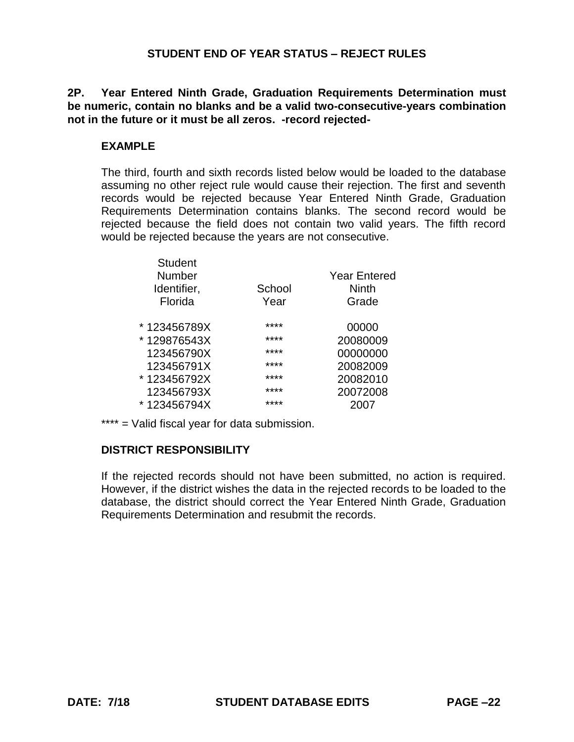## STUDENT END OF YEAR STATUS – REJECT RULES

**2P. Year Entered Ninth Grade, Graduation Requirements Determination must be numeric, contain no blanks and be a valid two-consecutive-years combination not in the future or it must be all zeros. -record rejected-**

**EXAMPLE**

The third, fourth and sixth records listed below would be loaded to the database assuming no other reject rule would cause their rejection. The first and seventh records would be rejected because Year Entered Ninth Grade, Graduation Requirements Determination contains blanks. The second record would be rejected because the field does not contain two valid years. The fifth record would be rejected because the years are not consecutive.

| Student Number Identifier, Florida | School Year | Year Entered Ninth Grade |
|---|---|---|
| * 123456789X | **** | 00000 |
| * 129876543X | **** | 20080009 |
| 123456790X | **** | 00000000 |
| 123456791X | **** | 20082009 |
| * 123456792X | **** | 20082010 |
| 123456793X | **** | 20072008 |
| * 123456794X | **** | 2007 |

**** = Valid fiscal year for data submission.

**DISTRICT RESPONSIBILITY**

If the rejected records should not have been submitted, no action is required. However, if the district wishes the data in the rejected records to be loaded to the database, the district should correct the Year Entered Ninth Grade, Graduation Requirements Determination and resubmit the records.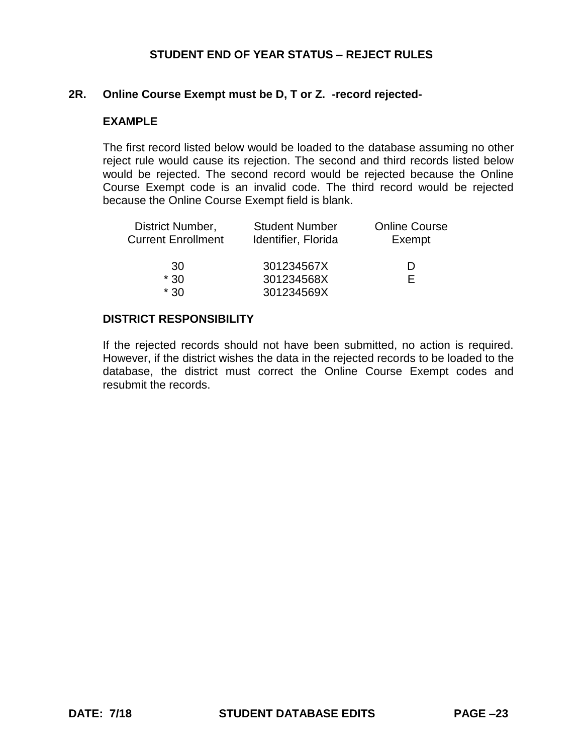# STUDENT END OF YEAR STATUS – REJECT RULES

## 2R. Online Course Exempt must be D, T or Z. -record rejected-

### EXAMPLE

The first record listed below would be loaded to the database assuming no other reject rule would cause its rejection. The second and third records listed below would be rejected. The second record would be rejected because the Online Course Exempt code is an invalid code. The third record would be rejected because the Online Course Exempt field is blank.

| District Number, Current Enrollment | Student Number Identifier, Florida | Online Course Exempt |
|---|---|---|
| 30 | 301234567X | D |
| * 30 | 301234568X | E |
| * 30 | 301234569X | |

### DISTRICT RESPONSIBILITY

If the rejected records should not have been submitted, no action is required. However, if the district wishes the data in the rejected records to be loaded to the database, the district must correct the Online Course Exempt codes and resubmit the records.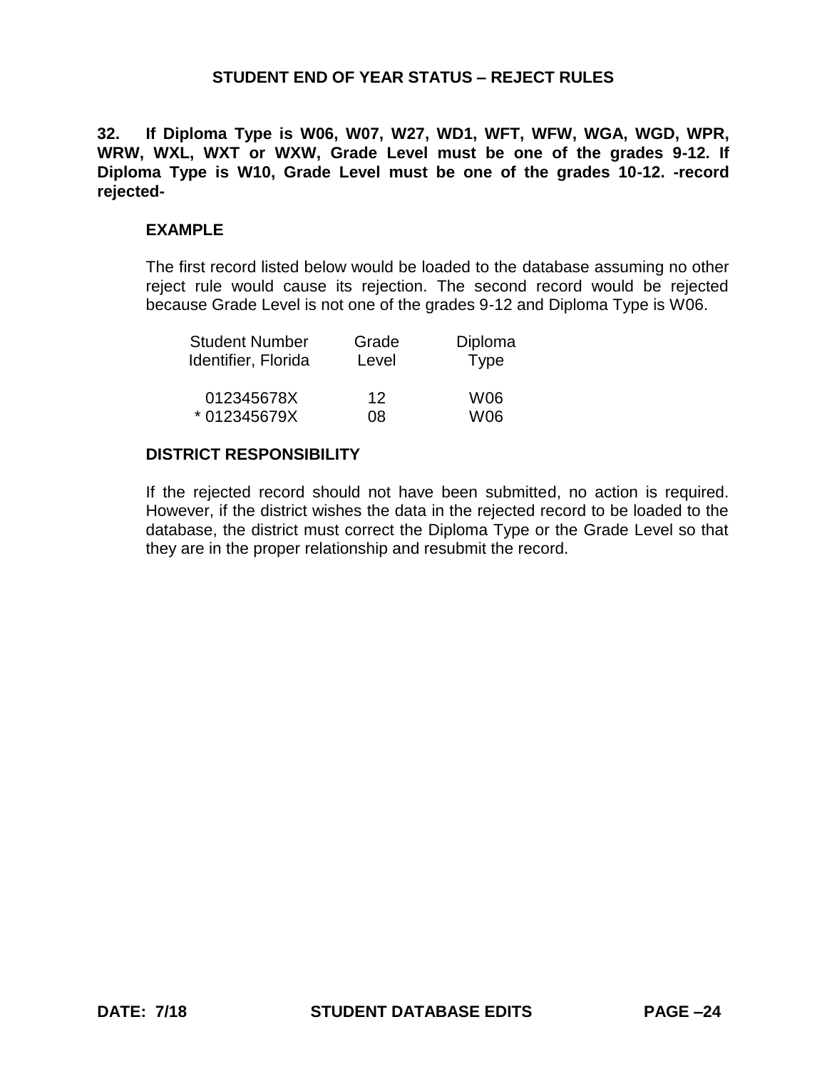**32. If Diploma Type is W06, W07, W27, WD1, WFT, WFW, WGA, WGD, WPR, WRW, WXL, WXT or WXW, Grade Level must be one of the grades 9-12. If Diploma Type is W10, Grade Level must be one of the grades 10-12. -record rejected-**

**EXAMPLE**

The first record listed below would be loaded to the database assuming no other reject rule would cause its rejection. The second record would be rejected because Grade Level is not one of the grades 9-12 and Diploma Type is W06.

| Student Number Identifier, Florida | Grade Level | Diploma Type |
|---|---|---|
| 012345678X | 12 | W06 |
| * 012345679X | 08 | W06 |

**DISTRICT RESPONSIBILITY**

If the rejected record should not have been submitted, no action is required. However, if the district wishes the data in the rejected record to be loaded to the database, the district must correct the Diploma Type or the Grade Level so that they are in the proper relationship and resubmit the record.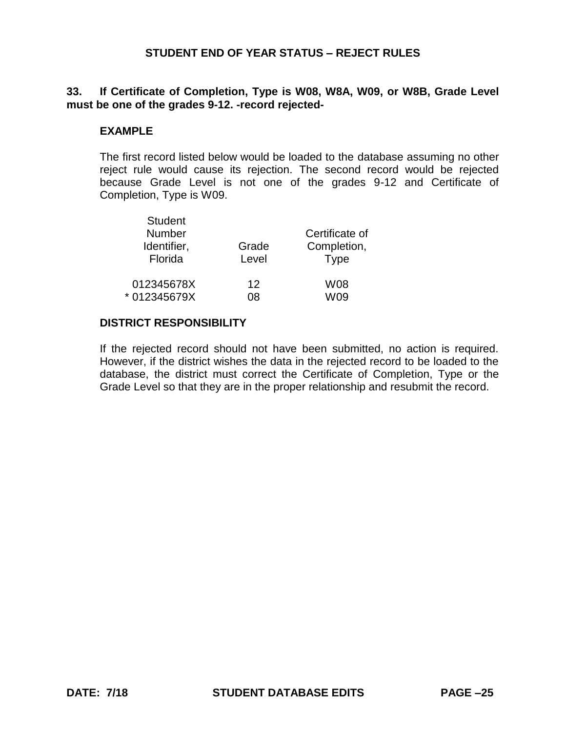## STUDENT END OF YEAR STATUS – REJECT RULES

**33. If Certificate of Completion, Type is W08, W8A, W09, or W8B, Grade Level must be one of the grades 9-12. -record rejected-**

**EXAMPLE**

The first record listed below would be loaded to the database assuming no other reject rule would cause its rejection. The second record would be rejected because Grade Level is not one of the grades 9-12 and Certificate of Completion, Type is W09.

| Student Number Identifier, Florida | Grade Level | Certificate of Completion, Type |
|---|---|---|
| 012345678X | 12 | W08 |
| * 012345679X | 08 | W09 |

**DISTRICT RESPONSIBILITY**

If the rejected record should not have been submitted, no action is required. However, if the district wishes the data in the rejected record to be loaded to the database, the district must correct the Certificate of Completion, Type or the Grade Level so that they are in the proper relationship and resubmit the record.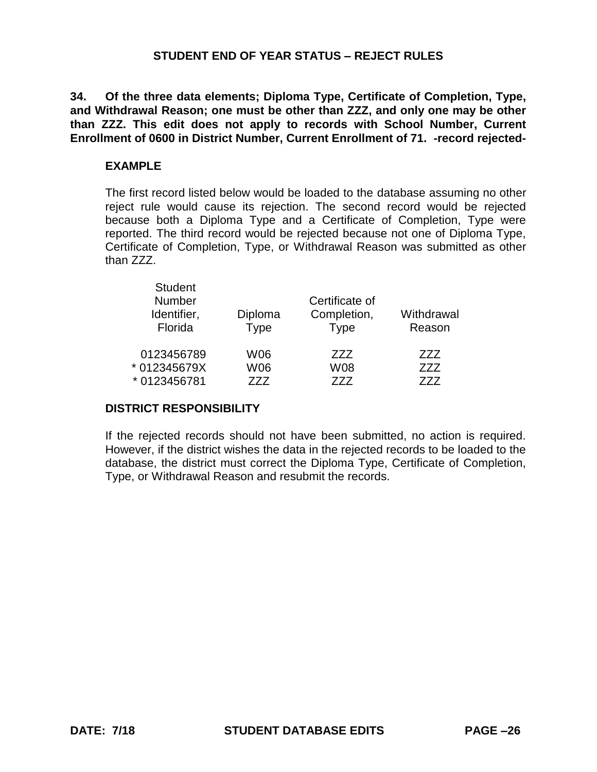## STUDENT END OF YEAR STATUS – REJECT RULES

**34. Of the three data elements; Diploma Type, Certificate of Completion, Type, and Withdrawal Reason; one must be other than ZZZ, and only one may be other than ZZZ. This edit does not apply to records with School Number, Current Enrollment of 0600 in District Number, Current Enrollment of 71. -record rejected-**

**EXAMPLE**

The first record listed below would be loaded to the database assuming no other reject rule would cause its rejection. The second record would be rejected because both a Diploma Type and a Certificate of Completion, Type were reported. The third record would be rejected because not one of Diploma Type, Certificate of Completion, Type, or Withdrawal Reason was submitted as other than ZZZ.

| Student Number Identifier, Florida | Diploma Type | Certificate of Completion, Type | Withdrawal Reason |
|---|---|---|---|
| 0123456789 | W06 | ZZZ | ZZZ |
| * 012345679X | W06 | W08 | ZZZ |
| * 0123456781 | ZZZ | ZZZ | ZZZ |

**DISTRICT RESPONSIBILITY**

If the rejected records should not have been submitted, no action is required. However, if the district wishes the data in the rejected records to be loaded to the database, the district must correct the Diploma Type, Certificate of Completion, Type, or Withdrawal Reason and resubmit the records.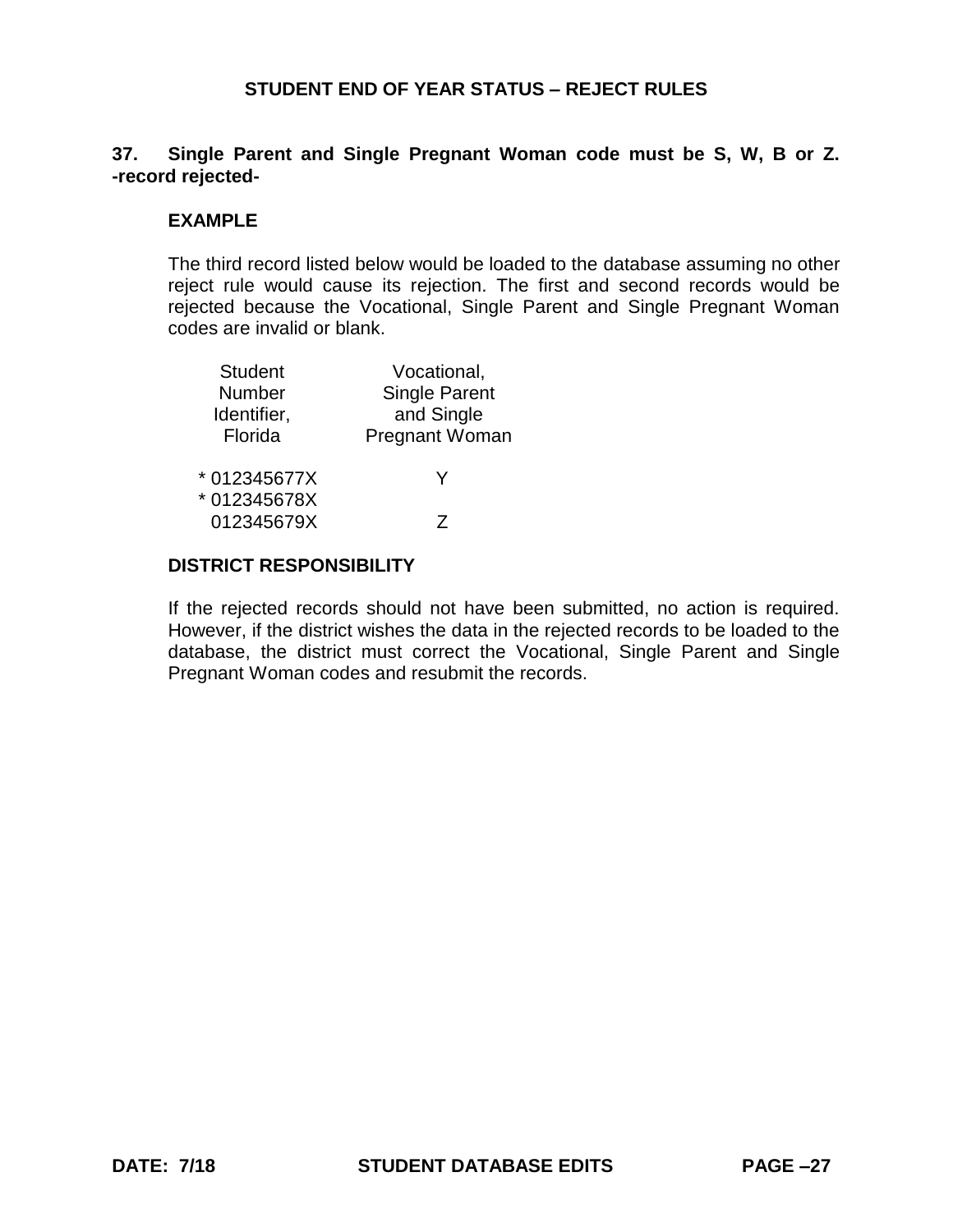## STUDENT END OF YEAR STATUS – REJECT RULES

**37. Single Parent and Single Pregnant Woman code must be S, W, B or Z. -record rejected-**

### EXAMPLE

The third record listed below would be loaded to the database assuming no other reject rule would cause its rejection. The first and second records would be rejected because the Vocational, Single Parent and Single Pregnant Woman codes are invalid or blank.

| Student Number Identifier, Florida | Vocational, Single Parent and Single Pregnant Woman |
|---|---|
| * 012345677X | Y |
| * 012345678X | |
| 012345679X | Z |

### DISTRICT RESPONSIBILITY

If the rejected records should not have been submitted, no action is required. However, if the district wishes the data in the rejected records to be loaded to the database, the district must correct the Vocational, Single Parent and Single Pregnant Woman codes and resubmit the records.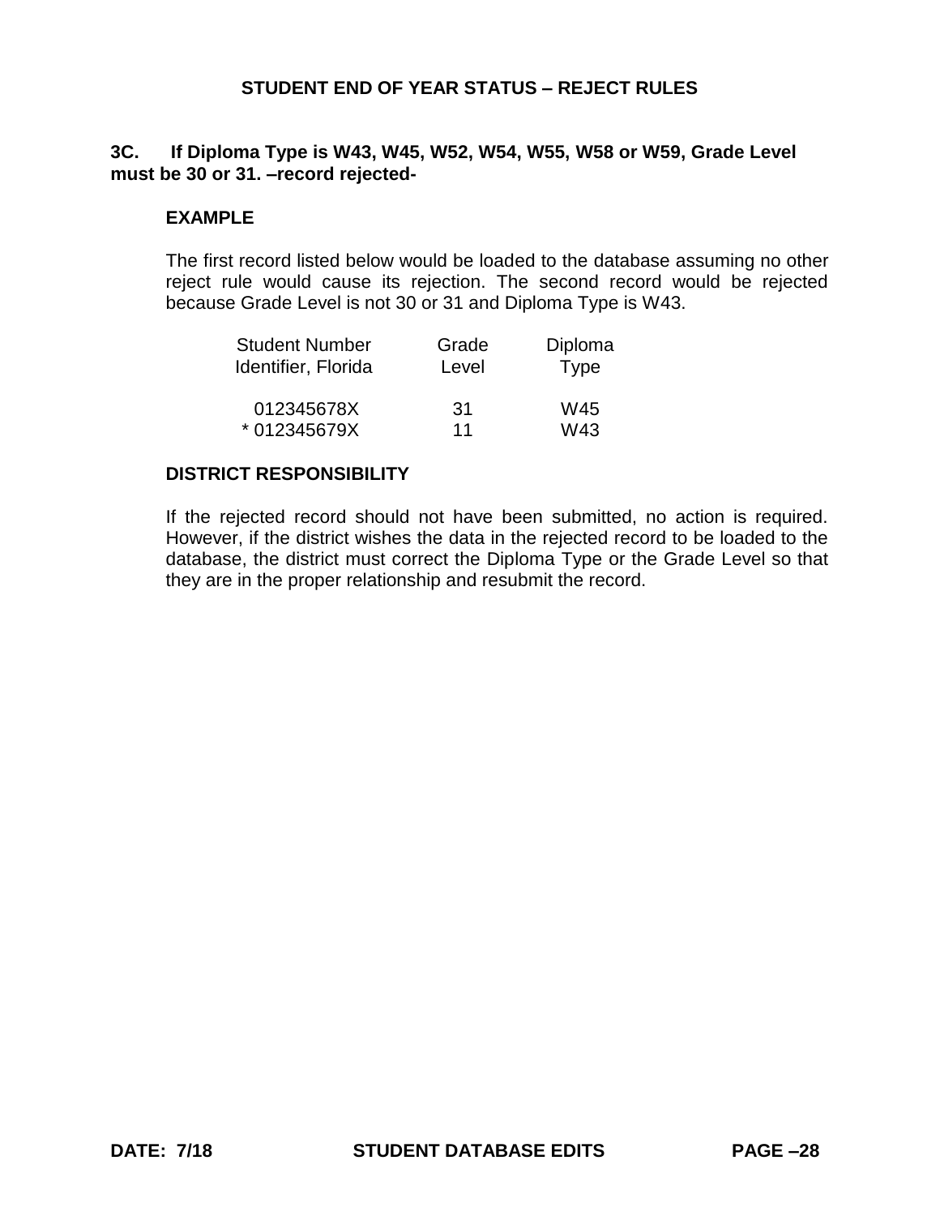## STUDENT END OF YEAR STATUS – REJECT RULES

**3C. If Diploma Type is W43, W45, W52, W54, W55, W58 or W59, Grade Level must be 30 or 31. –record rejected-**

### EXAMPLE

The first record listed below would be loaded to the database assuming no other reject rule would cause its rejection. The second record would be rejected because Grade Level is not 30 or 31 and Diploma Type is W43.

| Student Number Identifier, Florida | Grade Level | Diploma Type |
|---|---|---|
| 012345678X | 31 | W45 |
| * 012345679X | 11 | W43 |

### DISTRICT RESPONSIBILITY

If the rejected record should not have been submitted, no action is required. However, if the district wishes the data in the rejected record to be loaded to the database, the district must correct the Diploma Type or the Grade Level so that they are in the proper relationship and resubmit the record.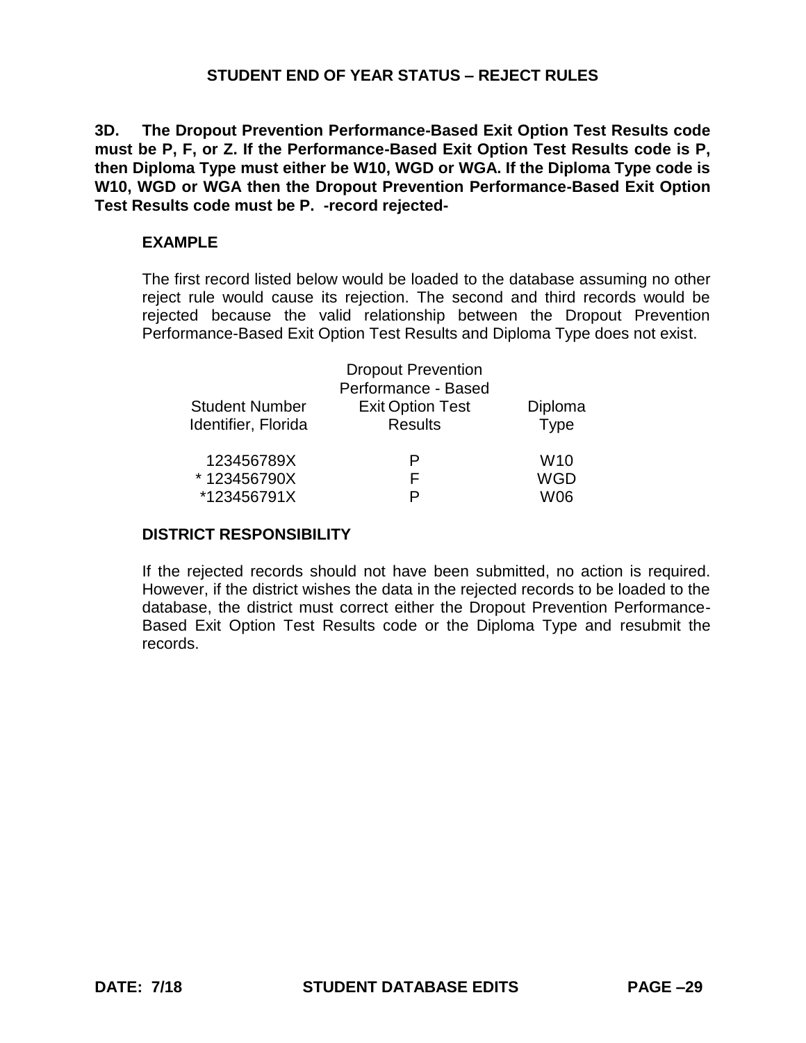# STUDENT END OF YEAR STATUS – REJECT RULES

**3D. The Dropout Prevention Performance-Based Exit Option Test Results code must be P, F, or Z. If the Performance-Based Exit Option Test Results code is P, then Diploma Type must either be W10, WGD or WGA. If the Diploma Type code is W10, WGD or WGA then the Dropout Prevention Performance-Based Exit Option Test Results code must be P. -record rejected-**

**EXAMPLE**

The first record listed below would be loaded to the database assuming no other reject rule would cause its rejection. The second and third records would be rejected because the valid relationship between the Dropout Prevention Performance-Based Exit Option Test Results and Diploma Type does not exist.

| Student Number Identifier, Florida | Dropout Prevention Performance - Based Exit Option Test Results | Diploma Type |
|---|---|---|
| 123456789X | P | W10 |
| * 123456790X | F | WGD |
| *123456791X | P | W06 |

**DISTRICT RESPONSIBILITY**

If the rejected records should not have been submitted, no action is required. However, if the district wishes the data in the rejected records to be loaded to the database, the district must correct either the Dropout Prevention Performance-Based Exit Option Test Results code or the Diploma Type and resubmit the records.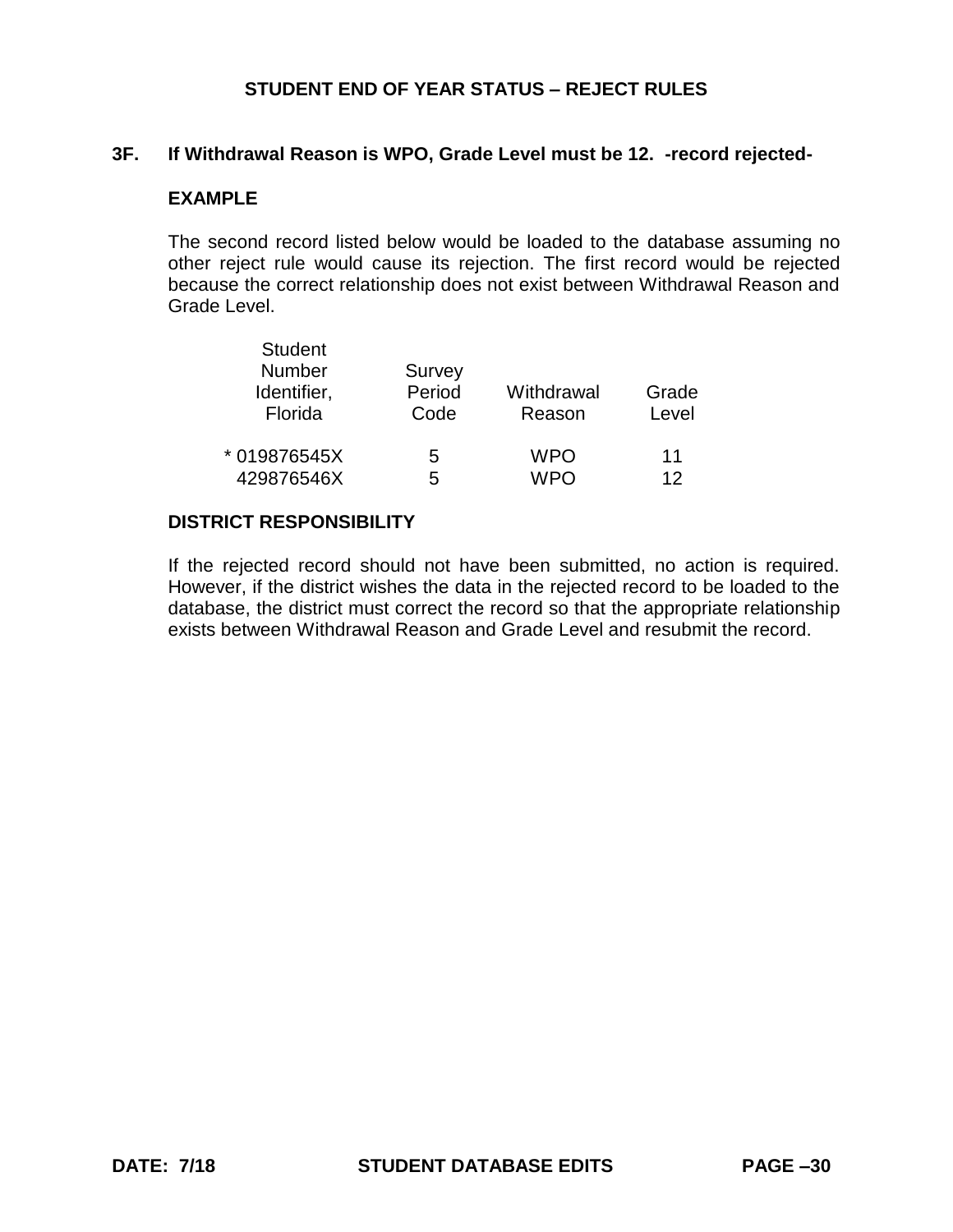## STUDENT END OF YEAR STATUS – REJECT RULES

### 3F. If Withdrawal Reason is WPO, Grade Level must be 12. -record rejected-

**EXAMPLE**

The second record listed below would be loaded to the database assuming no other reject rule would cause its rejection. The first record would be rejected because the correct relationship does not exist between Withdrawal Reason and Grade Level.

| Student Number Identifier, Florida | Survey Period Code | Withdrawal Reason | Grade Level |
|---|---|---|---|
| * 019876545X | 5 | WPO | 11 |
| 429876546X | 5 | WPO | 12 |

**DISTRICT RESPONSIBILITY**

If the rejected record should not have been submitted, no action is required. However, if the district wishes the data in the rejected record to be loaded to the database, the district must correct the record so that the appropriate relationship exists between Withdrawal Reason and Grade Level and resubmit the record.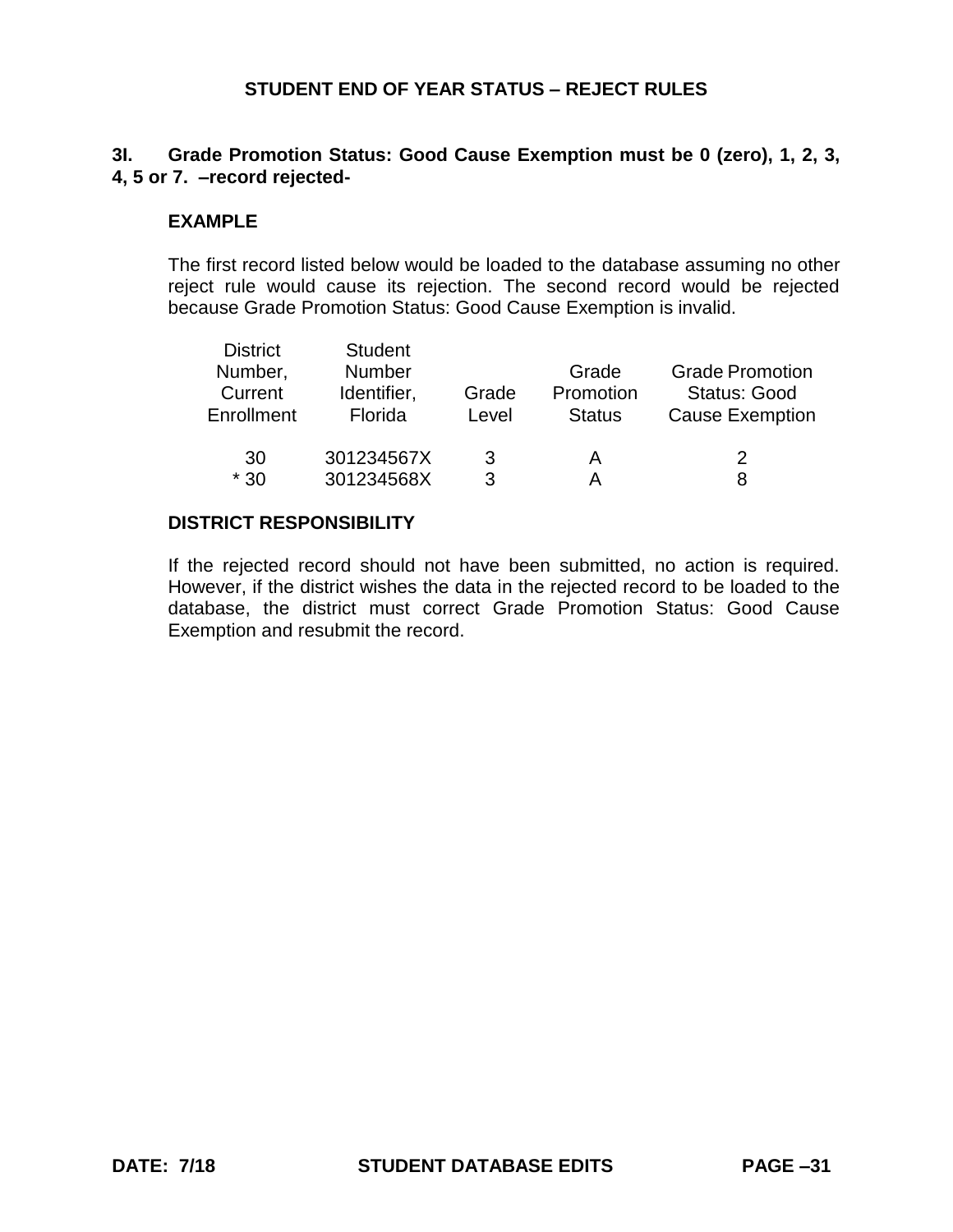## STUDENT END OF YEAR STATUS – REJECT RULES

**3I. Grade Promotion Status: Good Cause Exemption must be 0 (zero), 1, 2, 3, 4, 5 or 7. –record rejected-**

**EXAMPLE**

The first record listed below would be loaded to the database assuming no other reject rule would cause its rejection. The second record would be rejected because Grade Promotion Status: Good Cause Exemption is invalid.

| District Number, Current Enrollment | Student Number Identifier, Florida | Grade Level | Grade Promotion Status | Grade Promotion Status: Good Cause Exemption |
|---|---|---|---|---|
| 30 | 301234567X | 3 | A | 2 |
| * 30 | 301234568X | 3 | A | 8 |

**DISTRICT RESPONSIBILITY**

If the rejected record should not have been submitted, no action is required. However, if the district wishes the data in the rejected record to be loaded to the database, the district must correct Grade Promotion Status: Good Cause Exemption and resubmit the record.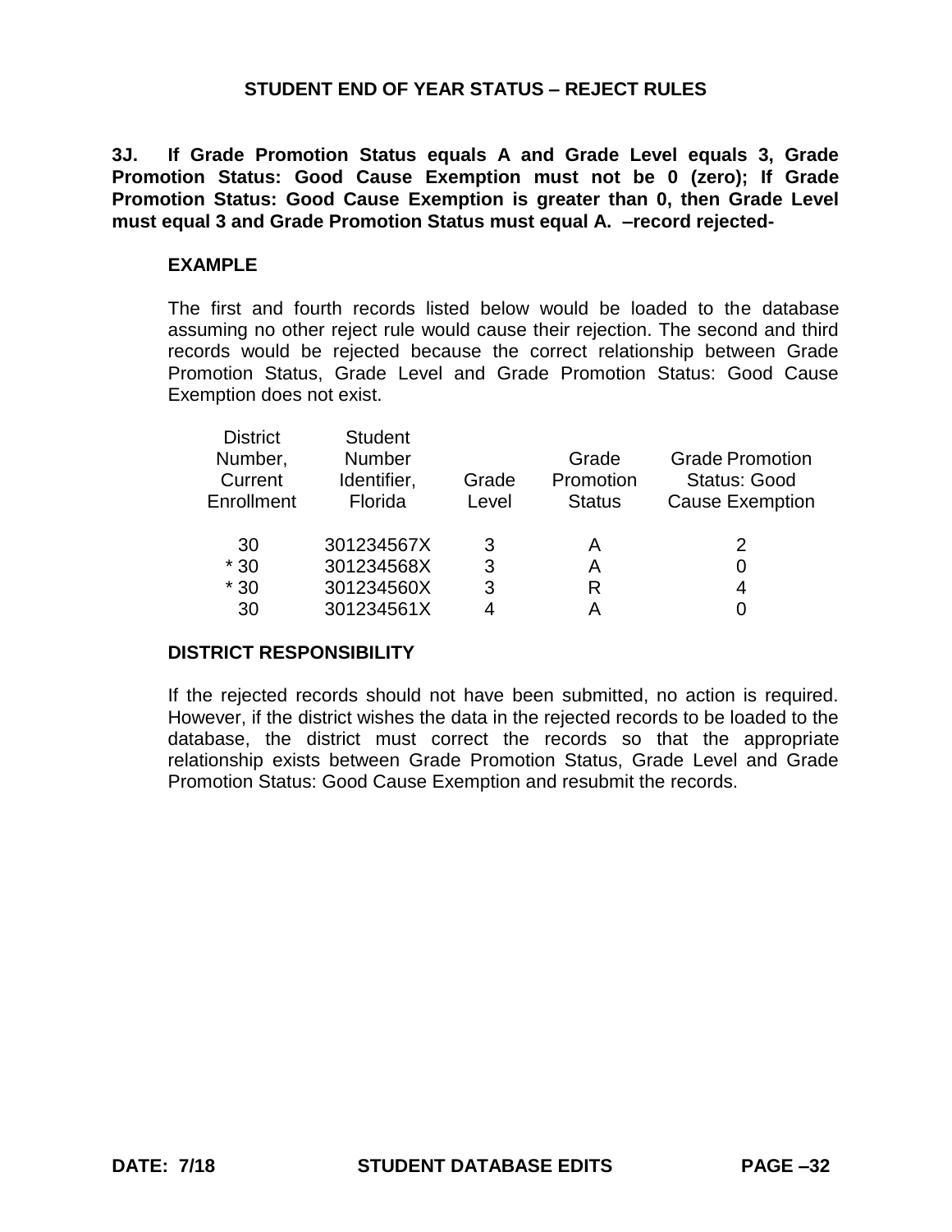## STUDENT END OF YEAR STATUS – REJECT RULES

**3J. If Grade Promotion Status equals A and Grade Level equals 3, Grade Promotion Status: Good Cause Exemption must not be 0 (zero); If Grade Promotion Status: Good Cause Exemption is greater than 0, then Grade Level must equal 3 and Grade Promotion Status must equal A. –record rejected-**

**EXAMPLE**

The first and fourth records listed below would be loaded to the database assuming no other reject rule would cause their rejection. The second and third records would be rejected because the correct relationship between Grade Promotion Status, Grade Level and Grade Promotion Status: Good Cause Exemption does not exist.

| District Number, Current Enrollment | Student Number Identifier, Florida | Grade Level | Grade Promotion Status | Grade Promotion Status: Good Cause Exemption |
|---|---|---|---|---|
| 30 | 301234567X | 3 | A | 2 |
| * 30 | 301234568X | 3 | A | 0 |
| * 30 | 301234560X | 3 | R | 4 |
| 30 | 301234561X | 4 | A | 0 |

**DISTRICT RESPONSIBILITY**

If the rejected records should not have been submitted, no action is required. However, if the district wishes the data in the rejected records to be loaded to the database, the district must correct the records so that the appropriate relationship exists between Grade Promotion Status, Grade Level and Grade Promotion Status: Good Cause Exemption and resubmit the records.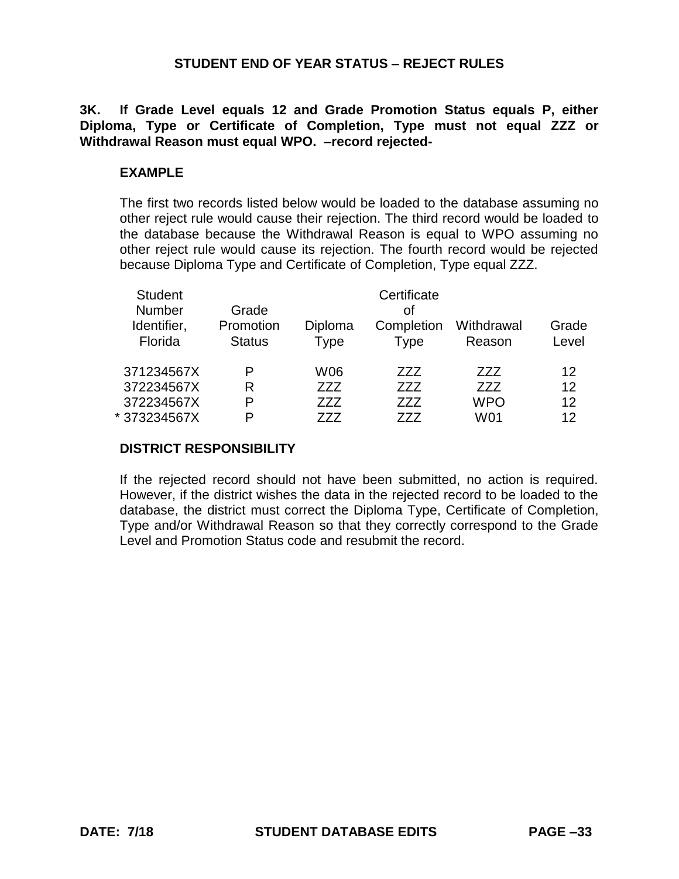# STUDENT END OF YEAR STATUS – REJECT RULES

**3K. If Grade Level equals 12 and Grade Promotion Status equals P, either Diploma, Type or Certificate of Completion, Type must not equal ZZZ or Withdrawal Reason must equal WPO. –record rejected-**

**EXAMPLE**

The first two records listed below would be loaded to the database assuming no other reject rule would cause their rejection. The third record would be loaded to the database because the Withdrawal Reason is equal to WPO assuming no other reject rule would cause its rejection. The fourth record would be rejected because Diploma Type and Certificate of Completion, Type equal ZZZ.

| Student Number Identifier, Florida | Grade Promotion Status | Diploma Type | Certificate of Completion Type | Withdrawal Reason | Grade Level |
|---|---|---|---|---|---|
| 371234567X | P | W06 | ZZZ | ZZZ | 12 |
| 372234567X | R | ZZZ | ZZZ | ZZZ | 12 |
| 372234567X | P | ZZZ | ZZZ | WPO | 12 |
| * 373234567X | P | ZZZ | ZZZ | W01 | 12 |

**DISTRICT RESPONSIBILITY**

If the rejected record should not have been submitted, no action is required. However, if the district wishes the data in the rejected record to be loaded to the database, the district must correct the Diploma Type, Certificate of Completion, Type and/or Withdrawal Reason so that they correctly correspond to the Grade Level and Promotion Status code and resubmit the record.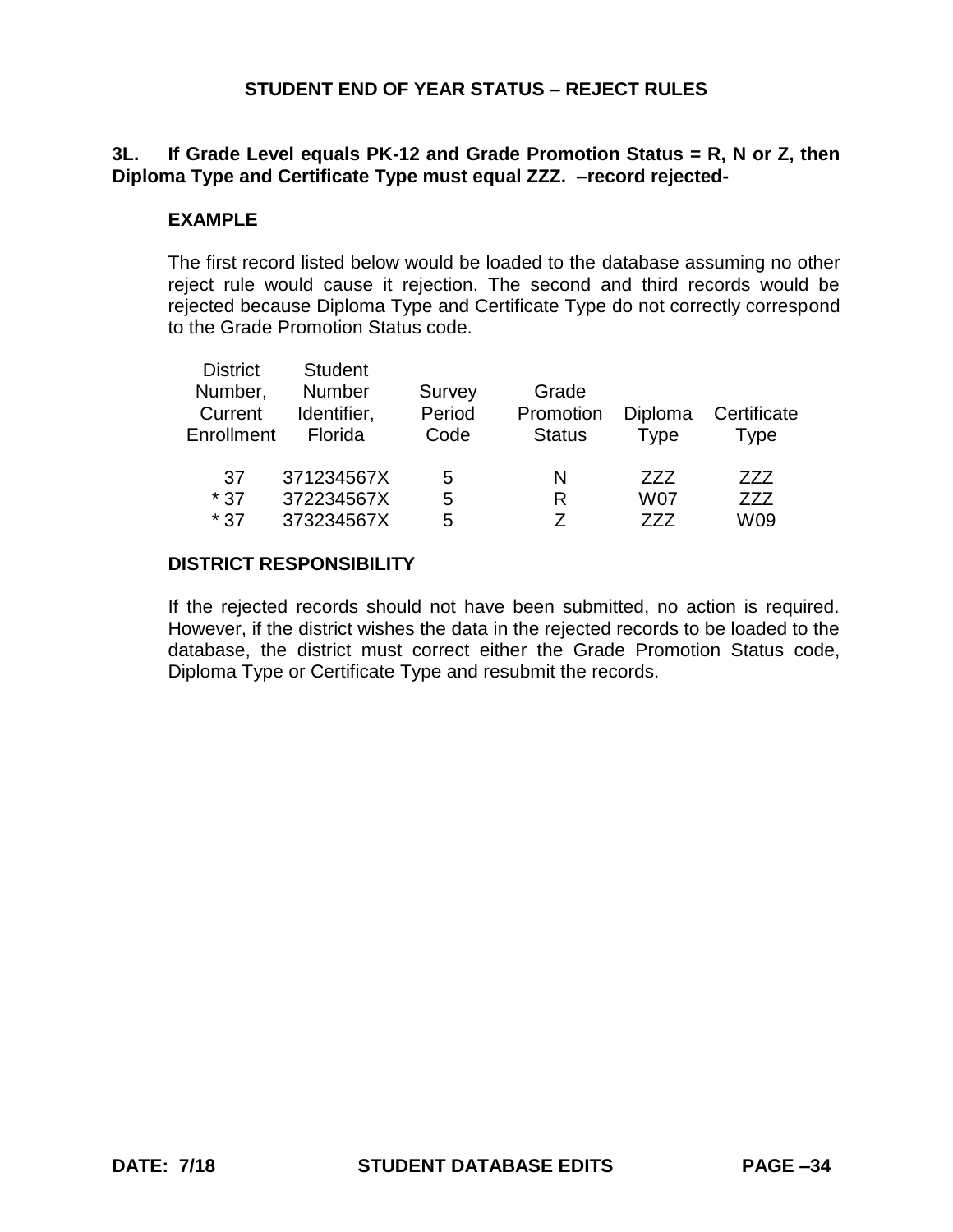## STUDENT END OF YEAR STATUS – REJECT RULES

**3L. If Grade Level equals PK-12 and Grade Promotion Status = R, N or Z, then Diploma Type and Certificate Type must equal ZZZ. –record rejected-**

### EXAMPLE

The first record listed below would be loaded to the database assuming no other reject rule would cause it rejection. The second and third records would be rejected because Diploma Type and Certificate Type do not correctly correspond to the Grade Promotion Status code.

| District Number, Current Enrollment | Student Number Identifier, Florida | Survey Period Code | Grade Promotion Status | Diploma Type | Certificate Type |
|---|---|---|---|---|---|
| 37 | 371234567X | 5 | N | ZZZ | ZZZ |
| * 37 | 372234567X | 5 | R | W07 | ZZZ |
| * 37 | 373234567X | 5 | Z | ZZZ | W09 |

### DISTRICT RESPONSIBILITY

If the rejected records should not have been submitted, no action is required. However, if the district wishes the data in the rejected records to be loaded to the database, the district must correct either the Grade Promotion Status code, Diploma Type or Certificate Type and resubmit the records.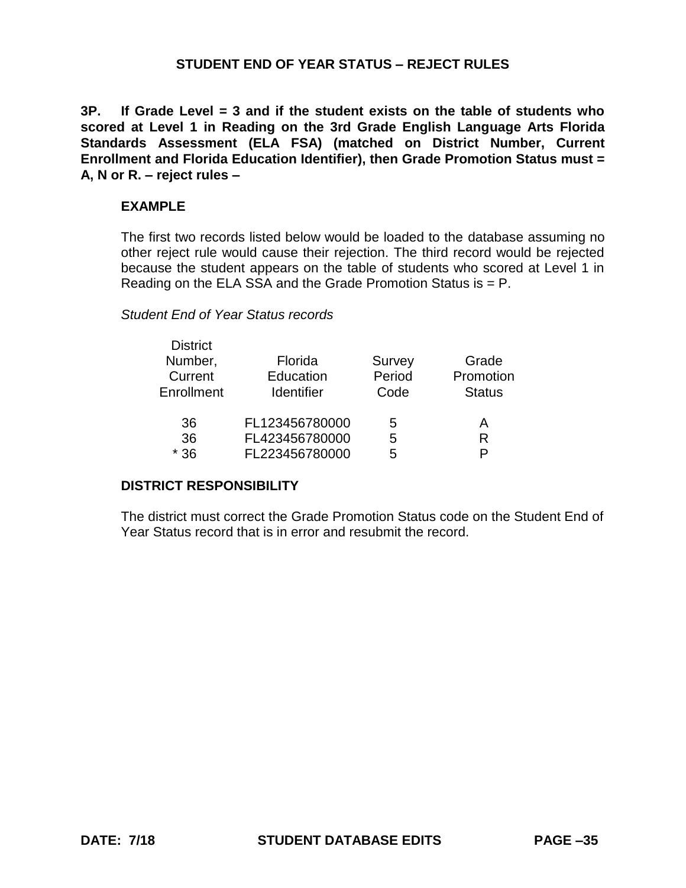## STUDENT END OF YEAR STATUS – REJECT RULES

**3P. If Grade Level = 3 and if the student exists on the table of students who scored at Level 1 in Reading on the 3rd Grade English Language Arts Florida Standards Assessment (ELA FSA) (matched on District Number, Current Enrollment and Florida Education Identifier), then Grade Promotion Status must = A, N or R. – reject rules –**

### EXAMPLE

The first two records listed below would be loaded to the database assuming no other reject rule would cause their rejection. The third record would be rejected because the student appears on the table of students who scored at Level 1 in Reading on the ELA SSA and the Grade Promotion Status is = P.

*Student End of Year Status records*

| District Number, Current Enrollment | Florida Education Identifier | Survey Period Code | Grade Promotion Status |
|---|---|---|---|
| 36 | FL123456780000 | 5 | A |
| 36 | FL423456780000 | 5 | R |
| * 36 | FL223456780000 | 5 | P |

### DISTRICT RESPONSIBILITY

The district must correct the Grade Promotion Status code on the Student End of Year Status record that is in error and resubmit the record.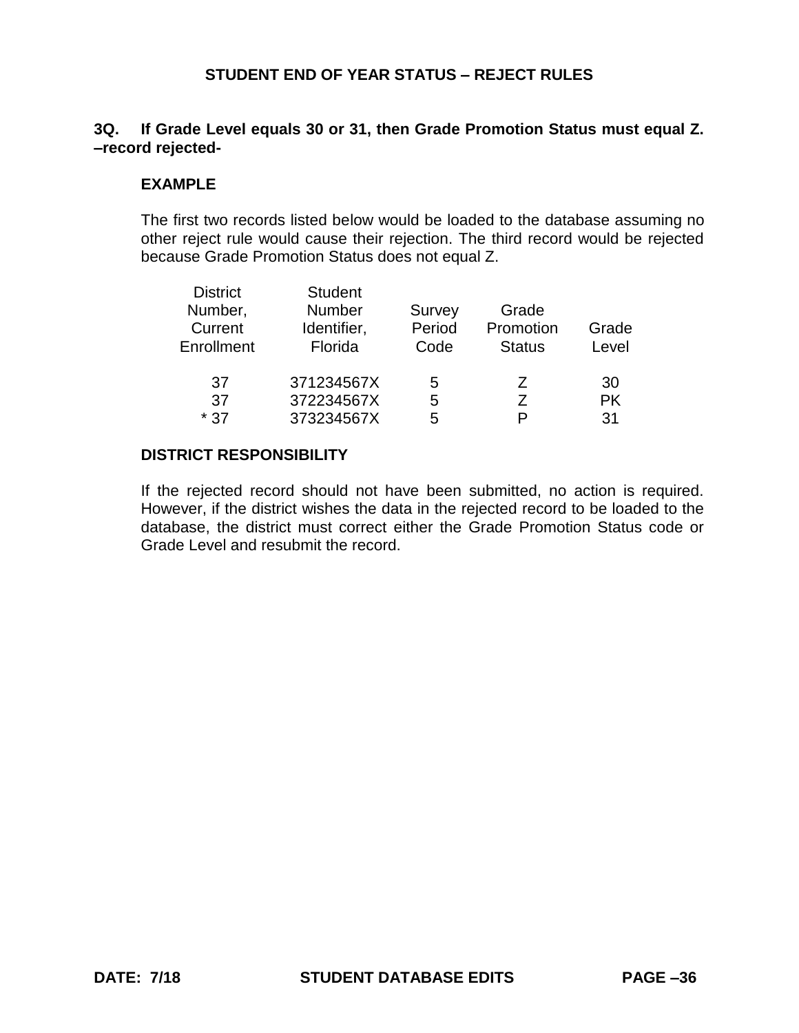**3Q. If Grade Level equals 30 or 31, then Grade Promotion Status must equal Z. –record rejected-**

**EXAMPLE**

The first two records listed below would be loaded to the database assuming no other reject rule would cause their rejection. The third record would be rejected because Grade Promotion Status does not equal Z.

| District Number, Current Enrollment | Student Number Identifier, Florida | Survey Period Code | Grade Promotion Status | Grade Level |
|---|---|---|---|---|
| 37 | 371234567X | 5 | Z | 30 |
| 37 | 372234567X | 5 | Z | PK |
| * 37 | 373234567X | 5 | P | 31 |

**DISTRICT RESPONSIBILITY**

If the rejected record should not have been submitted, no action is required. However, if the district wishes the data in the rejected record to be loaded to the database, the district must correct either the Grade Promotion Status code or Grade Level and resubmit the record.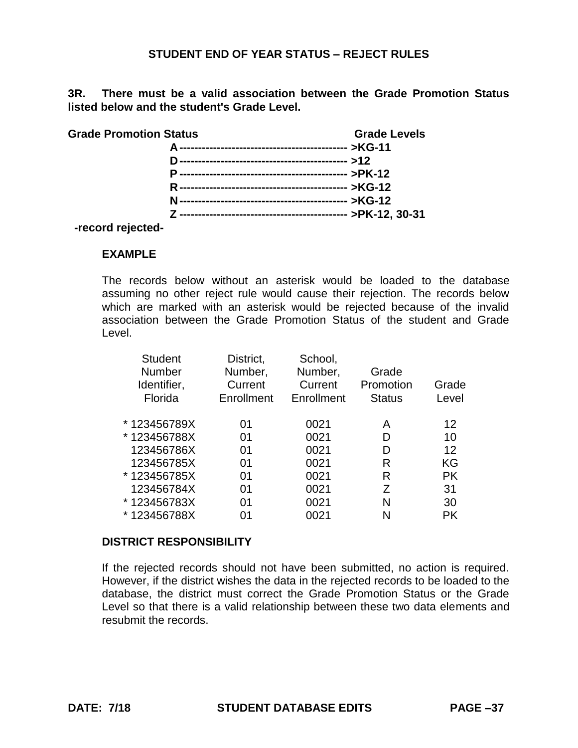## STUDENT END OF YEAR STATUS – REJECT RULES

**3R. There must be a valid association between the Grade Promotion Status listed below and the student's Grade Level.**

| Grade Promotion Status | Grade Levels |
|---|---|
| A | >KG-11 |
| D | >12 |
| P | >PK-12 |
| R | >KG-12 |
| N | >KG-12 |
| Z | >PK-12, 30-31 |

**-record rejected-**

### EXAMPLE

The records below without an asterisk would be loaded to the database assuming no other reject rule would cause their rejection. The records below which are marked with an asterisk would be rejected because of the invalid association between the Grade Promotion Status of the student and Grade Level.

| Student Number Identifier, Florida | District, Number, Current Enrollment | School, Number, Current Enrollment | Grade Promotion Status | Grade Level |
|---|---|---|---|---|
| * 123456789X | 01 | 0021 | A | 12 |
| * 123456788X | 01 | 0021 | D | 10 |
| 123456786X | 01 | 0021 | D | 12 |
| 123456785X | 01 | 0021 | R | KG |
| * 123456785X | 01 | 0021 | R | PK |
| 123456784X | 01 | 0021 | Z | 31 |
| * 123456783X | 01 | 0021 | N | 30 |
| * 123456788X | 01 | 0021 | N | PK |

### DISTRICT RESPONSIBILITY

If the rejected records should not have been submitted, no action is required. However, if the district wishes the data in the rejected records to be loaded to the database, the district must correct the Grade Promotion Status or the Grade Level so that there is a valid relationship between these two data elements and resubmit the records.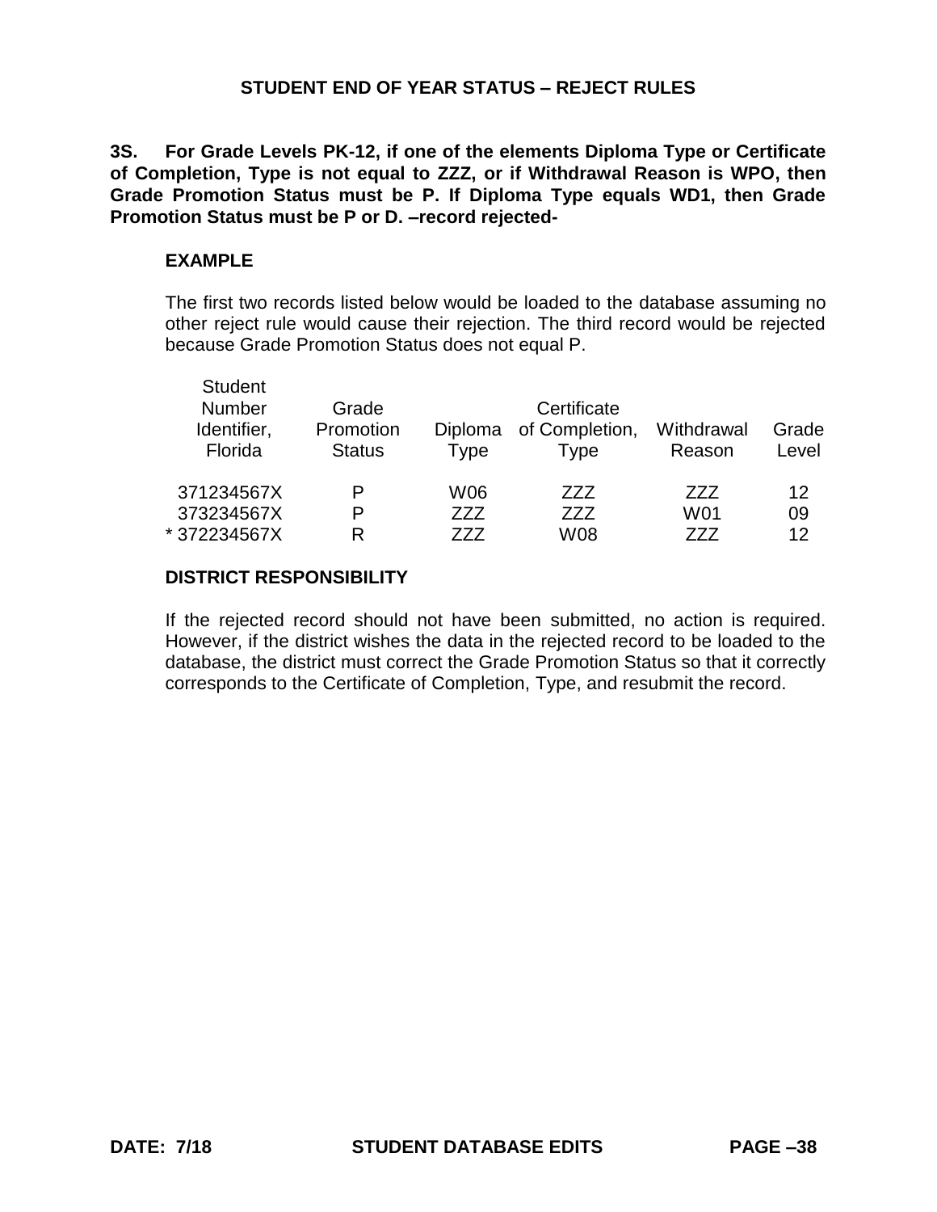## STUDENT END OF YEAR STATUS – REJECT RULES

**3S. For Grade Levels PK-12, if one of the elements Diploma Type or Certificate of Completion, Type is not equal to ZZZ, or if Withdrawal Reason is WPO, then Grade Promotion Status must be P. If Diploma Type equals WD1, then Grade Promotion Status must be P or D. –record rejected-**

### EXAMPLE

The first two records listed below would be loaded to the database assuming no other reject rule would cause their rejection. The third record would be rejected because Grade Promotion Status does not equal P.

| Student Number Identifier, Florida | Grade Promotion Status | Diploma Type | Certificate of Completion, Type | Withdrawal Reason | Grade Level |
|---|---|---|---|---|---|
| 371234567X | P | W06 | ZZZ | ZZZ | 12 |
| 373234567X | P | ZZZ | ZZZ | W01 | 09 |
| * 372234567X | R | ZZZ | W08 | ZZZ | 12 |

### DISTRICT RESPONSIBILITY

If the rejected record should not have been submitted, no action is required. However, if the district wishes the data in the rejected record to be loaded to the database, the district must correct the Grade Promotion Status so that it correctly corresponds to the Certificate of Completion, Type, and resubmit the record.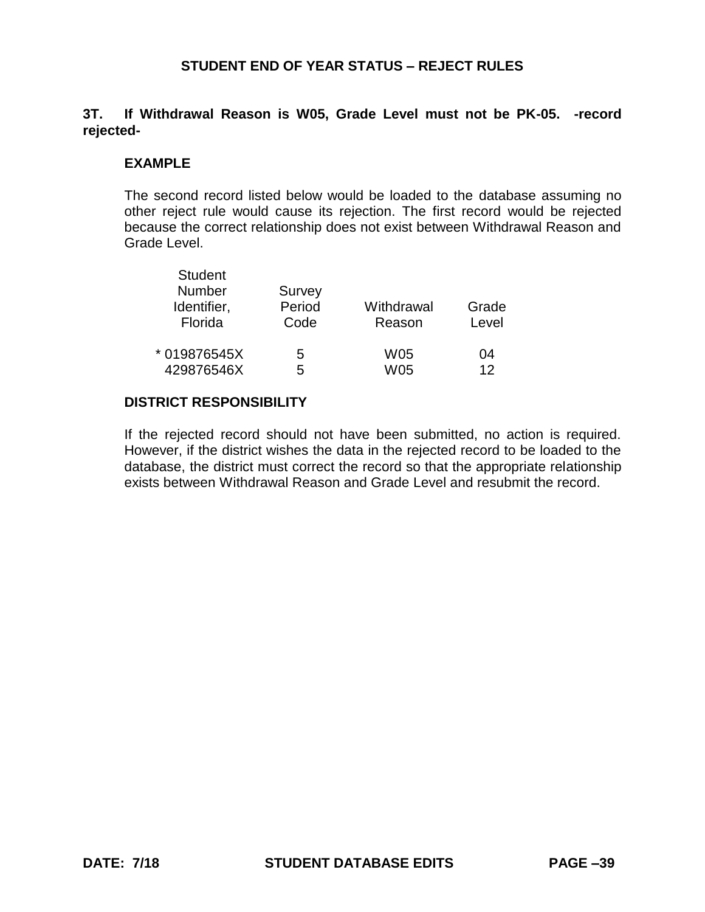## STUDENT END OF YEAR STATUS – REJECT RULES

**3T. If Withdrawal Reason is W05, Grade Level must not be PK-05. -record rejected-**

**EXAMPLE**

The second record listed below would be loaded to the database assuming no other reject rule would cause its rejection. The first record would be rejected because the correct relationship does not exist between Withdrawal Reason and Grade Level.

| Student Number Identifier, Florida | Survey Period Code | Withdrawal Reason | Grade Level |
|---|---|---|---|
| * 019876545X | 5 | W05 | 04 |
| 429876546X | 5 | W05 | 12 |

**DISTRICT RESPONSIBILITY**

If the rejected record should not have been submitted, no action is required. However, if the district wishes the data in the rejected record to be loaded to the database, the district must correct the record so that the appropriate relationship exists between Withdrawal Reason and Grade Level and resubmit the record.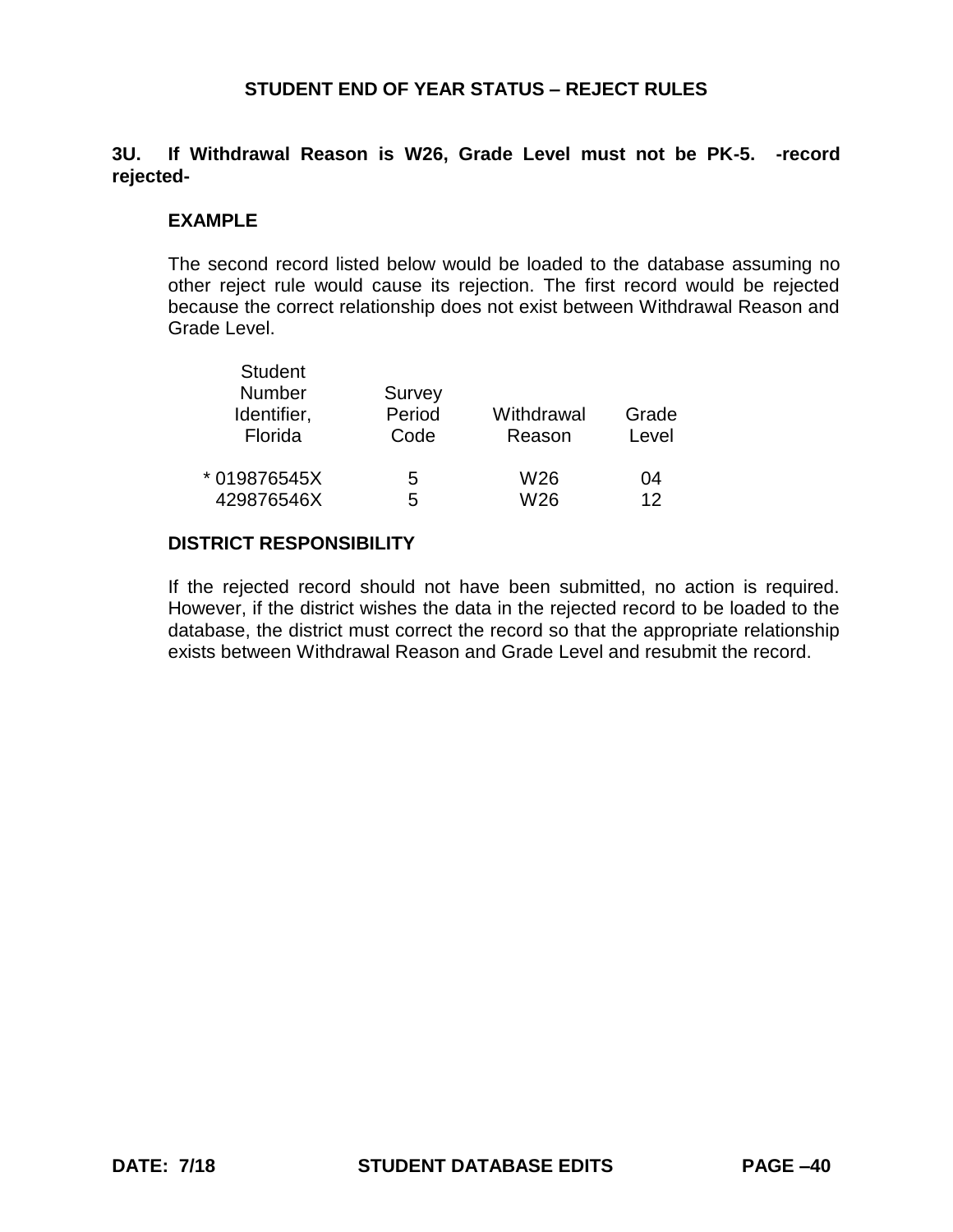## STUDENT END OF YEAR STATUS – REJECT RULES

**3U. If Withdrawal Reason is W26, Grade Level must not be PK-5. -record rejected-**

### EXAMPLE

The second record listed below would be loaded to the database assuming no other reject rule would cause its rejection. The first record would be rejected because the correct relationship does not exist between Withdrawal Reason and Grade Level.

| Student Number Identifier, Florida | Survey Period Code | Withdrawal Reason | Grade Level |
|---|---|---|---|
| * 019876545X | 5 | W26 | 04 |
| 429876546X | 5 | W26 | 12 |

### DISTRICT RESPONSIBILITY

If the rejected record should not have been submitted, no action is required. However, if the district wishes the data in the rejected record to be loaded to the database, the district must correct the record so that the appropriate relationship exists between Withdrawal Reason and Grade Level and resubmit the record.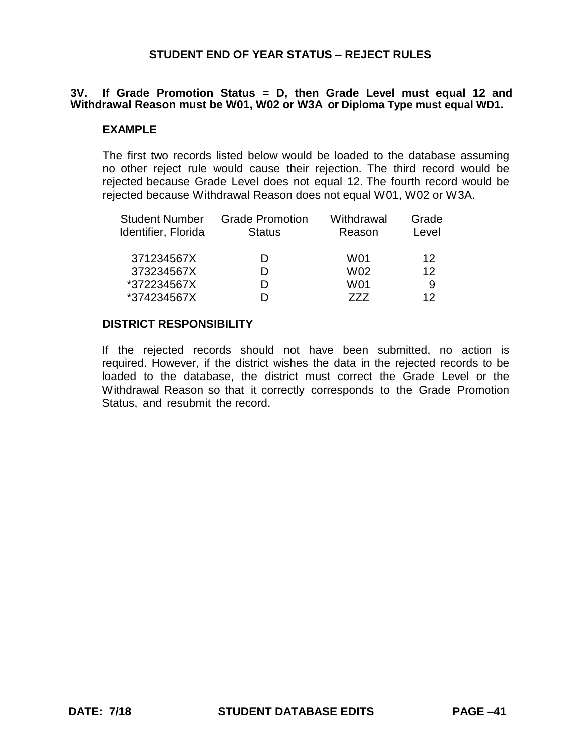# STUDENT END OF YEAR STATUS – REJECT RULES

**3V. If Grade Promotion Status = D, then Grade Level must equal 12 and Withdrawal Reason must be W01, W02 or W3A or Diploma Type must equal WD1.**

## EXAMPLE

The first two records listed below would be loaded to the database assuming no other reject rule would cause their rejection. The third record would be rejected because Grade Level does not equal 12. The fourth record would be rejected because Withdrawal Reason does not equal W01, W02 or W3A.

| Student Number Identifier, Florida | Grade Promotion Status | Withdrawal Reason | Grade Level |
|---|---|---|---|
| 371234567X | D | W01 | 12 |
| 373234567X | D | W02 | 12 |
| *372234567X | D | W01 | 9 |
| *374234567X | D | ZZZ | 12 |

## DISTRICT RESPONSIBILITY

If the rejected records should not have been submitted, no action is required. However, if the district wishes the data in the rejected records to be loaded to the database, the district must correct the Grade Level or the Withdrawal Reason so that it correctly corresponds to the Grade Promotion Status, and resubmit the record.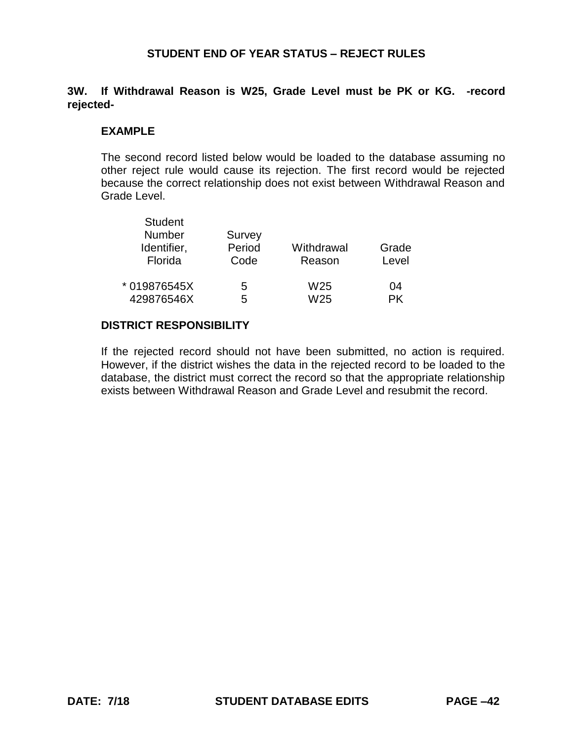## STUDENT END OF YEAR STATUS – REJECT RULES

**3W. If Withdrawal Reason is W25, Grade Level must be PK or KG. -record rejected-**

**EXAMPLE**

The second record listed below would be loaded to the database assuming no other reject rule would cause its rejection. The first record would be rejected because the correct relationship does not exist between Withdrawal Reason and Grade Level.

| Student Number Identifier, Florida | Survey Period Code | Withdrawal Reason | Grade Level |
|---|---|---|---|
| * 019876545X | 5 | W25 | 04 |
| 429876546X | 5 | W25 | PK |

**DISTRICT RESPONSIBILITY**

If the rejected record should not have been submitted, no action is required. However, if the district wishes the data in the rejected record to be loaded to the database, the district must correct the record so that the appropriate relationship exists between Withdrawal Reason and Grade Level and resubmit the record.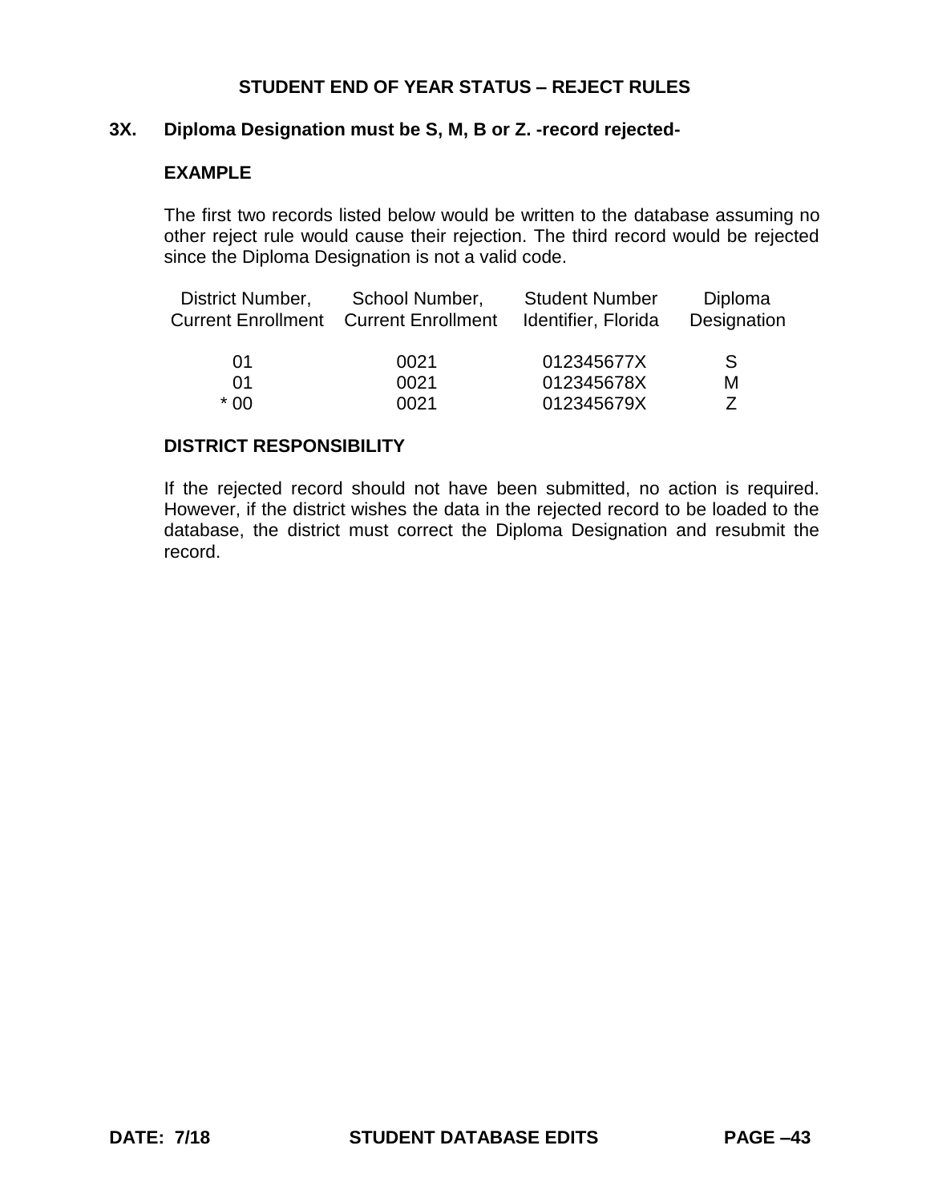# STUDENT END OF YEAR STATUS – REJECT RULES

## 3X. Diploma Designation must be S, M, B or Z. -record rejected-

### EXAMPLE

The first two records listed below would be written to the database assuming no other reject rule would cause their rejection. The third record would be rejected since the Diploma Designation is not a valid code.

| District Number, Current Enrollment | School Number, Current Enrollment | Student Number Identifier, Florida | Diploma Designation |
|---|---|---|---|
| 01 | 0021 | 012345677X | S |
| 01 | 0021 | 012345678X | M |
| * 00 | 0021 | 012345679X | Z |

### DISTRICT RESPONSIBILITY

If the rejected record should not have been submitted, no action is required. However, if the district wishes the data in the rejected record to be loaded to the database, the district must correct the Diploma Designation and resubmit the record.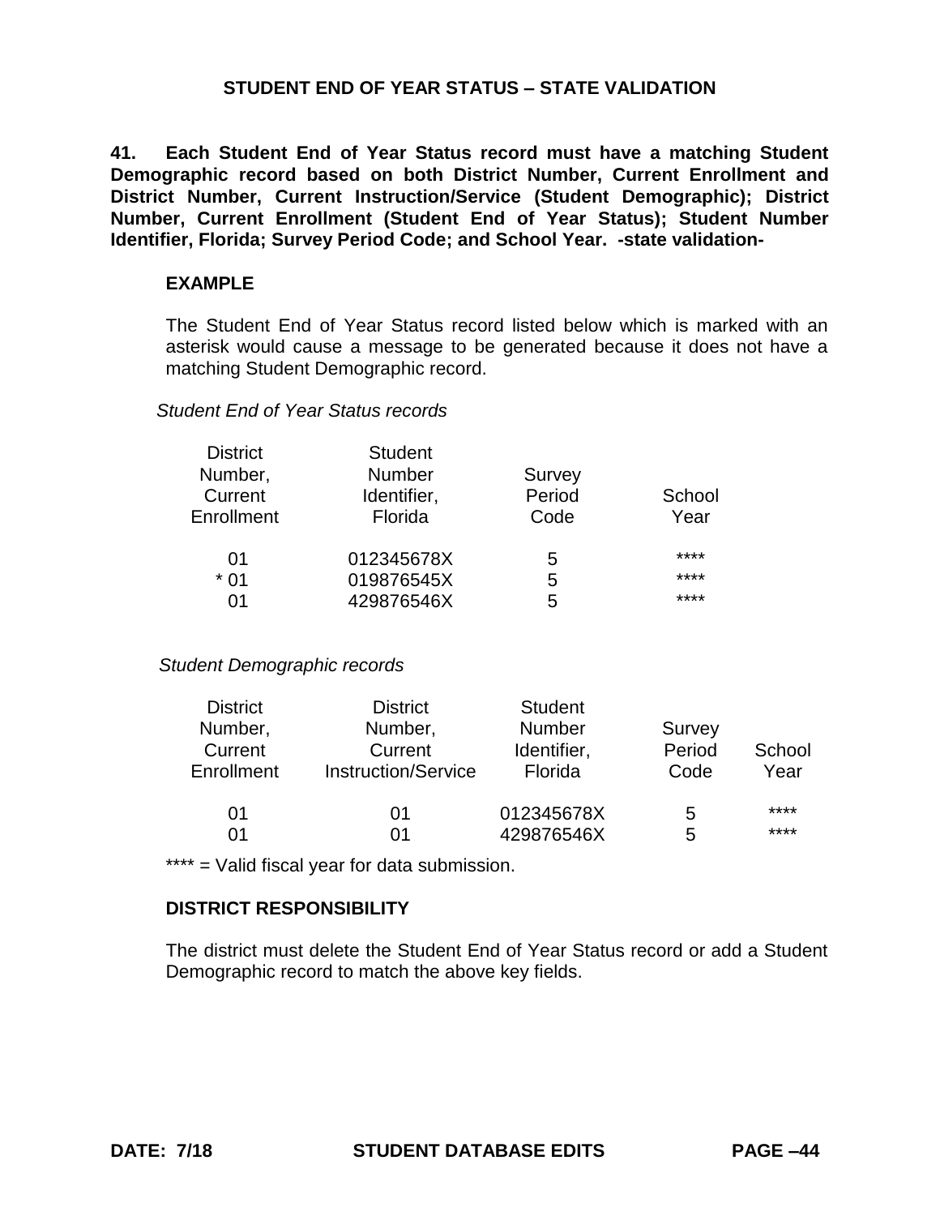## STUDENT END OF YEAR STATUS – STATE VALIDATION

**41. Each Student End of Year Status record must have a matching Student Demographic record based on both District Number, Current Enrollment and District Number, Current Instruction/Service (Student Demographic); District Number, Current Enrollment (Student End of Year Status); Student Number Identifier, Florida; Survey Period Code; and School Year. -state validation-**

### EXAMPLE

The Student End of Year Status record listed below which is marked with an asterisk would cause a message to be generated because it does not have a matching Student Demographic record.

*Student End of Year Status records*

| District Number, Current Enrollment | Student Number Identifier, Florida | Survey Period Code | School Year |
|---|---|---|---|
| 01 | 012345678X | 5 | **** |
| * 01 | 019876545X | 5 | **** |
| 01 | 429876546X | 5 | **** |

*Student Demographic records*

| District Number, Current Enrollment | District Number, Current Instruction/Service | Student Number Identifier, Florida | Survey Period Code | School Year |
|---|---|---|---|---|
| 01 | 01 | 012345678X | 5 | **** |
| 01 | 01 | 429876546X | 5 | **** |

**** = Valid fiscal year for data submission.

### DISTRICT RESPONSIBILITY

The district must delete the Student End of Year Status record or add a Student Demographic record to match the above key fields.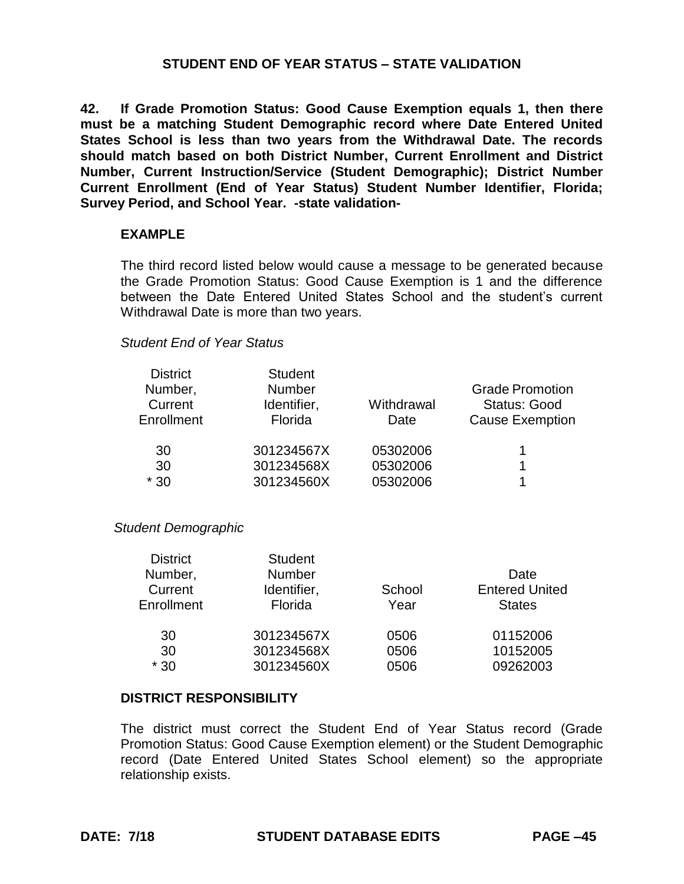## STUDENT END OF YEAR STATUS – STATE VALIDATION

**42. If Grade Promotion Status: Good Cause Exemption equals 1, then there must be a matching Student Demographic record where Date Entered United States School is less than two years from the Withdrawal Date. The records should match based on both District Number, Current Enrollment and District Number, Current Instruction/Service (Student Demographic); District Number Current Enrollment (End of Year Status) Student Number Identifier, Florida; Survey Period, and School Year. -state validation-**

### EXAMPLE

The third record listed below would cause a message to be generated because the Grade Promotion Status: Good Cause Exemption is 1 and the difference between the Date Entered United States School and the student's current Withdrawal Date is more than two years.

*Student End of Year Status*

| District Number, Current Enrollment | Student Number Identifier, Florida | Withdrawal Date | Grade Promotion Status: Good Cause Exemption |
|---|---|---|---|
| 30 | 301234567X | 05302006 | 1 |
| 30 | 301234568X | 05302006 | 1 |
| * 30 | 301234560X | 05302006 | 1 |

*Student Demographic*

| District Number, Current Enrollment | Student Number Identifier, Florida | School Year | Date Entered United States |
|---|---|---|---|
| 30 | 301234567X | 0506 | 01152006 |
| 30 | 301234568X | 0506 | 10152005 |
| * 30 | 301234560X | 0506 | 09262003 |

### DISTRICT RESPONSIBILITY

The district must correct the Student End of Year Status record (Grade Promotion Status: Good Cause Exemption element) or the Student Demographic record (Date Entered United States School element) so the appropriate relationship exists.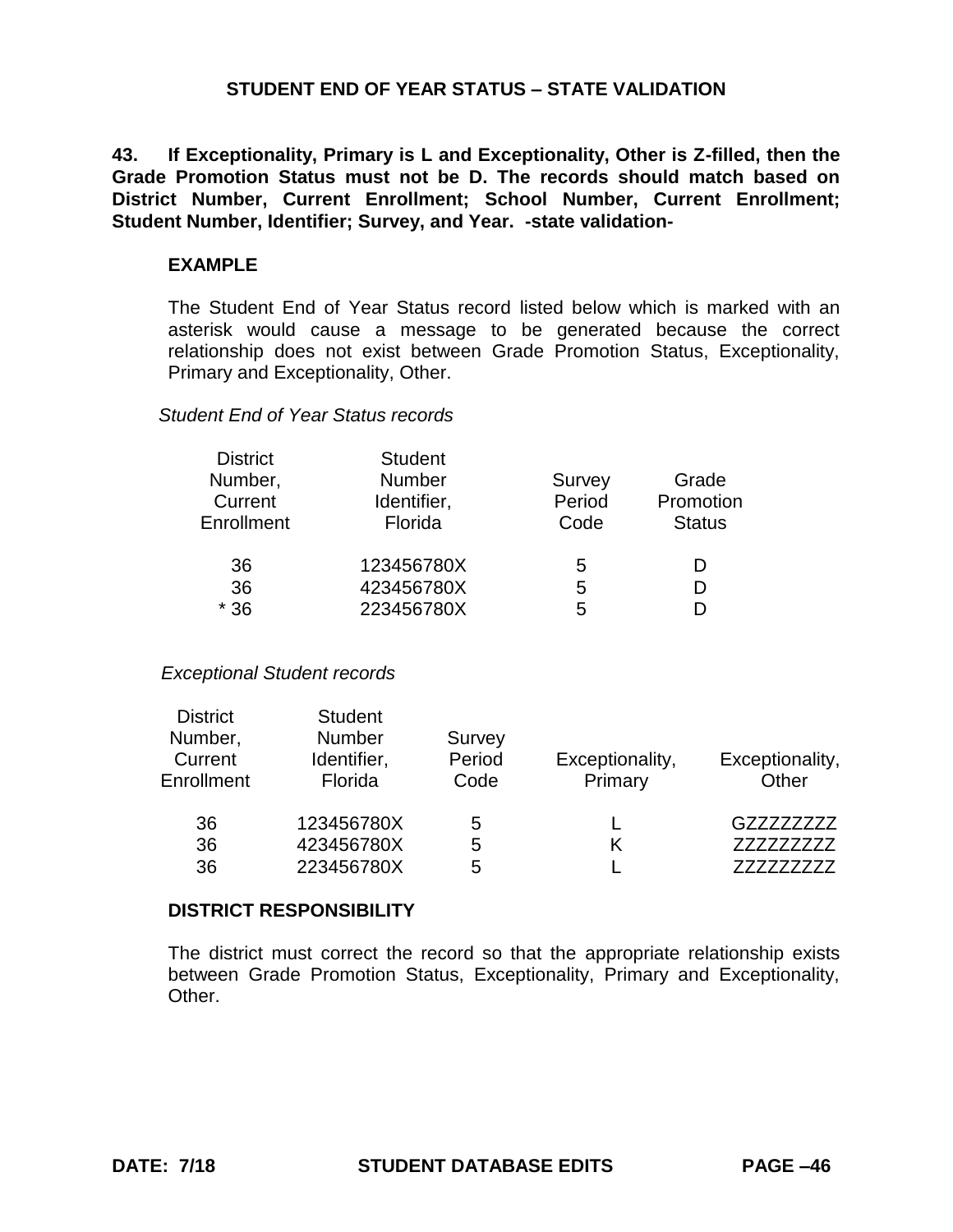## STUDENT END OF YEAR STATUS – STATE VALIDATION

**43. If Exceptionality, Primary is L and Exceptionality, Other is Z-filled, then the Grade Promotion Status must not be D. The records should match based on District Number, Current Enrollment; School Number, Current Enrollment; Student Number, Identifier; Survey, and Year. -state validation-**

**EXAMPLE**

The Student End of Year Status record listed below which is marked with an asterisk would cause a message to be generated because the correct relationship does not exist between Grade Promotion Status, Exceptionality, Primary and Exceptionality, Other.

*Student End of Year Status records*

| District Number, Current Enrollment | Student Number Identifier, Florida | Survey Period Code | Grade Promotion Status |
|---|---|---|---|
| 36 | 123456780X | 5 | D |
| 36 | 423456780X | 5 | D |
| * 36 | 223456780X | 5 | D |

*Exceptional Student records*

| District Number, Current Enrollment | Student Number Identifier, Florida | Survey Period Code | Exceptionality, Primary | Exceptionality, Other |
|---|---|---|---|---|
| 36 | 123456780X | 5 | L | GZZZZZZZZ |
| 36 | 423456780X | 5 | K | ZZZZZZZZZ |
| 36 | 223456780X | 5 | L | ZZZZZZZZZ |

**DISTRICT RESPONSIBILITY**

The district must correct the record so that the appropriate relationship exists between Grade Promotion Status, Exceptionality, Primary and Exceptionality, Other.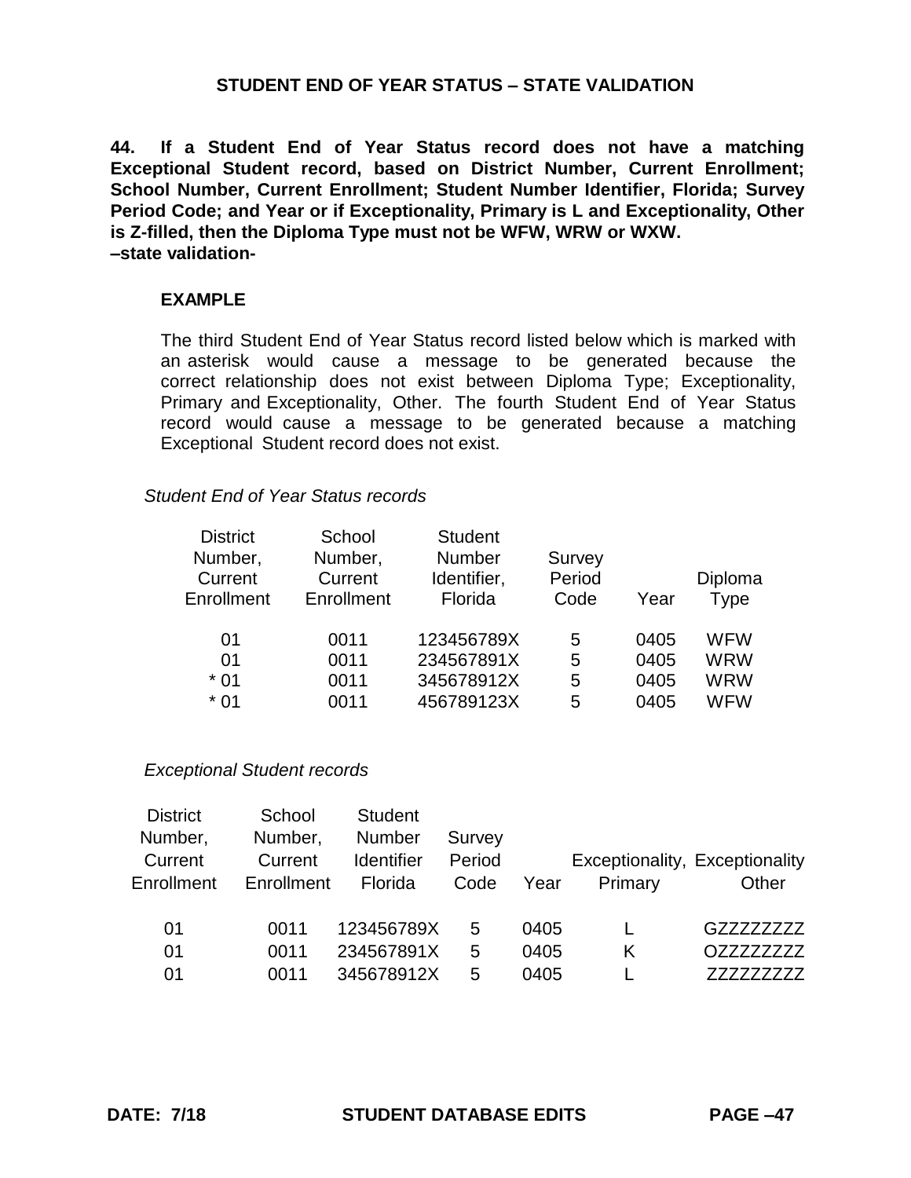## STUDENT END OF YEAR STATUS – STATE VALIDATION

**44. If a Student End of Year Status record does not have a matching Exceptional Student record, based on District Number, Current Enrollment; School Number, Current Enrollment; Student Number Identifier, Florida; Survey Period Code; and Year or if Exceptionality, Primary is L and Exceptionality, Other is Z-filled, then the Diploma Type must not be WFW, WRW or WXW.**
**–state validation-**

**EXAMPLE**

The third Student End of Year Status record listed below which is marked with an asterisk would cause a message to be generated because the correct relationship does not exist between Diploma Type; Exceptionality, Primary and Exceptionality, Other. The fourth Student End of Year Status record would cause a message to be generated because a matching Exceptional Student record does not exist.

*Student End of Year Status records*

| District Number, Current Enrollment | School Number, Current Enrollment | Student Number Identifier, Florida | Survey Period Code | Year | Diploma Type |
|---|---|---|---|---|---|
| 01 | 0011 | 123456789X | 5 | 0405 | WFW |
| 01 | 0011 | 234567891X | 5 | 0405 | WRW |
| * 01 | 0011 | 345678912X | 5 | 0405 | WRW |
| * 01 | 0011 | 456789123X | 5 | 0405 | WFW |

*Exceptional Student records*

| District Number, Current Enrollment | School Number, Current Enrollment | Student Number Identifier Florida | Survey Period Code | Year | Exceptionality, Primary | Exceptionality Other |
|---|---|---|---|---|---|---|
| 01 | 0011 | 123456789X | 5 | 0405 | L | GZZZZZZZZ |
| 01 | 0011 | 234567891X | 5 | 0405 | K | OZZZZZZZZ |
| 01 | 0011 | 345678912X | 5 | 0405 | L | ZZZZZZZZZ |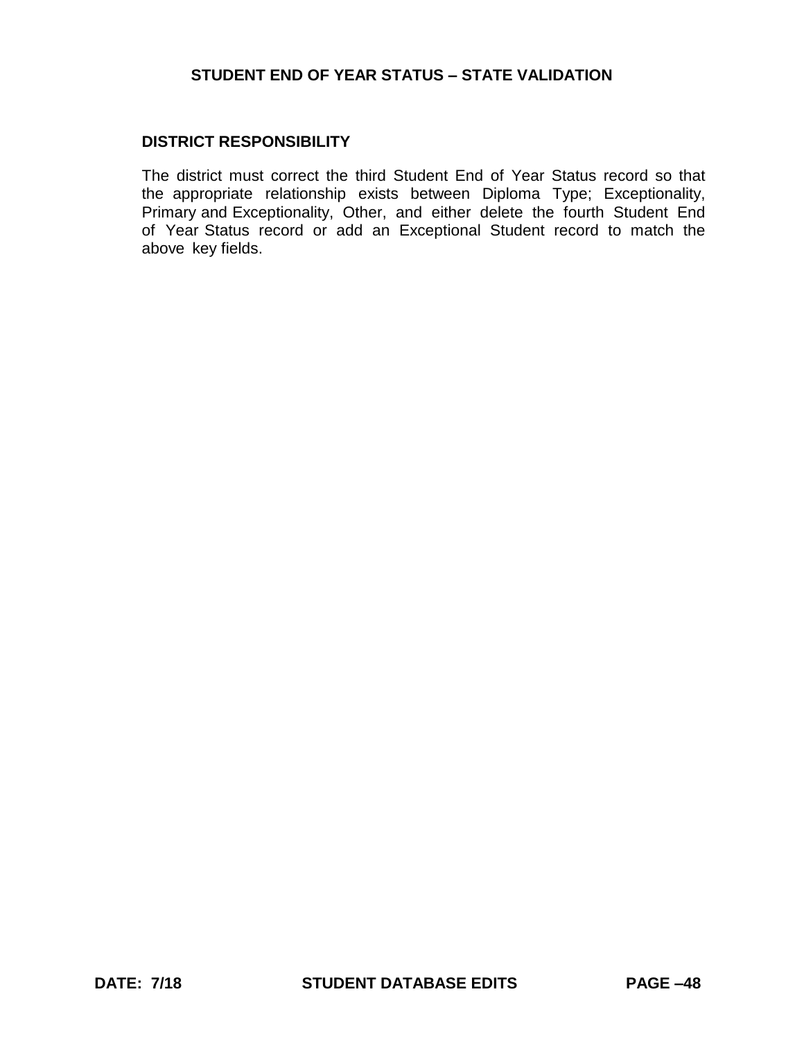**STUDENT END OF YEAR STATUS – STATE VALIDATION**

**DISTRICT RESPONSIBILITY**

The district must correct the third Student End of Year Status record so that the appropriate relationship exists between Diploma Type; Exceptionality, Primary and Exceptionality, Other, and either delete the fourth Student End of Year Status record or add an Exceptional Student record to match the above key fields.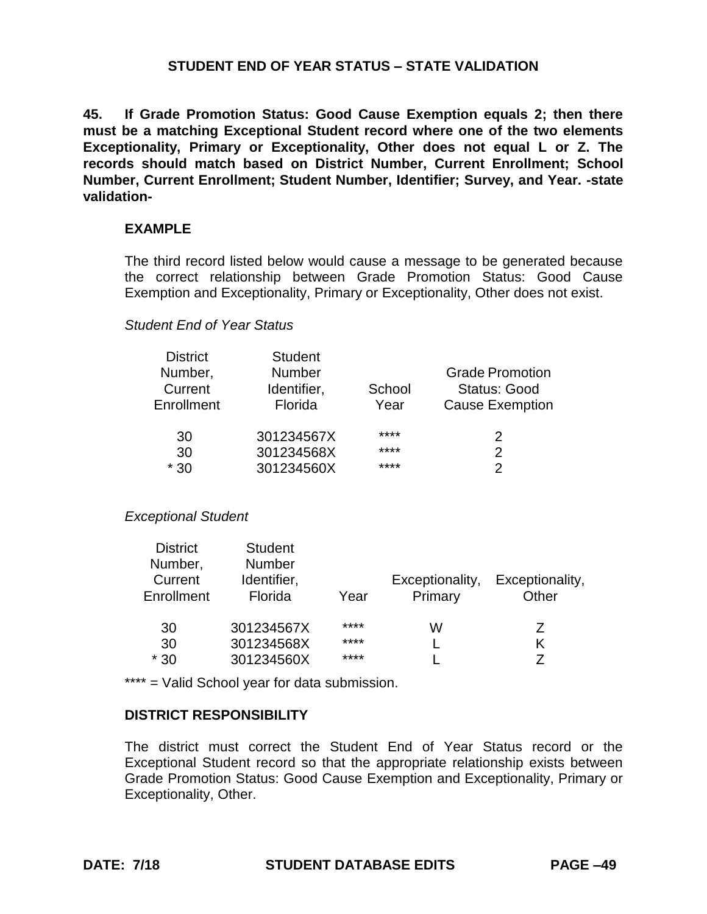## STUDENT END OF YEAR STATUS – STATE VALIDATION

**45. If Grade Promotion Status: Good Cause Exemption equals 2; then there must be a matching Exceptional Student record where one of the two elements Exceptionality, Primary or Exceptionality, Other does not equal L or Z. The records should match based on District Number, Current Enrollment; School Number, Current Enrollment; Student Number, Identifier; Survey, and Year. -state validation-**

### EXAMPLE

The third record listed below would cause a message to be generated because the correct relationship between Grade Promotion Status: Good Cause Exemption and Exceptionality, Primary or Exceptionality, Other does not exist.

*Student End of Year Status*

| District Number, Current Enrollment | Student Number Identifier, Florida | School Year | Grade Promotion Status: Good Cause Exemption |
|---|---|---|---|
| 30 | 301234567X | **** | 2 |
| 30 | 301234568X | **** | 2 |
| * 30 | 301234560X | **** | 2 |

*Exceptional Student*

| District Number, Current Enrollment | Student Number Identifier, Florida | Year | Exceptionality, Primary | Exceptionality, Other |
|---|---|---|---|---|
| 30 | 301234567X | **** | W | Z |
| 30 | 301234568X | **** | L | K |
| * 30 | 301234560X | **** | L | Z |

**** = Valid School year for data submission.

### DISTRICT RESPONSIBILITY

The district must correct the Student End of Year Status record or the Exceptional Student record so that the appropriate relationship exists between Grade Promotion Status: Good Cause Exemption and Exceptionality, Primary or Exceptionality, Other.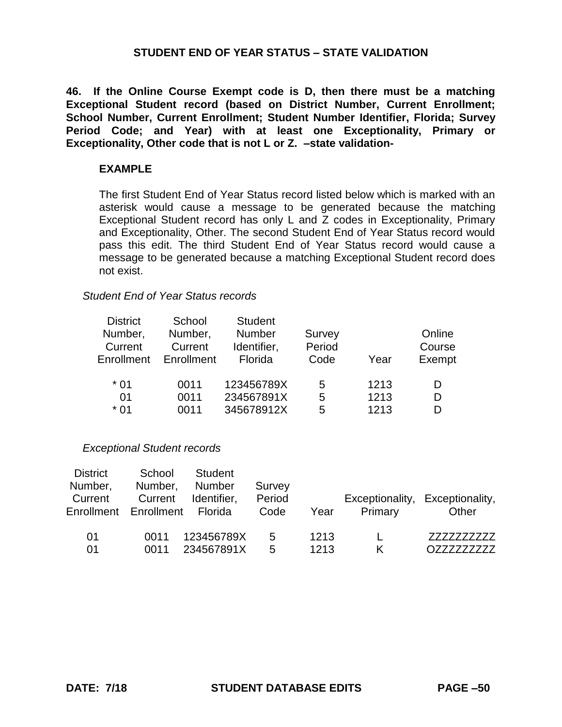## STUDENT END OF YEAR STATUS – STATE VALIDATION

**46. If the Online Course Exempt code is D, then there must be a matching Exceptional Student record (based on District Number, Current Enrollment; School Number, Current Enrollment; Student Number Identifier, Florida; Survey Period Code; and Year) with at least one Exceptionality, Primary or Exceptionality, Other code that is not L or Z. –state validation-**

**EXAMPLE**

The first Student End of Year Status record listed below which is marked with an asterisk would cause a message to be generated because the matching Exceptional Student record has only L and Z codes in Exceptionality, Primary and Exceptionality, Other. The second Student End of Year Status record would pass this edit. The third Student End of Year Status record would cause a message to be generated because a matching Exceptional Student record does not exist.

*Student End of Year Status records*

| District Number, Current Enrollment | School Number, Current Enrollment | Student Number Identifier, Florida | Survey Period Code | Year | Online Course Exempt |
|---|---|---|---|---|---|
| * 01 | 0011 | 123456789X | 5 | 1213 | D |
| 01 | 0011 | 234567891X | 5 | 1213 | D |
| * 01 | 0011 | 345678912X | 5 | 1213 | D |

*Exceptional Student records*

| District Number, Current Enrollment | School Number, Current Enrollment | Student Number Identifier, Florida | Survey Period Code | Year | Exceptionality, Primary | Exceptionality, Other |
|---|---|---|---|---|---|---|
| 01 | 0011 | 123456789X | 5 | 1213 | L | ZZZZZZZZZZ |
| 01 | 0011 | 234567891X | 5 | 1213 | K | OZZZZZZZZZ |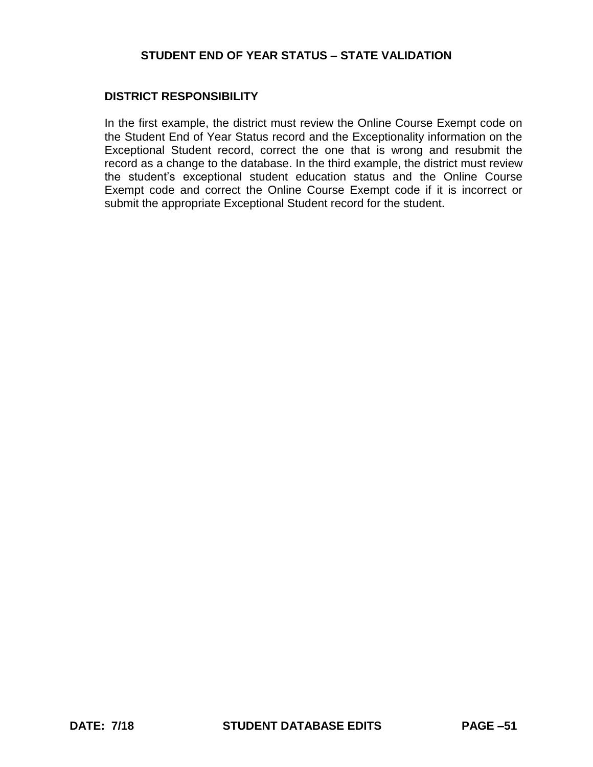**DISTRICT RESPONSIBILITY**

In the first example, the district must review the Online Course Exempt code on the Student End of Year Status record and the Exceptionality information on the Exceptional Student record, correct the one that is wrong and resubmit the record as a change to the database. In the third example, the district must review the student's exceptional student education status and the Online Course Exempt code and correct the Online Course Exempt code if it is incorrect or submit the appropriate Exceptional Student record for the student.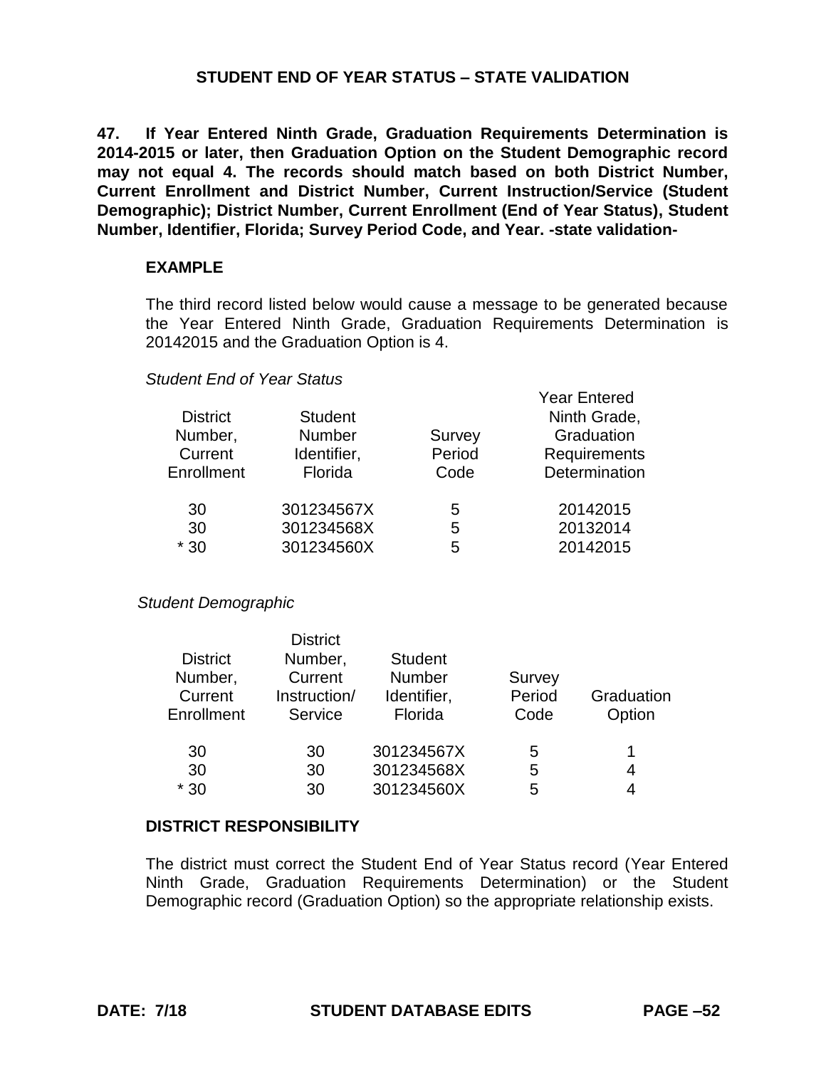## STUDENT END OF YEAR STATUS – STATE VALIDATION

**47. If Year Entered Ninth Grade, Graduation Requirements Determination is 2014-2015 or later, then Graduation Option on the Student Demographic record may not equal 4. The records should match based on both District Number, Current Enrollment and District Number, Current Instruction/Service (Student Demographic); District Number, Current Enrollment (End of Year Status), Student Number, Identifier, Florida; Survey Period Code, and Year. -state validation-**

### EXAMPLE

The third record listed below would cause a message to be generated because the Year Entered Ninth Grade, Graduation Requirements Determination is 20142015 and the Graduation Option is 4.

*Student End of Year Status*

| District Number, Current Enrollment | Student Number Identifier, Florida | Survey Period Code | Year Entered Ninth Grade, Graduation Requirements Determination |
|---|---|---|---|
| 30 | 301234567X | 5 | 20142015 |
| 30 | 301234568X | 5 | 20132014 |
| * 30 | 301234560X | 5 | 20142015 |

*Student Demographic*

| District Number, Current Enrollment | District Number, Current Instruction/ Service | Student Number Identifier, Florida | Survey Period Code | Graduation Option |
|---|---|---|---|---|
| 30 | 30 | 301234567X | 5 | 1 |
| 30 | 30 | 301234568X | 5 | 4 |
| * 30 | 30 | 301234560X | 5 | 4 |

### DISTRICT RESPONSIBILITY

The district must correct the Student End of Year Status record (Year Entered Ninth Grade, Graduation Requirements Determination) or the Student Demographic record (Graduation Option) so the appropriate relationship exists.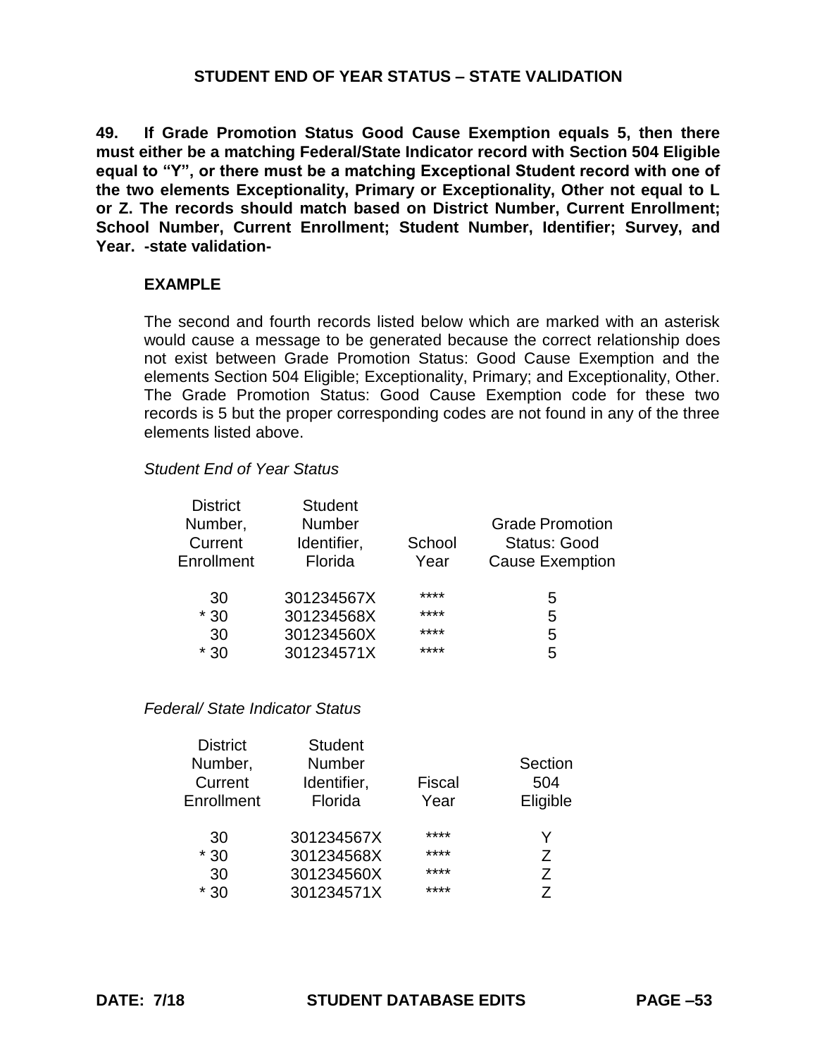## STUDENT END OF YEAR STATUS – STATE VALIDATION

**49. If Grade Promotion Status Good Cause Exemption equals 5, then there must either be a matching Federal/State Indicator record with Section 504 Eligible equal to "Y", or there must be a matching Exceptional Student record with one of the two elements Exceptionality, Primary or Exceptionality, Other not equal to L or Z. The records should match based on District Number, Current Enrollment; School Number, Current Enrollment; Student Number, Identifier; Survey, and Year. -state validation-**

**EXAMPLE**

The second and fourth records listed below which are marked with an asterisk would cause a message to be generated because the correct relationship does not exist between Grade Promotion Status: Good Cause Exemption and the elements Section 504 Eligible; Exceptionality, Primary; and Exceptionality, Other. The Grade Promotion Status: Good Cause Exemption code for these two records is 5 but the proper corresponding codes are not found in any of the three elements listed above.

*Student End of Year Status*

| District Number, Current Enrollment | Student Number Identifier, Florida | School Year | Grade Promotion Status: Good Cause Exemption |
|---|---|---|---|
| 30 | 301234567X | **** | 5 |
| * 30 | 301234568X | **** | 5 |
| 30 | 301234560X | **** | 5 |
| * 30 | 301234571X | **** | 5 |

*Federal/ State Indicator Status*

| District Number, Current Enrollment | Student Number Identifier, Florida | Fiscal Year | Section 504 Eligible |
|---|---|---|---|
| 30 | 301234567X | **** | Y |
| * 30 | 301234568X | **** | Z |
| 30 | 301234560X | **** | Z |
| * 30 | 301234571X | **** | Z |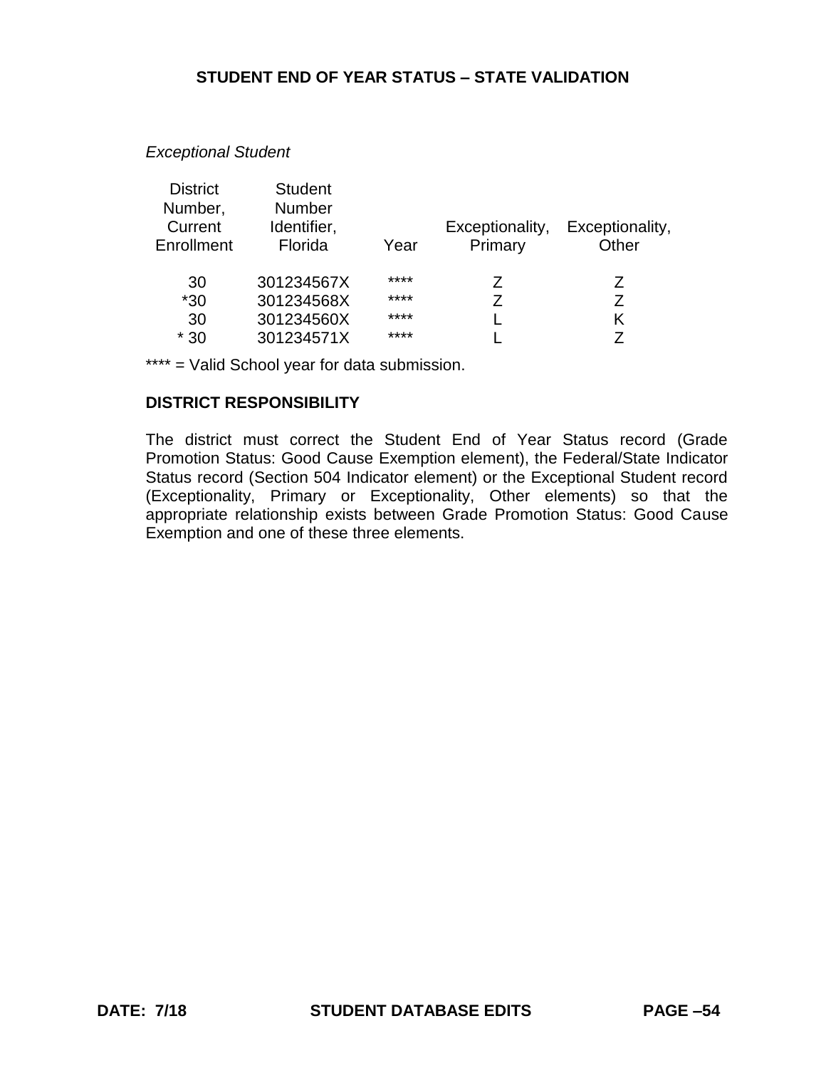### STUDENT END OF YEAR STATUS – STATE VALIDATION

*Exceptional Student*

| District Number, Current Enrollment | Student Number Identifier, Florida | Year | Exceptionality, Primary | Exceptionality, Other |
|---|---|---|---|---|
| 30 | 301234567X | **** | Z | Z |
| *30 | 301234568X | **** | Z | Z |
| 30 | 301234560X | **** | L | K |
| * 30 | 301234571X | **** | L | Z |

**** = Valid School year for data submission.

**DISTRICT RESPONSIBILITY**

The district must correct the Student End of Year Status record (Grade Promotion Status: Good Cause Exemption element), the Federal/State Indicator Status record (Section 504 Indicator element) or the Exceptional Student record (Exceptionality, Primary or Exceptionality, Other elements) so that the appropriate relationship exists between Grade Promotion Status: Good Cause Exemption and one of these three elements.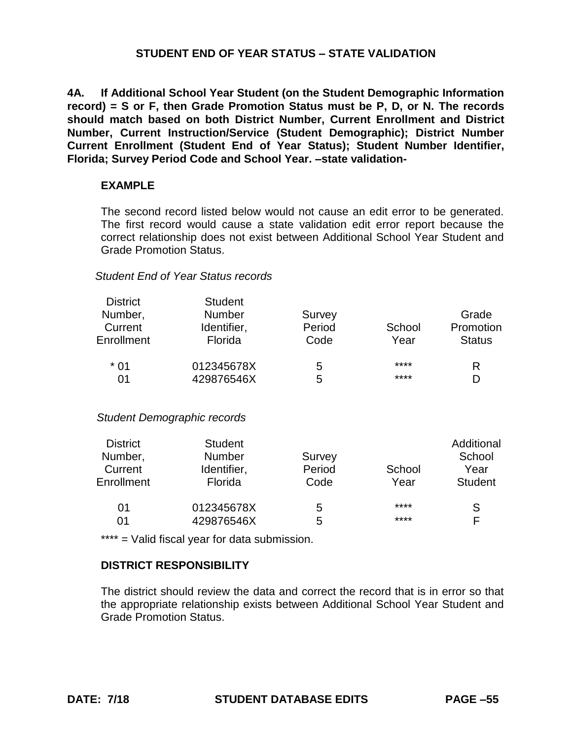## STUDENT END OF YEAR STATUS – STATE VALIDATION

**4A. If Additional School Year Student (on the Student Demographic Information record) = S or F, then Grade Promotion Status must be P, D, or N. The records should match based on both District Number, Current Enrollment and District Number, Current Instruction/Service (Student Demographic); District Number Current Enrollment (Student End of Year Status); Student Number Identifier, Florida; Survey Period Code and School Year. –state validation-**

**EXAMPLE**

The second record listed below would not cause an edit error to be generated. The first record would cause a state validation edit error report because the correct relationship does not exist between Additional School Year Student and Grade Promotion Status.

*Student End of Year Status records*

| District Number, Current Enrollment | Student Number Identifier, Florida | Survey Period Code | School Year | Grade Promotion Status |
|---|---|---|---|---|
| * 01 | 012345678X | 5 | **** | R |
| 01 | 429876546X | 5 | **** | D |

*Student Demographic records*

| District Number, Current Enrollment | Student Number Identifier, Florida | Survey Period Code | School Year | Additional School Year Student |
|---|---|---|---|---|
| 01 | 012345678X | 5 | **** | S |
| 01 | 429876546X | 5 | **** | F |

**** = Valid fiscal year for data submission.

**DISTRICT RESPONSIBILITY**

The district should review the data and correct the record that is in error so that the appropriate relationship exists between Additional School Year Student and Grade Promotion Status.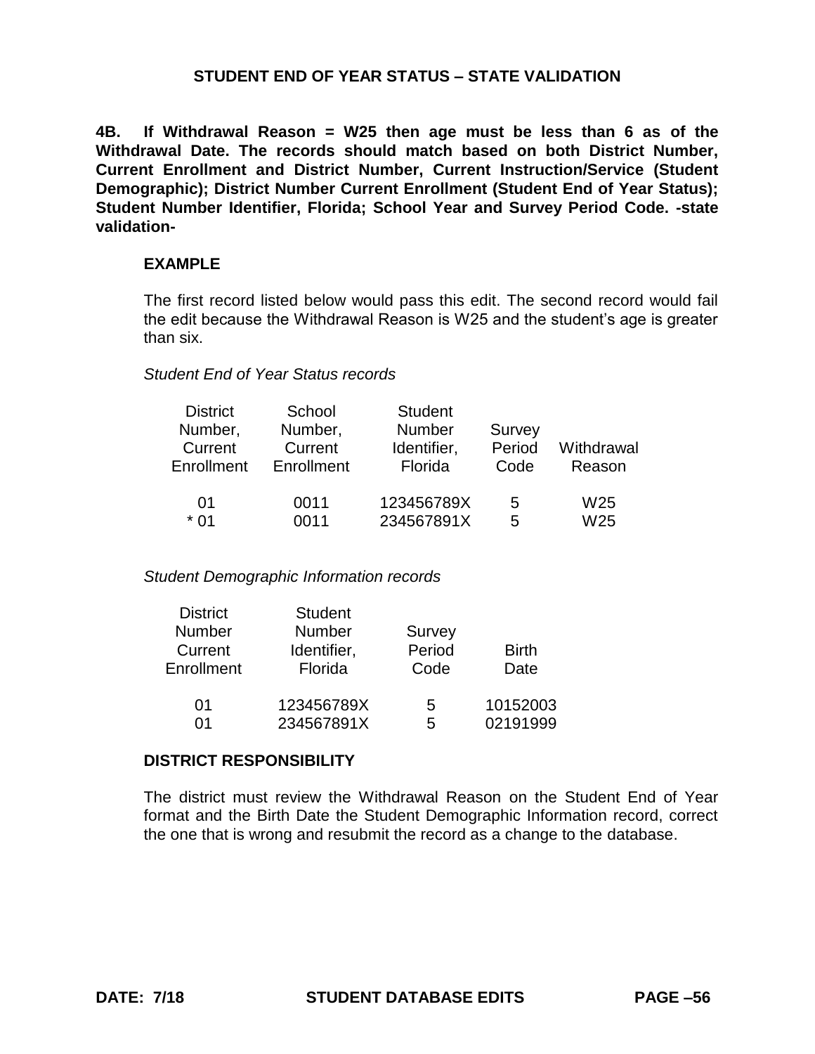## STUDENT END OF YEAR STATUS – STATE VALIDATION

**4B. If Withdrawal Reason = W25 then age must be less than 6 as of the Withdrawal Date. The records should match based on both District Number, Current Enrollment and District Number, Current Instruction/Service (Student Demographic); District Number Current Enrollment (Student End of Year Status); Student Number Identifier, Florida; School Year and Survey Period Code. -state validation-**

### EXAMPLE

The first record listed below would pass this edit. The second record would fail the edit because the Withdrawal Reason is W25 and the student's age is greater than six.

*Student End of Year Status records*

| District Number, Current Enrollment | School Number, Current Enrollment | Student Number Identifier, Florida | Survey Period Code | Withdrawal Reason |
|---|---|---|---|---|
| 01 | 0011 | 123456789X | 5 | W25 |
| * 01 | 0011 | 234567891X | 5 | W25 |

*Student Demographic Information records*

| District Number Current Enrollment | Student Number Identifier, Florida | Survey Period Code | Birth Date |
|---|---|---|---|
| 01 | 123456789X | 5 | 10152003 |
| 01 | 234567891X | 5 | 02191999 |

### DISTRICT RESPONSIBILITY

The district must review the Withdrawal Reason on the Student End of Year format and the Birth Date the Student Demographic Information record, correct the one that is wrong and resubmit the record as a change to the database.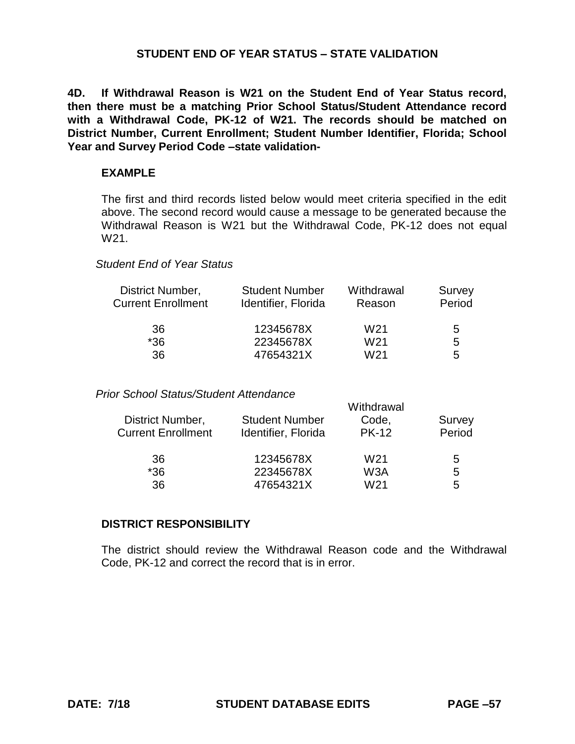## STUDENT END OF YEAR STATUS – STATE VALIDATION

**4D. If Withdrawal Reason is W21 on the Student End of Year Status record, then there must be a matching Prior School Status/Student Attendance record with a Withdrawal Code, PK-12 of W21. The records should be matched on District Number, Current Enrollment; Student Number Identifier, Florida; School Year and Survey Period Code –state validation-**

**EXAMPLE**

The first and third records listed below would meet criteria specified in the edit above. The second record would cause a message to be generated because the Withdrawal Reason is W21 but the Withdrawal Code, PK-12 does not equal W21.

*Student End of Year Status*

| District Number, Current Enrollment | Student Number Identifier, Florida | Withdrawal Reason | Survey Period |
|---|---|---|---|
| 36 | 12345678X | W21 | 5 |
| *36 | 22345678X | W21 | 5 |
| 36 | 47654321X | W21 | 5 |

*Prior School Status/Student Attendance*

| District Number, Current Enrollment | Student Number Identifier, Florida | Withdrawal Code, PK-12 | Survey Period |
|---|---|---|---|
| 36 | 12345678X | W21 | 5 |
| *36 | 22345678X | W3A | 5 |
| 36 | 47654321X | W21 | 5 |

**DISTRICT RESPONSIBILITY**

The district should review the Withdrawal Reason code and the Withdrawal Code, PK-12 and correct the record that is in error.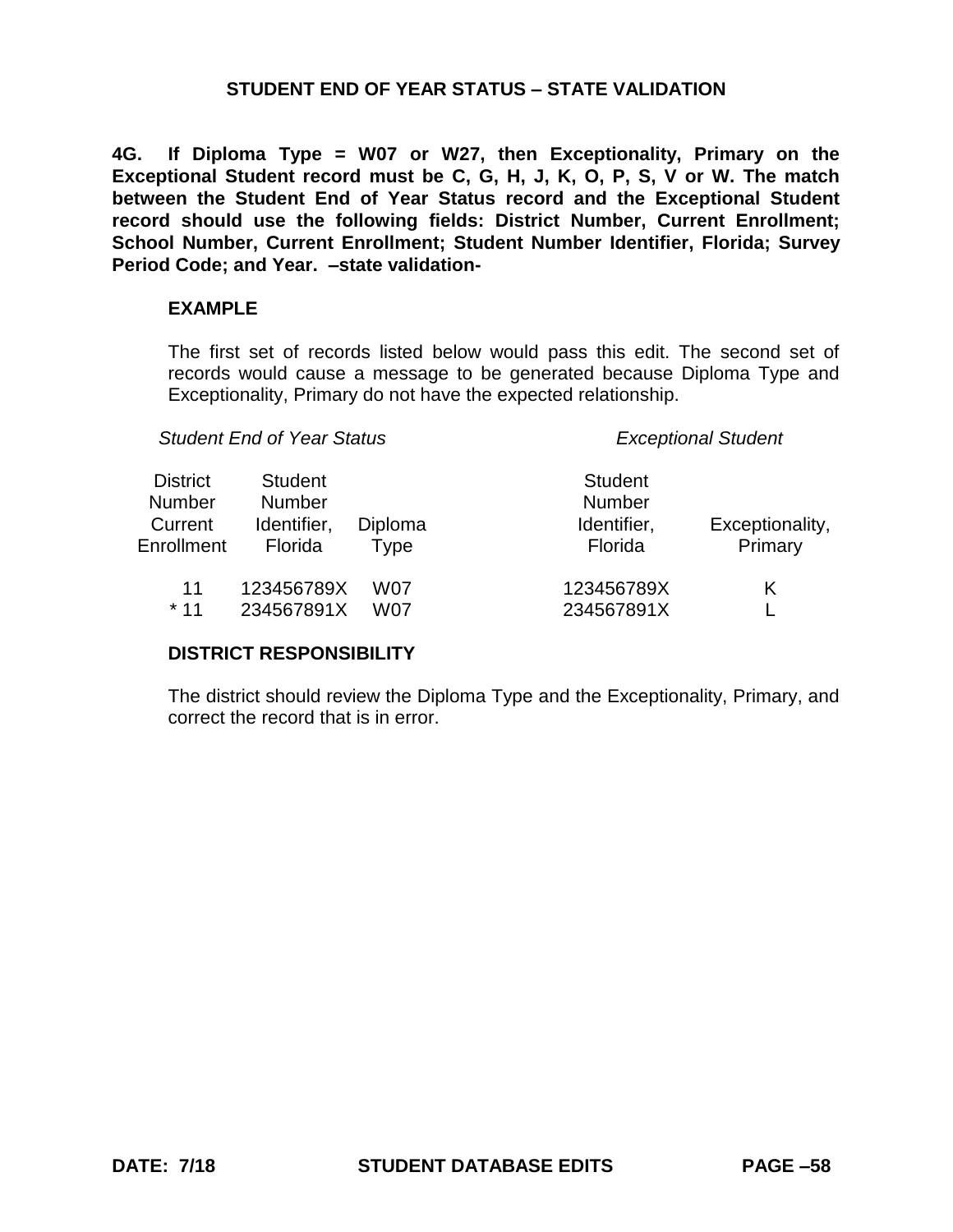## STUDENT END OF YEAR STATUS – STATE VALIDATION

**4G. If Diploma Type = W07 or W27, then Exceptionality, Primary on the Exceptional Student record must be C, G, H, J, K, O, P, S, V or W. The match between the Student End of Year Status record and the Exceptional Student record should use the following fields: District Number, Current Enrollment; School Number, Current Enrollment; Student Number Identifier, Florida; Survey Period Code; and Year. –state validation-**

**EXAMPLE**

The first set of records listed below would pass this edit. The second set of records would cause a message to be generated because Diploma Type and Exceptionality, Primary do not have the expected relationship.

| *Student End of Year Status* | | | *Exceptional Student* | |
|---|---|---|---|---|
| District Number Current Enrollment | Student Number Identifier, Florida | Diploma Type | Student Number Identifier, Florida | Exceptionality, Primary |
| 11 | 123456789X | W07 | 123456789X | K |
| * 11 | 234567891X | W07 | 234567891X | L |

**DISTRICT RESPONSIBILITY**

The district should review the Diploma Type and the Exceptionality, Primary, and correct the record that is in error.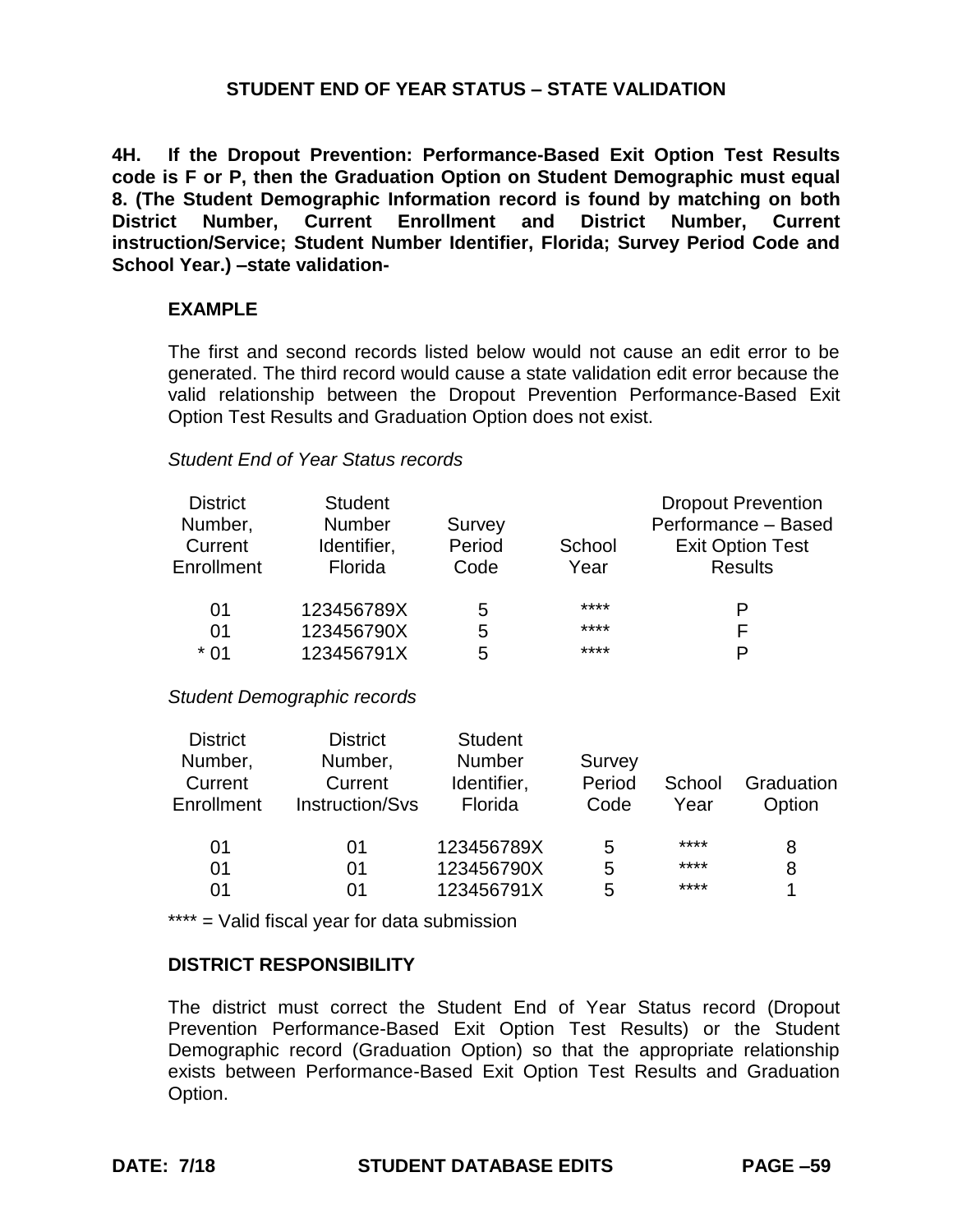# STUDENT END OF YEAR STATUS – STATE VALIDATION

**4H. If the Dropout Prevention: Performance-Based Exit Option Test Results code is F or P, then the Graduation Option on Student Demographic must equal 8. (The Student Demographic Information record is found by matching on both District Number, Current Enrollment and District Number, Current instruction/Service; Student Number Identifier, Florida; Survey Period Code and School Year.) –state validation-**

**EXAMPLE**

The first and second records listed below would not cause an edit error to be generated. The third record would cause a state validation edit error because the valid relationship between the Dropout Prevention Performance-Based Exit Option Test Results and Graduation Option does not exist.

*Student End of Year Status records*

| District Number, Current Enrollment | Student Number Identifier, Florida | Survey Period Code | School Year | Dropout Prevention Performance – Based Exit Option Test Results |
|---|---|---|---|---|
| 01 | 123456789X | 5 | **** | P |
| 01 | 123456790X | 5 | **** | F |
| * 01 | 123456791X | 5 | **** | P |

*Student Demographic records*

| District Number, Current Enrollment | District Number, Current Instruction/Svs | Student Number Identifier, Florida | Survey Period Code | School Year | Graduation Option |
|---|---|---|---|---|---|
| 01 | 01 | 123456789X | 5 | **** | 8 |
| 01 | 01 | 123456790X | 5 | **** | 8 |
| 01 | 01 | 123456791X | 5 | **** | 1 |

**** = Valid fiscal year for data submission

**DISTRICT RESPONSIBILITY**

The district must correct the Student End of Year Status record (Dropout Prevention Performance-Based Exit Option Test Results) or the Student Demographic record (Graduation Option) so that the appropriate relationship exists between Performance-Based Exit Option Test Results and Graduation Option.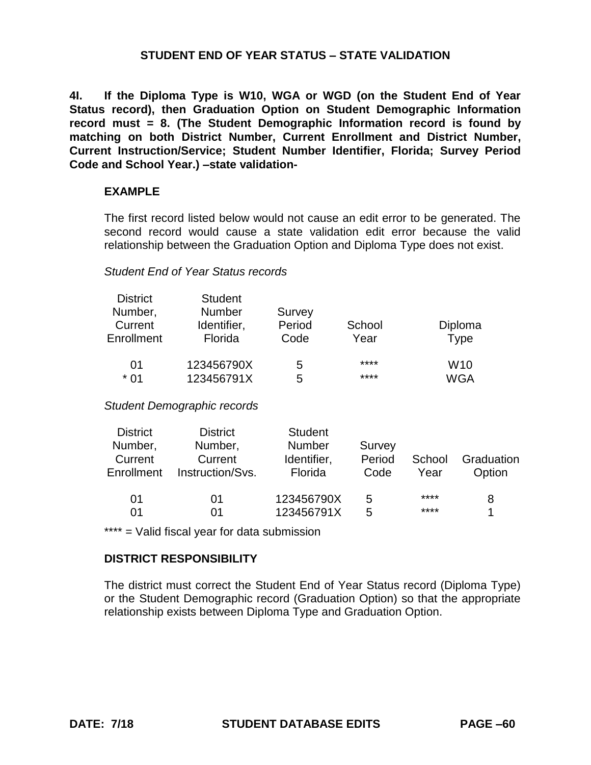## STUDENT END OF YEAR STATUS – STATE VALIDATION

**4I. If the Diploma Type is W10, WGA or WGD (on the Student End of Year Status record), then Graduation Option on Student Demographic Information record must = 8. (The Student Demographic Information record is found by matching on both District Number, Current Enrollment and District Number, Current Instruction/Service; Student Number Identifier, Florida; Survey Period Code and School Year.) –state validation-**

### EXAMPLE

The first record listed below would not cause an edit error to be generated. The second record would cause a state validation edit error because the valid relationship between the Graduation Option and Diploma Type does not exist.

*Student End of Year Status records*

| District Number, Current Enrollment | Student Number Identifier, Florida | Survey Period Code | School Year | Diploma Type |
|---|---|---|---|---|
| 01 | 123456790X | 5 | **** | W10 |
| * 01 | 123456791X | 5 | **** | WGA |

*Student Demographic records*

| District Number, Current Enrollment | District Number, Current Instruction/Svs. | Student Number Identifier, Florida | Survey Period Code | School Year | Graduation Option |
|---|---|---|---|---|---|
| 01 | 01 | 123456790X | 5 | **** | 8 |
| 01 | 01 | 123456791X | 5 | **** | 1 |

**** = Valid fiscal year for data submission

### DISTRICT RESPONSIBILITY

The district must correct the Student End of Year Status record (Diploma Type) or the Student Demographic record (Graduation Option) so that the appropriate relationship exists between Diploma Type and Graduation Option.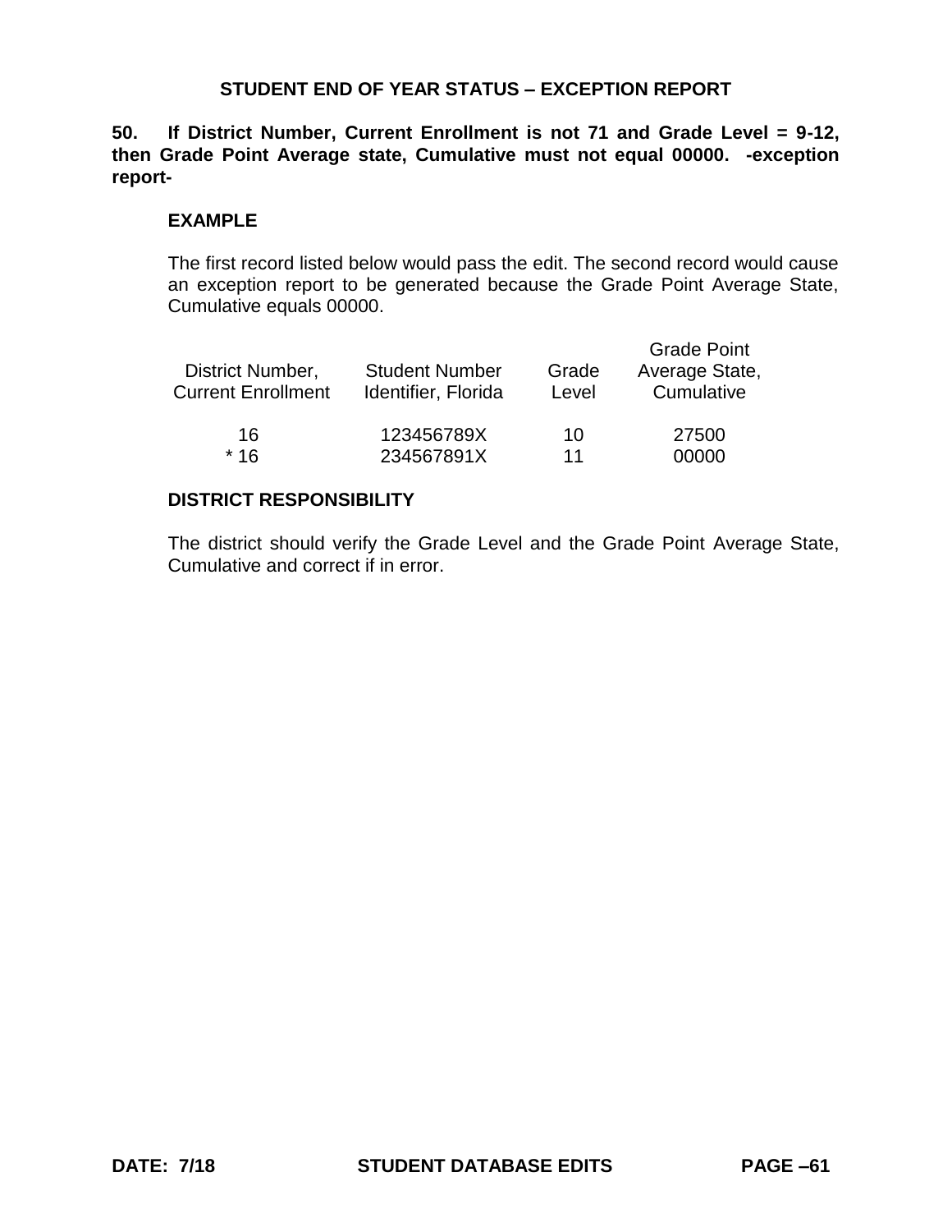## STUDENT END OF YEAR STATUS – EXCEPTION REPORT

**50. If District Number, Current Enrollment is not 71 and Grade Level = 9-12, then Grade Point Average state, Cumulative must not equal 00000. -exception report-**

### EXAMPLE

The first record listed below would pass the edit. The second record would cause an exception report to be generated because the Grade Point Average State, Cumulative equals 00000.

| District Number, Current Enrollment | Student Number Identifier, Florida | Grade Level | Grade Point Average State, Cumulative |
|---|---|---|---|
| 16 | 123456789X | 10 | 27500 |
| * 16 | 234567891X | 11 | 00000 |

### DISTRICT RESPONSIBILITY

The district should verify the Grade Level and the Grade Point Average State, Cumulative and correct if in error.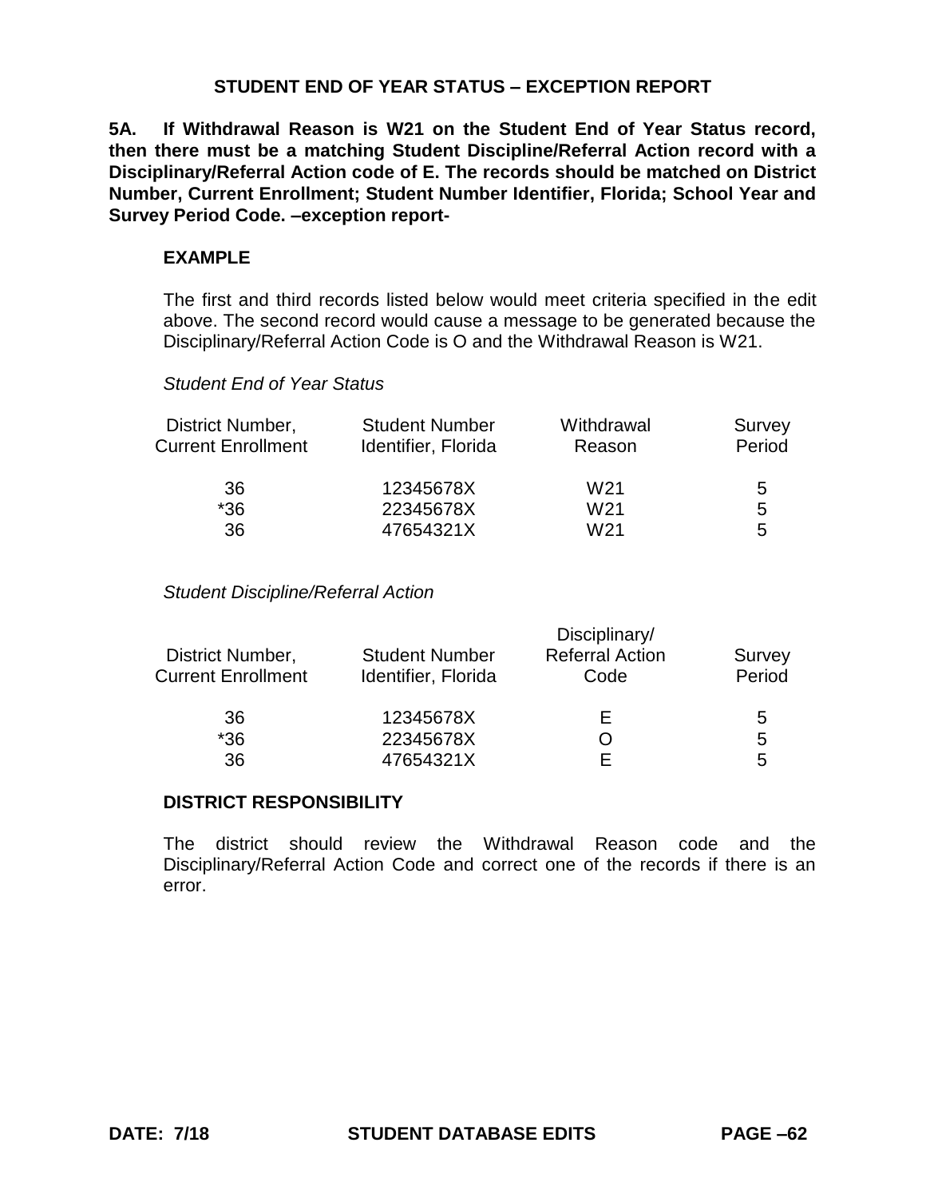## STUDENT END OF YEAR STATUS – EXCEPTION REPORT

**5A. If Withdrawal Reason is W21 on the Student End of Year Status record, then there must be a matching Student Discipline/Referral Action record with a Disciplinary/Referral Action code of E. The records should be matched on District Number, Current Enrollment; Student Number Identifier, Florida; School Year and Survey Period Code. –exception report-**

### EXAMPLE

The first and third records listed below would meet criteria specified in the edit above. The second record would cause a message to be generated because the Disciplinary/Referral Action Code is O and the Withdrawal Reason is W21.

*Student End of Year Status*

| District Number, Current Enrollment | Student Number Identifier, Florida | Withdrawal Reason | Survey Period |
|---|---|---|---|
| 36 | 12345678X | W21 | 5 |
| *36 | 22345678X | W21 | 5 |
| 36 | 47654321X | W21 | 5 |

*Student Discipline/Referral Action*

| District Number, Current Enrollment | Student Number Identifier, Florida | Disciplinary/ Referral Action Code | Survey Period |
|---|---|---|---|
| 36 | 12345678X | E | 5 |
| *36 | 22345678X | O | 5 |
| 36 | 47654321X | E | 5 |

### DISTRICT RESPONSIBILITY

The district should review the Withdrawal Reason code and the Disciplinary/Referral Action Code and correct one of the records if there is an error.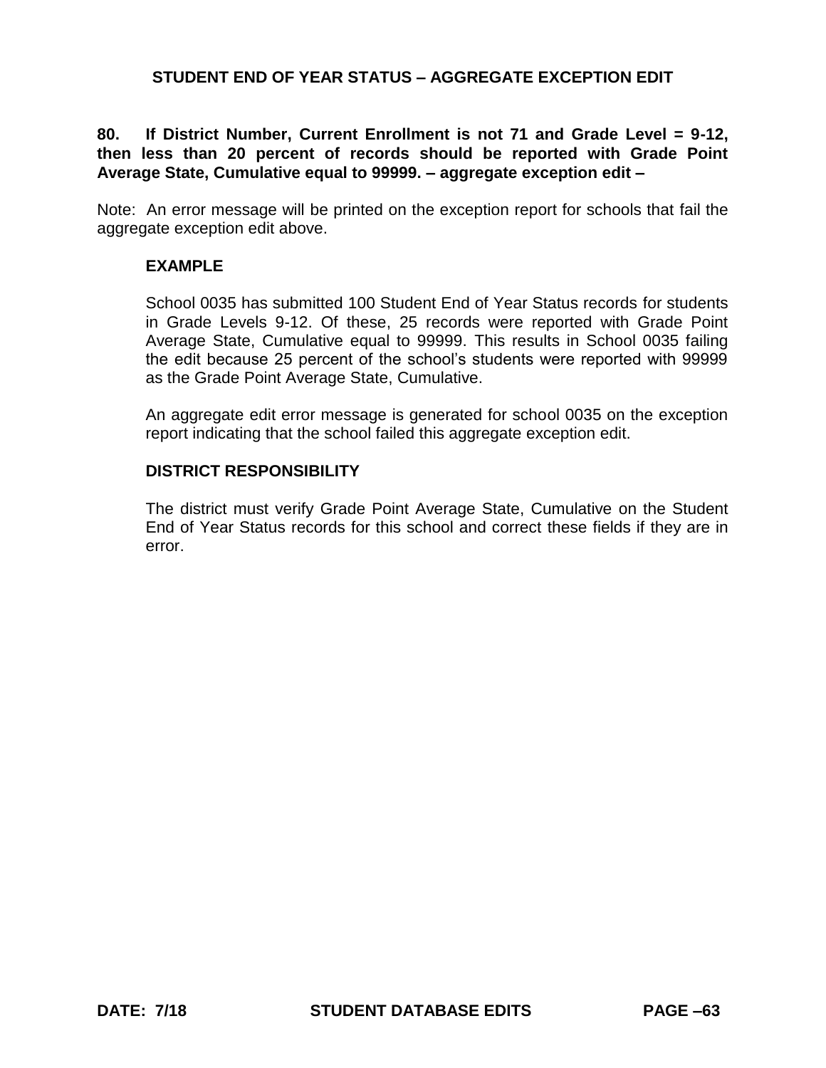## STUDENT END OF YEAR STATUS – AGGREGATE EXCEPTION EDIT

**80. If District Number, Current Enrollment is not 71 and Grade Level = 9-12, then less than 20 percent of records should be reported with Grade Point Average State, Cumulative equal to 99999. – aggregate exception edit –**

Note: An error message will be printed on the exception report for schools that fail the aggregate exception edit above.

### EXAMPLE

School 0035 has submitted 100 Student End of Year Status records for students in Grade Levels 9-12. Of these, 25 records were reported with Grade Point Average State, Cumulative equal to 99999. This results in School 0035 failing the edit because 25 percent of the school's students were reported with 99999 as the Grade Point Average State, Cumulative.

An aggregate edit error message is generated for school 0035 on the exception report indicating that the school failed this aggregate exception edit.

### DISTRICT RESPONSIBILITY

The district must verify Grade Point Average State, Cumulative on the Student End of Year Status records for this school and correct these fields if they are in error.